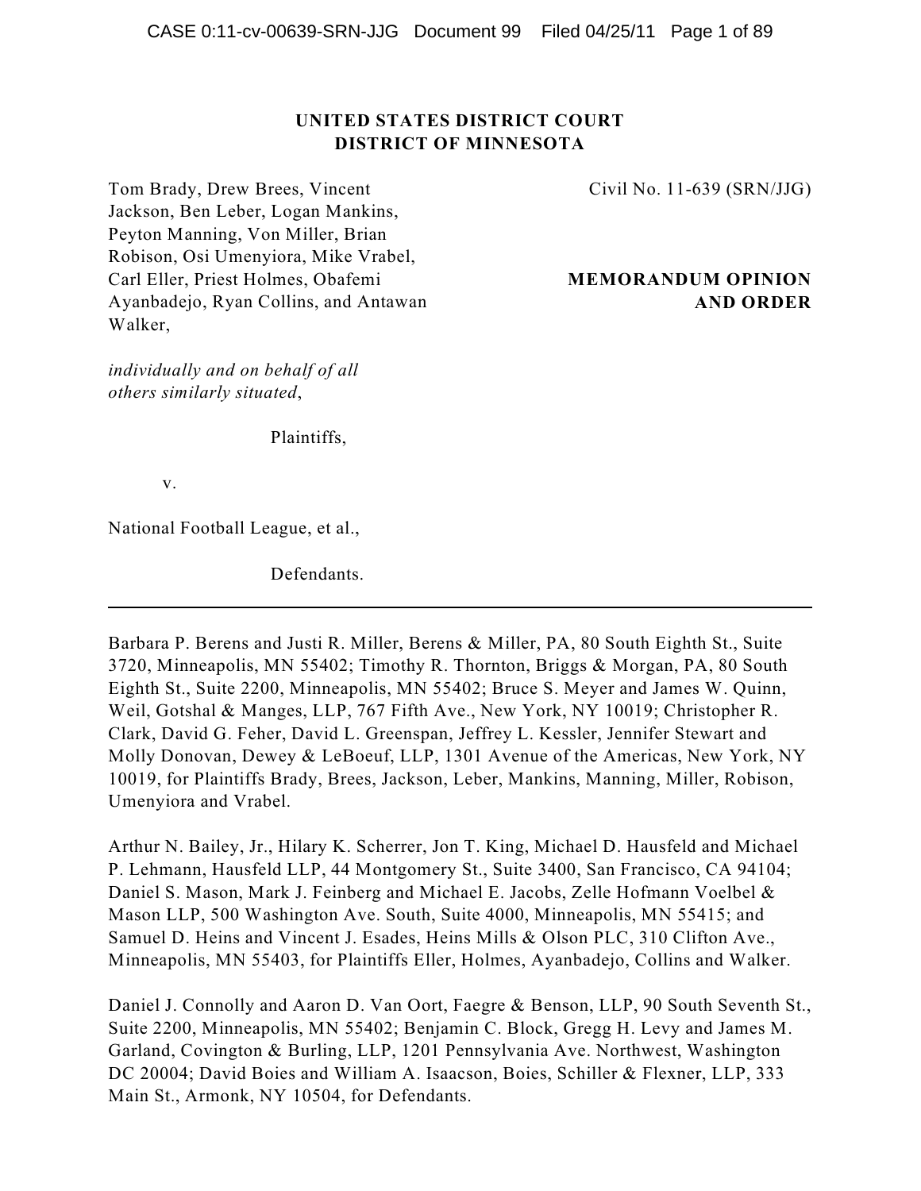**UNITED STATES DISTRICT COURT**
**DISTRICT OF MINNESOTA**

Tom Brady, Drew Brees, Vincent Jackson, Ben Leber, Logan Mankins, Peyton Manning, Von Miller, Brian Robison, Osi Umenyiora, Mike Vrabel, Carl Eller, Priest Holmes, Obafemi Ayanbadejo, Ryan Collins, and Antawan Walker,

*individually and on behalf of all others similarly situated*,

Plaintiffs,

v.

National Football League, et al.,

Defendants.

Civil No. 11-639 (SRN/JJG)

**MEMORANDUM OPINION AND ORDER**

---

Barbara P. Berens and Justi R. Miller, Berens & Miller, PA, 80 South Eighth St., Suite 3720, Minneapolis, MN 55402; Timothy R. Thornton, Briggs & Morgan, PA, 80 South Eighth St., Suite 2200, Minneapolis, MN 55402; Bruce S. Meyer and James W. Quinn, Weil, Gotshal & Manges, LLP, 767 Fifth Ave., New York, NY 10019; Christopher R. Clark, David G. Feher, David L. Greenspan, Jeffrey L. Kessler, Jennifer Stewart and Molly Donovan, Dewey & LeBoeuf, LLP, 1301 Avenue of the Americas, New York, NY 10019, for Plaintiffs Brady, Brees, Jackson, Leber, Mankins, Manning, Miller, Robison, Umenyiora and Vrabel.

Arthur N. Bailey, Jr., Hilary K. Scherrer, Jon T. King, Michael D. Hausfeld and Michael P. Lehmann, Hausfeld LLP, 44 Montgomery St., Suite 3400, San Francisco, CA 94104; Daniel S. Mason, Mark J. Feinberg and Michael E. Jacobs, Zelle Hofmann Voelbel & Mason LLP, 500 Washington Ave. South, Suite 4000, Minneapolis, MN 55415; and Samuel D. Heins and Vincent J. Esades, Heins Mills & Olson PLC, 310 Clifton Ave., Minneapolis, MN 55403, for Plaintiffs Eller, Holmes, Ayanbadejo, Collins and Walker.

Daniel J. Connolly and Aaron D. Van Oort, Faegre & Benson, LLP, 90 South Seventh St., Suite 2200, Minneapolis, MN 55402; Benjamin C. Block, Gregg H. Levy and James M. Garland, Covington & Burling, LLP, 1201 Pennsylvania Ave. Northwest, Washington DC 20004; David Boies and William A. Isaacson, Boies, Schiller & Flexner, LLP, 333 Main St., Armonk, NY 10504, for Defendants.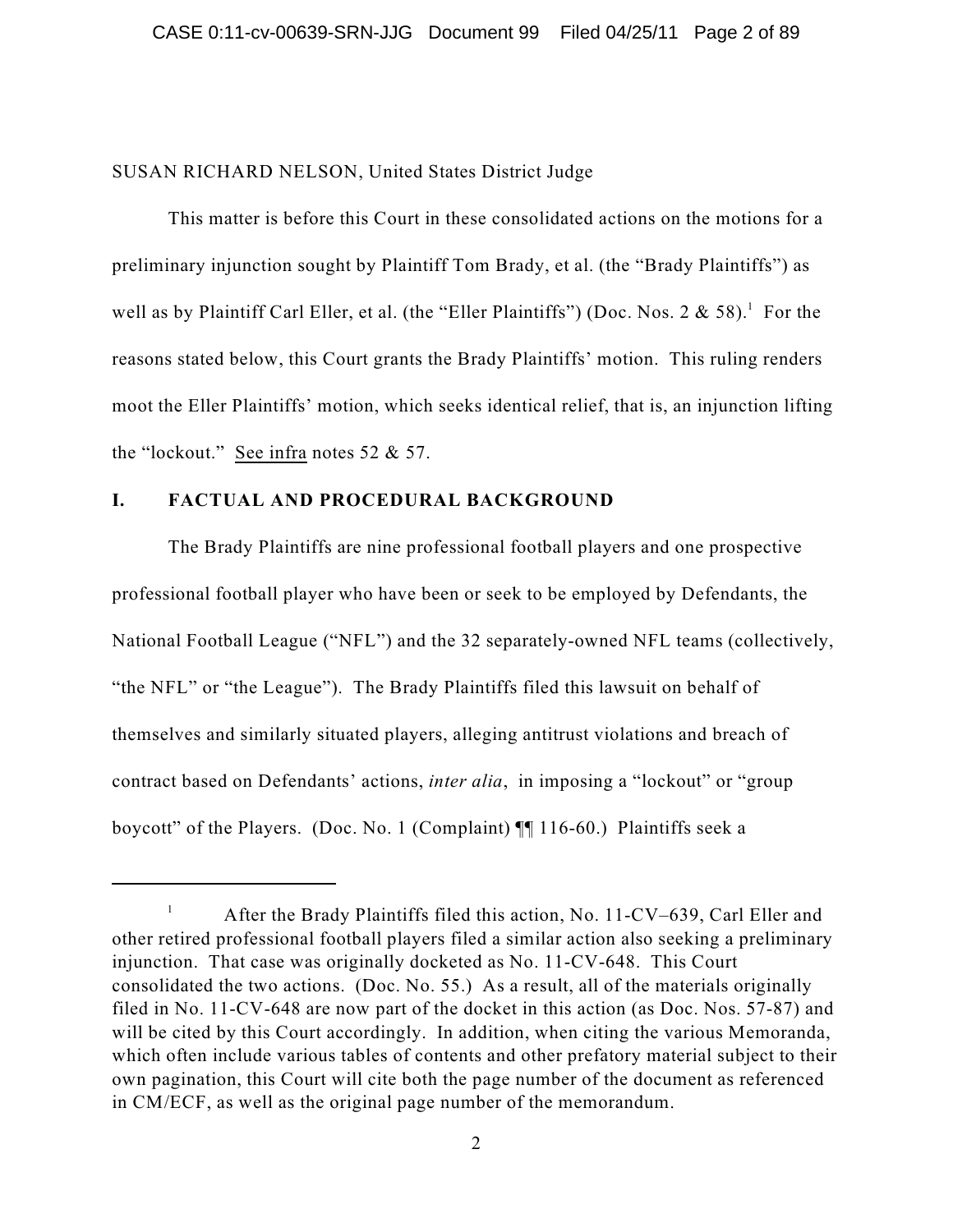SUSAN RICHARD NELSON, United States District Judge

This matter is before this Court in these consolidated actions on the motions for a preliminary injunction sought by Plaintiff Tom Brady, et al. (the "Brady Plaintiffs") as well as by Plaintiff Carl Eller, et al. (the "Eller Plaintiffs") (Doc. Nos. 2 & 58).[1] For the reasons stated below, this Court grants the Brady Plaintiffs' motion. This ruling renders moot the Eller Plaintiffs' motion, which seeks identical relief, that is, an injunction lifting the "lockout." See infra notes 52 & 57.

## I. FACTUAL AND PROCEDURAL BACKGROUND

The Brady Plaintiffs are nine professional football players and one prospective professional football player who have been or seek to be employed by Defendants, the National Football League ("NFL") and the 32 separately-owned NFL teams (collectively, "the NFL" or "the League"). The Brady Plaintiffs filed this lawsuit on behalf of themselves and similarly situated players, alleging antitrust violations and breach of contract based on Defendants' actions, *inter alia*, in imposing a "lockout" or "group boycott" of the Players. (Doc. No. 1 (Complaint) ¶¶ 116-60.) Plaintiffs seek a

---

[1] After the Brady Plaintiffs filed this action, No. 11-CV–639, Carl Eller and other retired professional football players filed a similar action also seeking a preliminary injunction. That case was originally docketed as No. 11-CV-648. This Court consolidated the two actions. (Doc. No. 55.) As a result, all of the materials originally filed in No. 11-CV-648 are now part of the docket in this action (as Doc. Nos. 57-87) and will be cited by this Court accordingly. In addition, when citing the various Memoranda, which often include various tables of contents and other prefatory material subject to their own pagination, this Court will cite both the page number of the document as referenced in CM/ECF, as well as the original page number of the memorandum.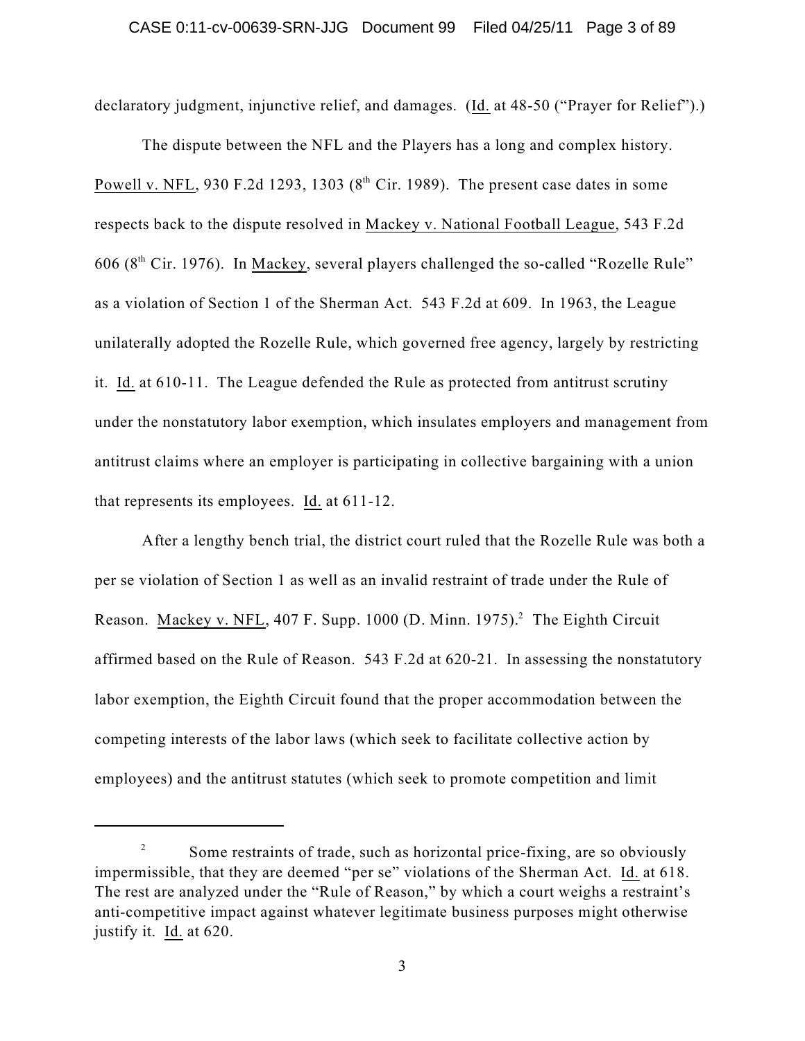declaratory judgment, injunctive relief, and damages. (Id. at 48-50 ("Prayer for Relief").)

The dispute between the NFL and the Players has a long and complex history. Powell v. NFL, 930 F.2d 1293, 1303 (8th Cir. 1989). The present case dates in some respects back to the dispute resolved in Mackey v. National Football League, 543 F.2d 606 (8th Cir. 1976). In Mackey, several players challenged the so-called "Rozelle Rule" as a violation of Section 1 of the Sherman Act. 543 F.2d at 609. In 1963, the League unilaterally adopted the Rozelle Rule, which governed free agency, largely by restricting it. Id. at 610-11. The League defended the Rule as protected from antitrust scrutiny under the nonstatutory labor exemption, which insulates employers and management from antitrust claims where an employer is participating in collective bargaining with a union that represents its employees. Id. at 611-12.

After a lengthy bench trial, the district court ruled that the Rozelle Rule was both a per se violation of Section 1 as well as an invalid restraint of trade under the Rule of Reason. Mackey v. NFL, 407 F. Supp. 1000 (D. Minn. 1975).[2] The Eighth Circuit affirmed based on the Rule of Reason. 543 F.2d at 620-21. In assessing the nonstatutory labor exemption, the Eighth Circuit found that the proper accommodation between the competing interests of the labor laws (which seek to facilitate collective action by employees) and the antitrust statutes (which seek to promote competition and limit

---

[2] Some restraints of trade, such as horizontal price-fixing, are so obviously impermissible, that they are deemed "per se" violations of the Sherman Act. Id. at 618. The rest are analyzed under the "Rule of Reason," by which a court weighs a restraint's anti-competitive impact against whatever legitimate business purposes might otherwise justify it. Id. at 620.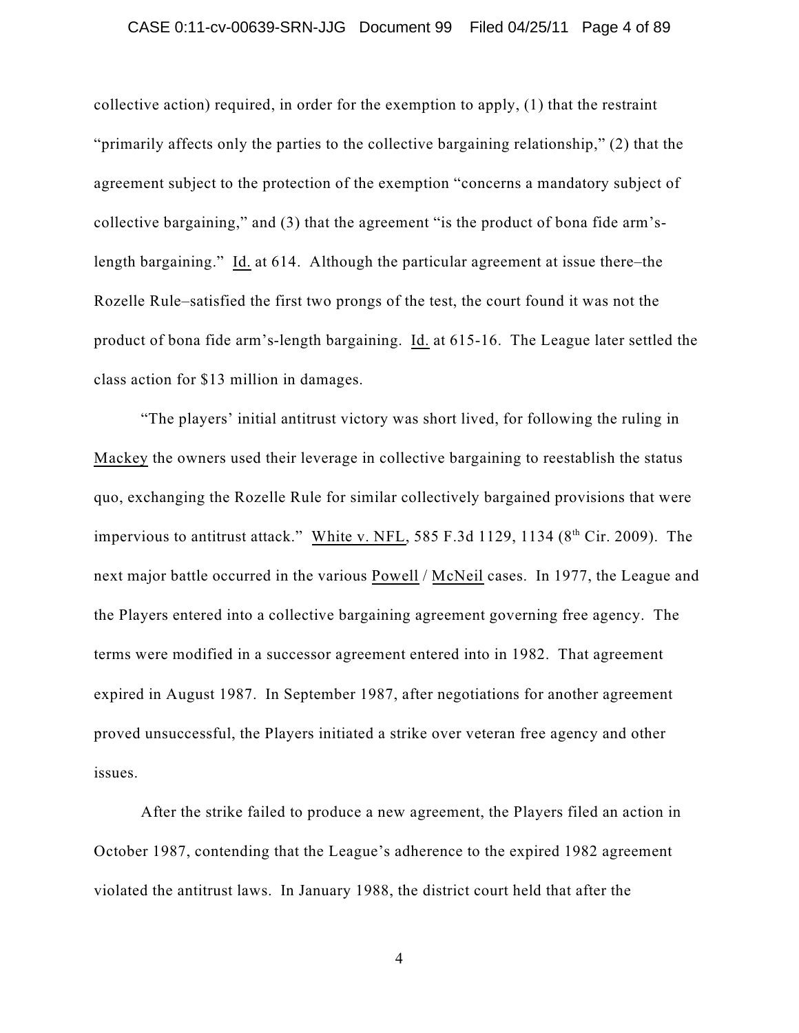collective action) required, in order for the exemption to apply, (1) that the restraint "primarily affects only the parties to the collective bargaining relationship," (2) that the agreement subject to the protection of the exemption "concerns a mandatory subject of collective bargaining," and (3) that the agreement "is the product of bona fide arm's-length bargaining." Id. at 614. Although the particular agreement at issue there–the Rozelle Rule–satisfied the first two prongs of the test, the court found it was not the product of bona fide arm's-length bargaining. Id. at 615-16. The League later settled the class action for $13 million in damages.

"The players' initial antitrust victory was short lived, for following the ruling in Mackey the owners used their leverage in collective bargaining to reestablish the status quo, exchanging the Rozelle Rule for similar collectively bargained provisions that were impervious to antitrust attack." White v. NFL, 585 F.3d 1129, 1134 (8th Cir. 2009). The next major battle occurred in the various Powell / McNeil cases. In 1977, the League and the Players entered into a collective bargaining agreement governing free agency. The terms were modified in a successor agreement entered into in 1982. That agreement expired in August 1987. In September 1987, after negotiations for another agreement proved unsuccessful, the Players initiated a strike over veteran free agency and other issues.

After the strike failed to produce a new agreement, the Players filed an action in October 1987, contending that the League's adherence to the expired 1982 agreement violated the antitrust laws. In January 1988, the district court held that after the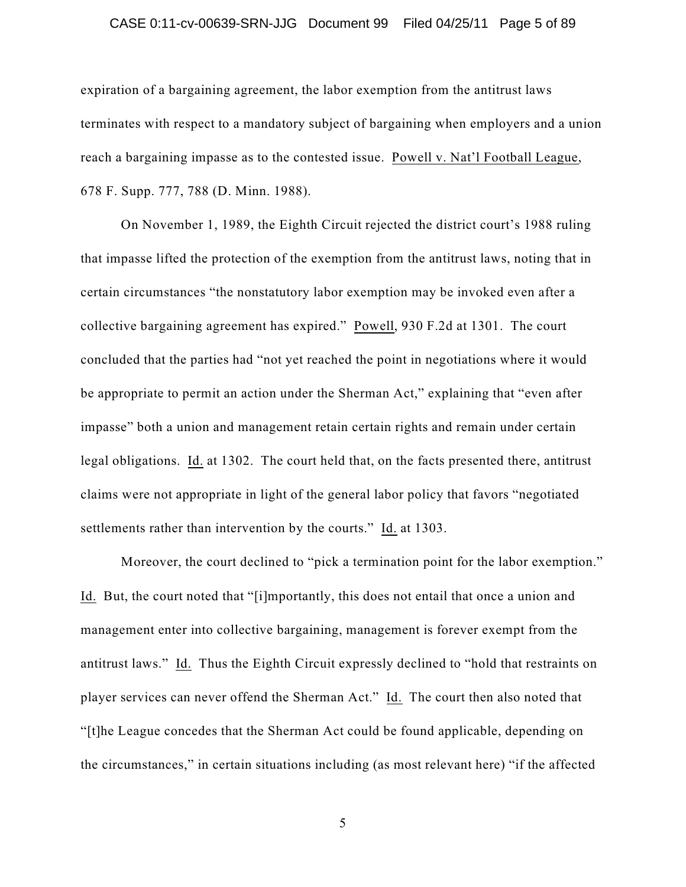expiration of a bargaining agreement, the labor exemption from the antitrust laws terminates with respect to a mandatory subject of bargaining when employers and a union reach a bargaining impasse as to the contested issue. Powell v. Nat'l Football League, 678 F. Supp. 777, 788 (D. Minn. 1988).

On November 1, 1989, the Eighth Circuit rejected the district court's 1988 ruling that impasse lifted the protection of the exemption from the antitrust laws, noting that in certain circumstances "the nonstatutory labor exemption may be invoked even after a collective bargaining agreement has expired." Powell, 930 F.2d at 1301. The court concluded that the parties had "not yet reached the point in negotiations where it would be appropriate to permit an action under the Sherman Act," explaining that "even after impasse" both a union and management retain certain rights and remain under certain legal obligations. Id. at 1302. The court held that, on the facts presented there, antitrust claims were not appropriate in light of the general labor policy that favors "negotiated settlements rather than intervention by the courts." Id. at 1303.

Moreover, the court declined to "pick a termination point for the labor exemption." Id. But, the court noted that "[i]mportantly, this does not entail that once a union and management enter into collective bargaining, management is forever exempt from the antitrust laws." Id. Thus the Eighth Circuit expressly declined to "hold that restraints on player services can never offend the Sherman Act." Id. The court then also noted that "[t]he League concedes that the Sherman Act could be found applicable, depending on the circumstances," in certain situations including (as most relevant here) "if the affected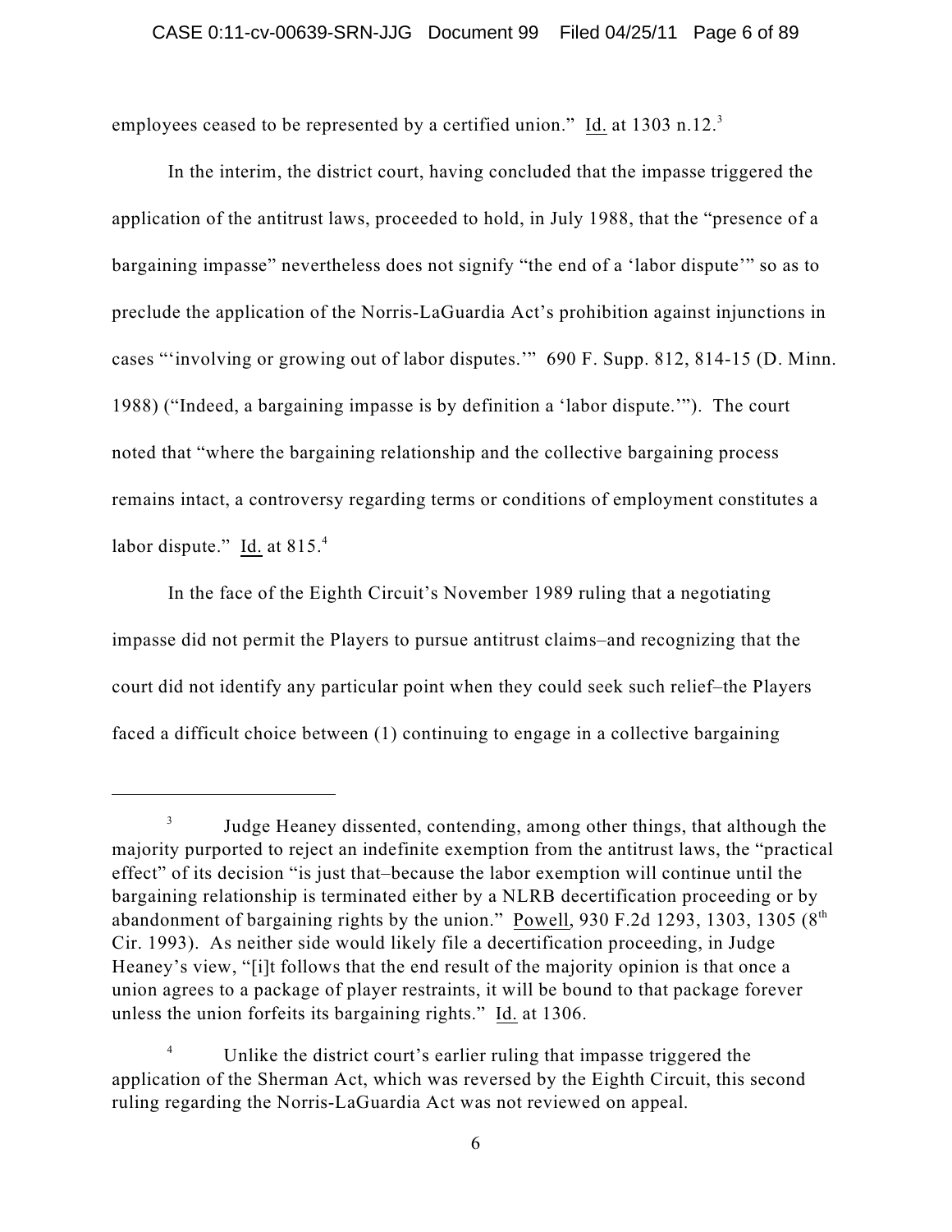employees ceased to be represented by a certified union." Id. at 1303 n.12.[3]

In the interim, the district court, having concluded that the impasse triggered the application of the antitrust laws, proceeded to hold, in July 1988, that the "presence of a bargaining impasse" nevertheless does not signify "the end of a 'labor dispute'" so as to preclude the application of the Norris-LaGuardia Act's prohibition against injunctions in cases "'involving or growing out of labor disputes.'" 690 F. Supp. 812, 814-15 (D. Minn. 1988) ("Indeed, a bargaining impasse is by definition a 'labor dispute.'"). The court noted that "where the bargaining relationship and the collective bargaining process remains intact, a controversy regarding terms or conditions of employment constitutes a labor dispute." Id. at 815.[4]

In the face of the Eighth Circuit's November 1989 ruling that a negotiating impasse did not permit the Players to pursue antitrust claims–and recognizing that the court did not identify any particular point when they could seek such relief–the Players faced a difficult choice between (1) continuing to engage in a collective bargaining

---

[3] Judge Heaney dissented, contending, among other things, that although the majority purported to reject an indefinite exemption from the antitrust laws, the "practical effect" of its decision "is just that–because the labor exemption will continue until the bargaining relationship is terminated either by a NLRB decertification proceeding or by abandonment of bargaining rights by the union." Powell, 930 F.2d 1293, 1303, 1305 (8th Cir. 1993). As neither side would likely file a decertification proceeding, in Judge Heaney's view, "[i]t follows that the end result of the majority opinion is that once a union agrees to a package of player restraints, it will be bound to that package forever unless the union forfeits its bargaining rights." Id. at 1306.

[4] Unlike the district court's earlier ruling that impasse triggered the application of the Sherman Act, which was reversed by the Eighth Circuit, this second ruling regarding the Norris-LaGuardia Act was not reviewed on appeal.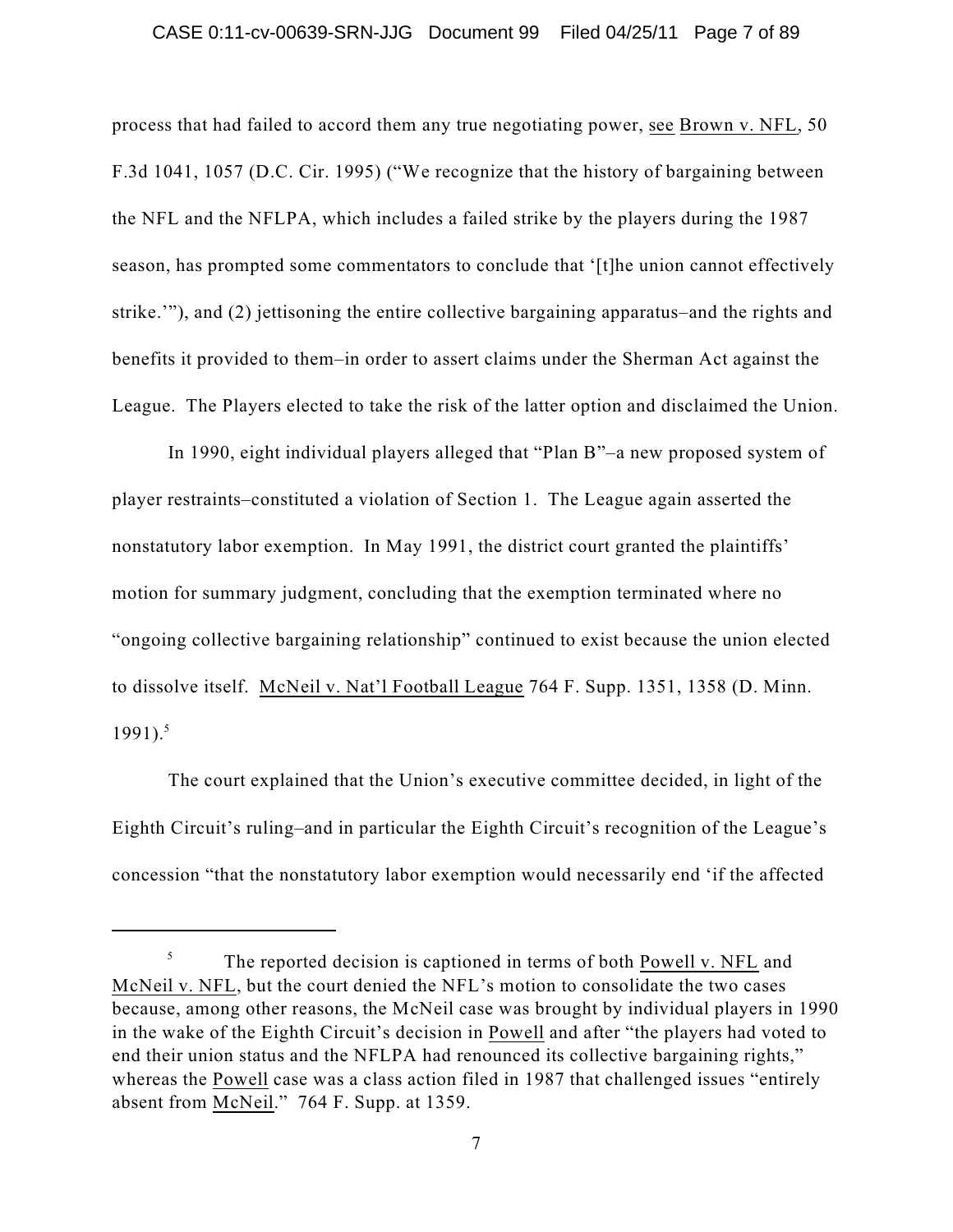process that had failed to accord them any true negotiating power, see Brown v. NFL, 50 F.3d 1041, 1057 (D.C. Cir. 1995) ("We recognize that the history of bargaining between the NFL and the NFLPA, which includes a failed strike by the players during the 1987 season, has prompted some commentators to conclude that '[t]he union cannot effectively strike.'"), and (2) jettisoning the entire collective bargaining apparatus–and the rights and benefits it provided to them–in order to assert claims under the Sherman Act against the League. The Players elected to take the risk of the latter option and disclaimed the Union.

In 1990, eight individual players alleged that "Plan B"–a new proposed system of player restraints–constituted a violation of Section 1. The League again asserted the nonstatutory labor exemption. In May 1991, the district court granted the plaintiffs' motion for summary judgment, concluding that the exemption terminated where no "ongoing collective bargaining relationship" continued to exist because the union elected to dissolve itself. McNeil v. Nat'l Football League 764 F. Supp. 1351, 1358 (D. Minn. 1991).[5]

The court explained that the Union's executive committee decided, in light of the Eighth Circuit's ruling–and in particular the Eighth Circuit's recognition of the League's concession "that the nonstatutory labor exemption would necessarily end 'if the affected

---

[5] The reported decision is captioned in terms of both Powell v. NFL and McNeil v. NFL, but the court denied the NFL's motion to consolidate the two cases because, among other reasons, the McNeil case was brought by individual players in 1990 in the wake of the Eighth Circuit's decision in Powell and after "the players had voted to end their union status and the NFLPA had renounced its collective bargaining rights," whereas the Powell case was a class action filed in 1987 that challenged issues "entirely absent from McNeil." 764 F. Supp. at 1359.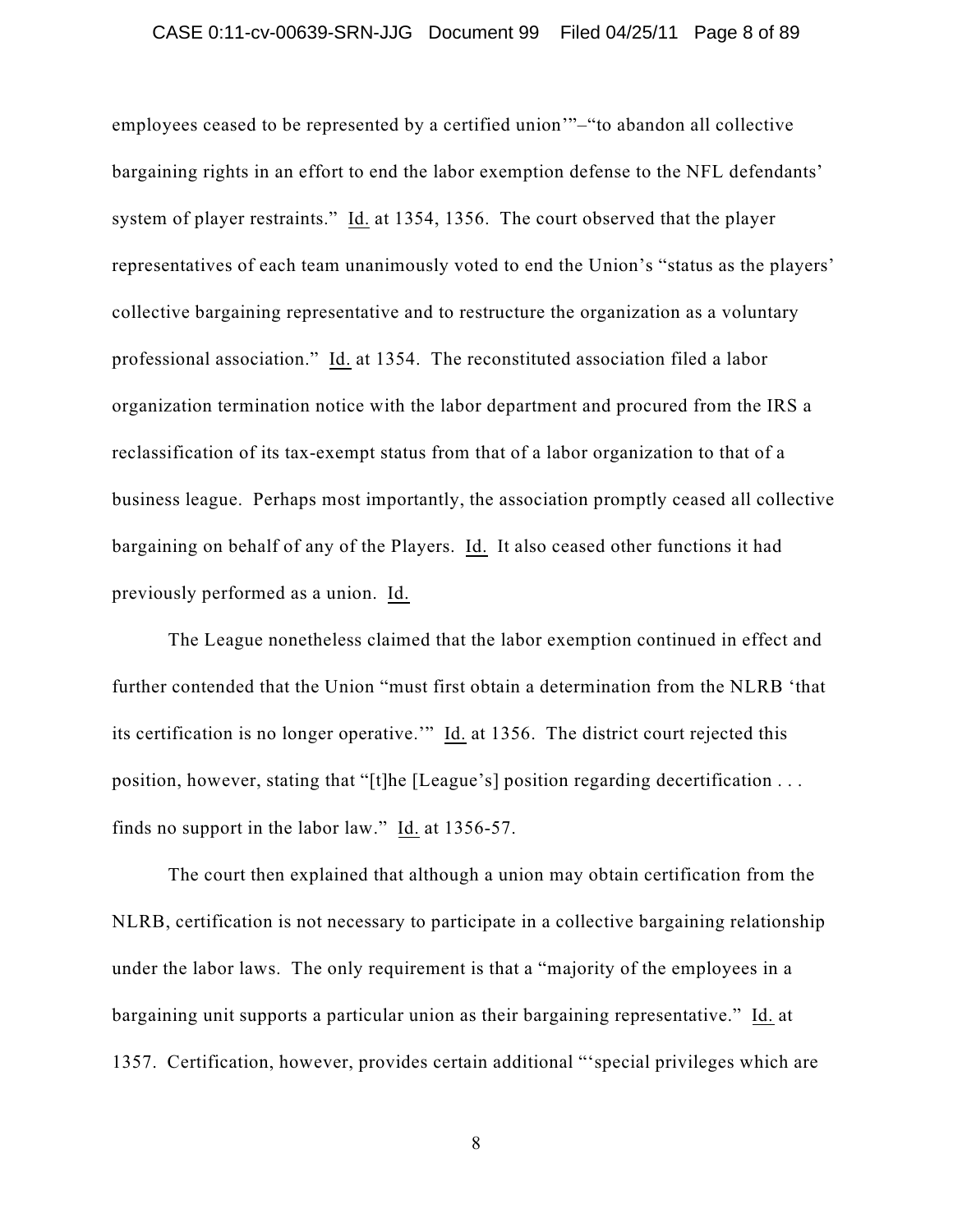employees ceased to be represented by a certified union'"–"to abandon all collective bargaining rights in an effort to end the labor exemption defense to the NFL defendants' system of player restraints." Id. at 1354, 1356. The court observed that the player representatives of each team unanimously voted to end the Union's "status as the players' collective bargaining representative and to restructure the organization as a voluntary professional association." Id. at 1354. The reconstituted association filed a labor organization termination notice with the labor department and procured from the IRS a reclassification of its tax-exempt status from that of a labor organization to that of a business league. Perhaps most importantly, the association promptly ceased all collective bargaining on behalf of any of the Players. Id. It also ceased other functions it had previously performed as a union. Id.

The League nonetheless claimed that the labor exemption continued in effect and further contended that the Union "must first obtain a determination from the NLRB 'that its certification is no longer operative.'" Id. at 1356. The district court rejected this position, however, stating that "[t]he [League's] position regarding decertification . . . finds no support in the labor law." Id. at 1356-57.

The court then explained that although a union may obtain certification from the NLRB, certification is not necessary to participate in a collective bargaining relationship under the labor laws. The only requirement is that a "majority of the employees in a bargaining unit supports a particular union as their bargaining representative." Id. at 1357. Certification, however, provides certain additional "'special privileges which are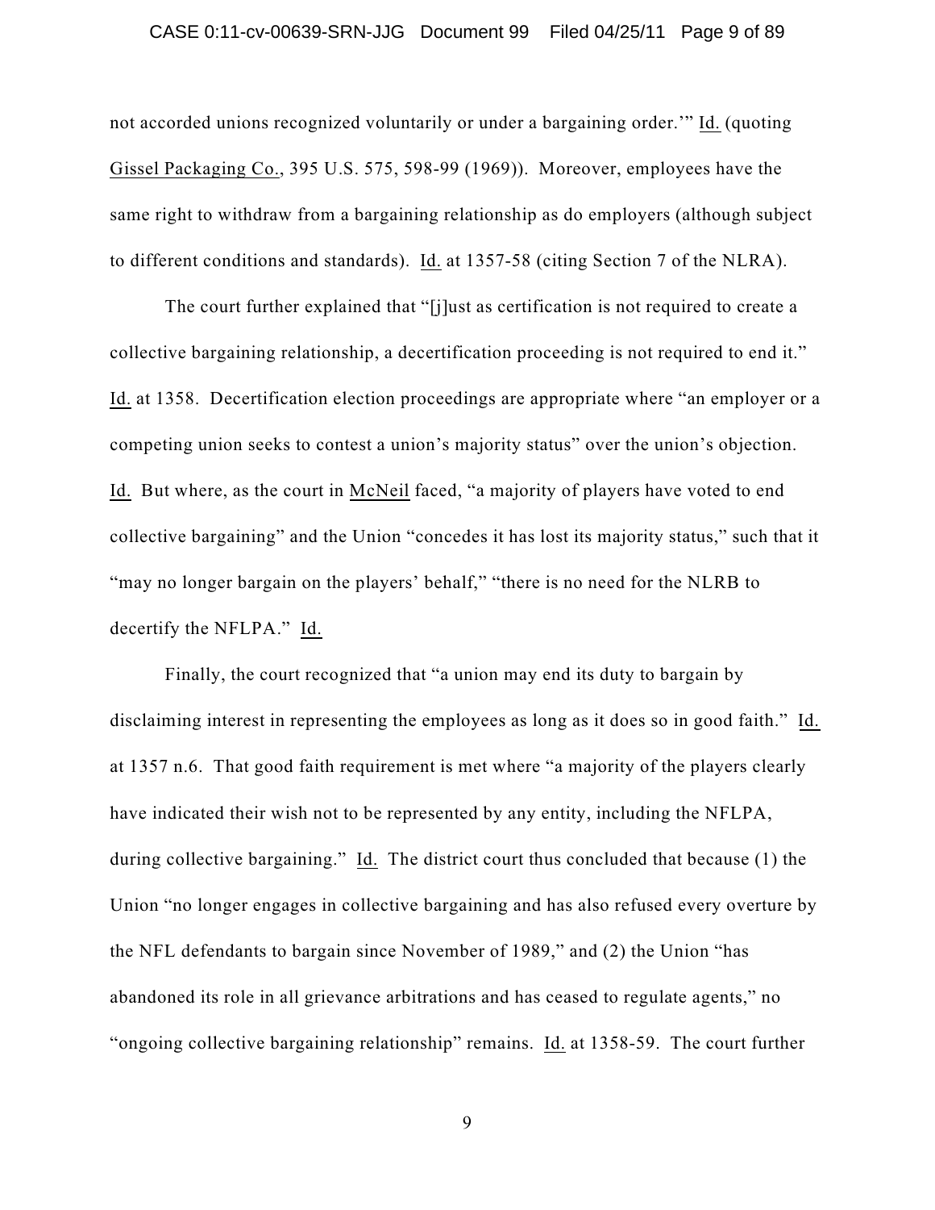not accorded unions recognized voluntarily or under a bargaining order.'" Id. (quoting Gissel Packaging Co., 395 U.S. 575, 598-99 (1969)). Moreover, employees have the same right to withdraw from a bargaining relationship as do employers (although subject to different conditions and standards). Id. at 1357-58 (citing Section 7 of the NLRA).

The court further explained that "[j]ust as certification is not required to create a collective bargaining relationship, a decertification proceeding is not required to end it." Id. at 1358. Decertification election proceedings are appropriate where "an employer or a competing union seeks to contest a union's majority status" over the union's objection. Id. But where, as the court in McNeil faced, "a majority of players have voted to end collective bargaining" and the Union "concedes it has lost its majority status," such that it "may no longer bargain on the players' behalf," "there is no need for the NLRB to decertify the NFLPA." Id.

Finally, the court recognized that "a union may end its duty to bargain by disclaiming interest in representing the employees as long as it does so in good faith." Id. at 1357 n.6. That good faith requirement is met where "a majority of the players clearly have indicated their wish not to be represented by any entity, including the NFLPA, during collective bargaining." Id. The district court thus concluded that because (1) the Union "no longer engages in collective bargaining and has also refused every overture by the NFL defendants to bargain since November of 1989," and (2) the Union "has abandoned its role in all grievance arbitrations and has ceased to regulate agents," no "ongoing collective bargaining relationship" remains. Id. at 1358-59. The court further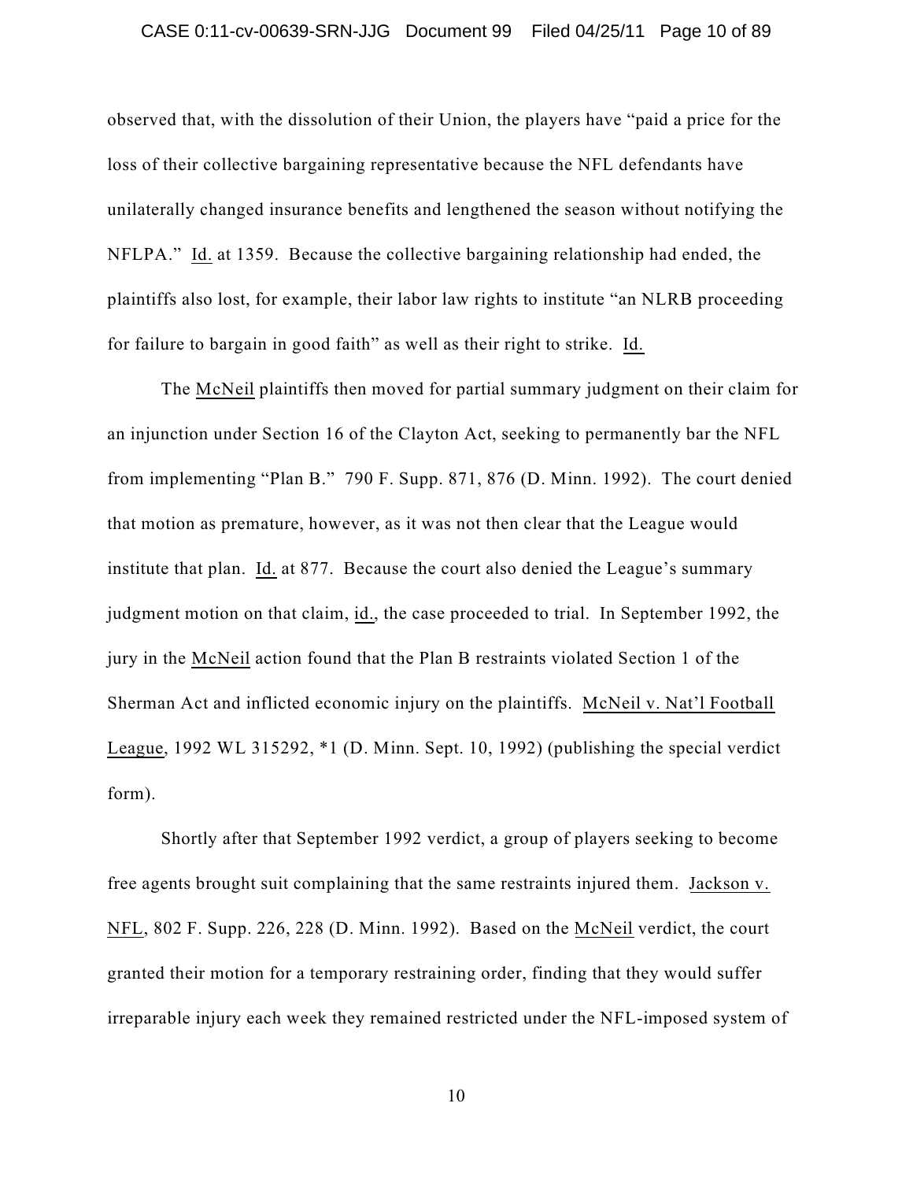observed that, with the dissolution of their Union, the players have "paid a price for the loss of their collective bargaining representative because the NFL defendants have unilaterally changed insurance benefits and lengthened the season without notifying the NFLPA." Id. at 1359. Because the collective bargaining relationship had ended, the plaintiffs also lost, for example, their labor law rights to institute "an NLRB proceeding for failure to bargain in good faith" as well as their right to strike. Id.

The McNeil plaintiffs then moved for partial summary judgment on their claim for an injunction under Section 16 of the Clayton Act, seeking to permanently bar the NFL from implementing "Plan B." 790 F. Supp. 871, 876 (D. Minn. 1992). The court denied that motion as premature, however, as it was not then clear that the League would institute that plan. Id. at 877. Because the court also denied the League's summary judgment motion on that claim, id., the case proceeded to trial. In September 1992, the jury in the McNeil action found that the Plan B restraints violated Section 1 of the Sherman Act and inflicted economic injury on the plaintiffs. McNeil v. Nat'l Football League, 1992 WL 315292, *1 (D. Minn. Sept. 10, 1992) (publishing the special verdict form).

Shortly after that September 1992 verdict, a group of players seeking to become free agents brought suit complaining that the same restraints injured them. Jackson v. NFL, 802 F. Supp. 226, 228 (D. Minn. 1992). Based on the McNeil verdict, the court granted their motion for a temporary restraining order, finding that they would suffer irreparable injury each week they remained restricted under the NFL-imposed system of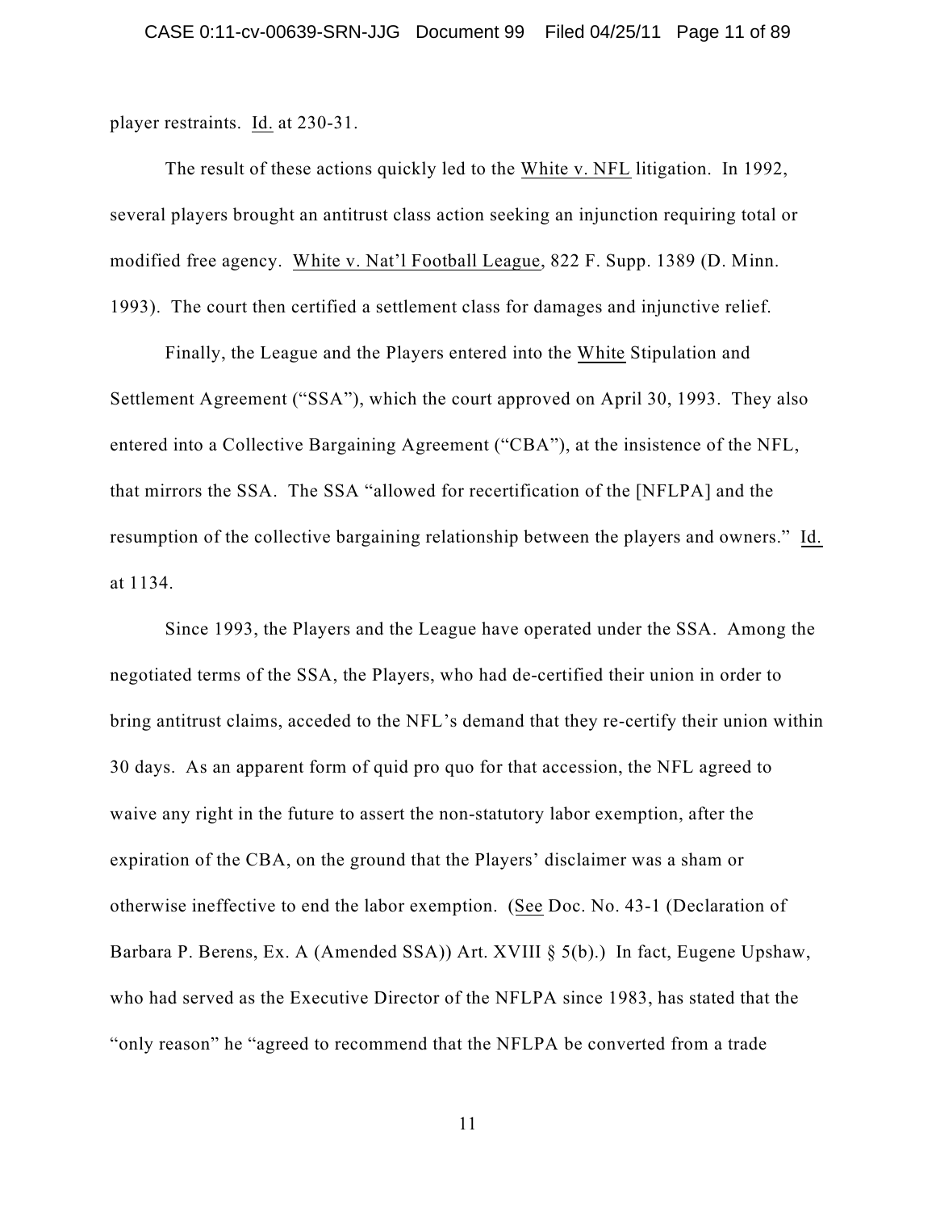player restraints. Id. at 230-31.

The result of these actions quickly led to the White v. NFL litigation. In 1992, several players brought an antitrust class action seeking an injunction requiring total or modified free agency. White v. Nat'l Football League, 822 F. Supp. 1389 (D. Minn. 1993). The court then certified a settlement class for damages and injunctive relief.

Finally, the League and the Players entered into the White Stipulation and Settlement Agreement ("SSA"), which the court approved on April 30, 1993. They also entered into a Collective Bargaining Agreement ("CBA"), at the insistence of the NFL, that mirrors the SSA. The SSA "allowed for recertification of the [NFLPA] and the resumption of the collective bargaining relationship between the players and owners." Id. at 1134.

Since 1993, the Players and the League have operated under the SSA. Among the negotiated terms of the SSA, the Players, who had de-certified their union in order to bring antitrust claims, acceded to the NFL's demand that they re-certify their union within 30 days. As an apparent form of quid pro quo for that accession, the NFL agreed to waive any right in the future to assert the non-statutory labor exemption, after the expiration of the CBA, on the ground that the Players' disclaimer was a sham or otherwise ineffective to end the labor exemption. (See Doc. No. 43-1 (Declaration of Barbara P. Berens, Ex. A (Amended SSA)) Art. XVIII § 5(b).) In fact, Eugene Upshaw, who had served as the Executive Director of the NFLPA since 1983, has stated that the "only reason" he "agreed to recommend that the NFLPA be converted from a trade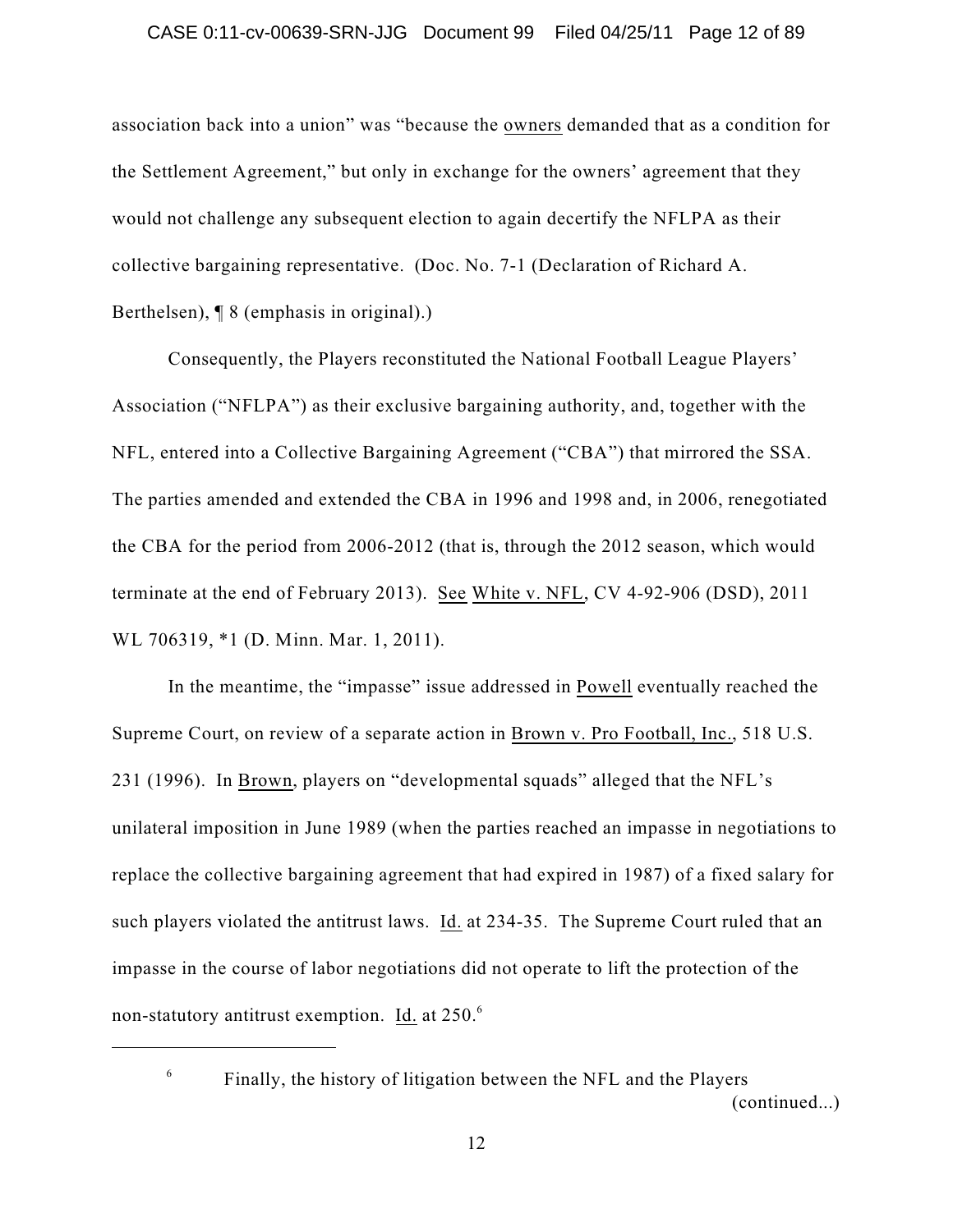association back into a union" was "because the owners demanded that as a condition for the Settlement Agreement," but only in exchange for the owners' agreement that they would not challenge any subsequent election to again decertify the NFLPA as their collective bargaining representative. (Doc. No. 7-1 (Declaration of Richard A. Berthelsen), ¶ 8 (emphasis in original).)

Consequently, the Players reconstituted the National Football League Players' Association ("NFLPA") as their exclusive bargaining authority, and, together with the NFL, entered into a Collective Bargaining Agreement ("CBA") that mirrored the SSA. The parties amended and extended the CBA in 1996 and 1998 and, in 2006, renegotiated the CBA for the period from 2006-2012 (that is, through the 2012 season, which would terminate at the end of February 2013). See White v. NFL, CV 4-92-906 (DSD), 2011 WL 706319, *1 (D. Minn. Mar. 1, 2011).

In the meantime, the "impasse" issue addressed in Powell eventually reached the Supreme Court, on review of a separate action in Brown v. Pro Football, Inc., 518 U.S. 231 (1996). In Brown, players on "developmental squads" alleged that the NFL's unilateral imposition in June 1989 (when the parties reached an impasse in negotiations to replace the collective bargaining agreement that had expired in 1987) of a fixed salary for such players violated the antitrust laws. Id. at 234-35. The Supreme Court ruled that an impasse in the course of labor negotiations did not operate to lift the protection of the non-statutory antitrust exemption. Id. at 250.[6]

---

[6] Finally, the history of litigation between the NFL and the Players (continued...)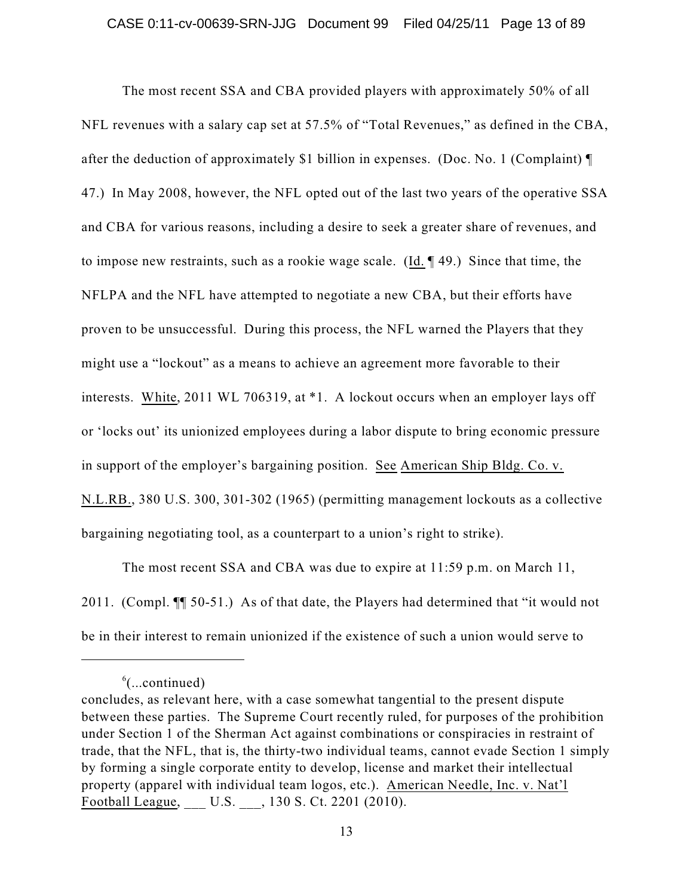The most recent SSA and CBA provided players with approximately 50% of all NFL revenues with a salary cap set at 57.5% of "Total Revenues," as defined in the CBA, after the deduction of approximately $1 billion in expenses. (Doc. No. 1 (Complaint) ¶ 47.) In May 2008, however, the NFL opted out of the last two years of the operative SSA and CBA for various reasons, including a desire to seek a greater share of revenues, and to impose new restraints, such as a rookie wage scale. (Id. ¶ 49.) Since that time, the NFLPA and the NFL have attempted to negotiate a new CBA, but their efforts have proven to be unsuccessful. During this process, the NFL warned the Players that they might use a "lockout" as a means to achieve an agreement more favorable to their interests. White, 2011 WL 706319, at *1. A lockout occurs when an employer lays off or 'locks out' its unionized employees during a labor dispute to bring economic pressure in support of the employer's bargaining position. See American Ship Bldg. Co. v. N.L.RB., 380 U.S. 300, 301-302 (1965) (permitting management lockouts as a collective bargaining negotiating tool, as a counterpart to a union's right to strike).

The most recent SSA and CBA was due to expire at 11:59 p.m. on March 11, 2011. (Compl. ¶¶ 50-51.) As of that date, the Players had determined that "it would not be in their interest to remain unionized if the existence of such a union would serve to

---

[6](...continued)
concludes, as relevant here, with a case somewhat tangential to the present dispute between these parties. The Supreme Court recently ruled, for purposes of the prohibition under Section 1 of the Sherman Act against combinations or conspiracies in restraint of trade, that the NFL, that is, the thirty-two individual teams, cannot evade Section 1 simply by forming a single corporate entity to develop, license and market their intellectual property (apparel with individual team logos, etc.). American Needle, Inc. v. Nat'l Football League, ___ U.S. ___, 130 S. Ct. 2201 (2010).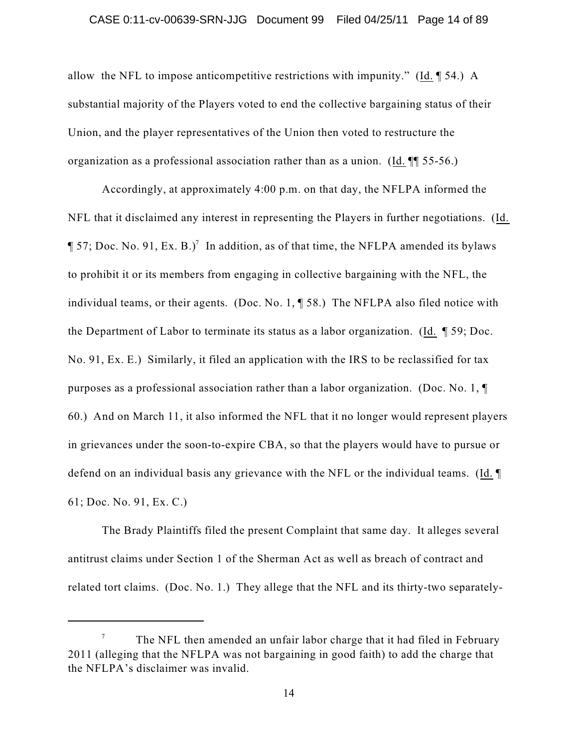allow the NFL to impose anticompetitive restrictions with impunity." (Id. ¶ 54.) A substantial majority of the Players voted to end the collective bargaining status of their Union, and the player representatives of the Union then voted to restructure the organization as a professional association rather than as a union. (Id. ¶¶ 55-56.)

Accordingly, at approximately 4:00 p.m. on that day, the NFLPA informed the NFL that it disclaimed any interest in representing the Players in further negotiations. (Id. ¶ 57; Doc. No. 91, Ex. B.)[7] In addition, as of that time, the NFLPA amended its bylaws to prohibit it or its members from engaging in collective bargaining with the NFL, the individual teams, or their agents. (Doc. No. 1, ¶ 58.) The NFLPA also filed notice with the Department of Labor to terminate its status as a labor organization. (Id. ¶ 59; Doc. No. 91, Ex. E.) Similarly, it filed an application with the IRS to be reclassified for tax purposes as a professional association rather than a labor organization. (Doc. No. 1, ¶ 60.) And on March 11, it also informed the NFL that it no longer would represent players in grievances under the soon-to-expire CBA, so that the players would have to pursue or defend on an individual basis any grievance with the NFL or the individual teams. (Id. ¶ 61; Doc. No. 91, Ex. C.)

The Brady Plaintiffs filed the present Complaint that same day. It alleges several antitrust claims under Section 1 of the Sherman Act as well as breach of contract and related tort claims. (Doc. No. 1.) They allege that the NFL and its thirty-two separately-

---

[7] The NFL then amended an unfair labor charge that it had filed in February 2011 (alleging that the NFLPA was not bargaining in good faith) to add the charge that the NFLPA's disclaimer was invalid.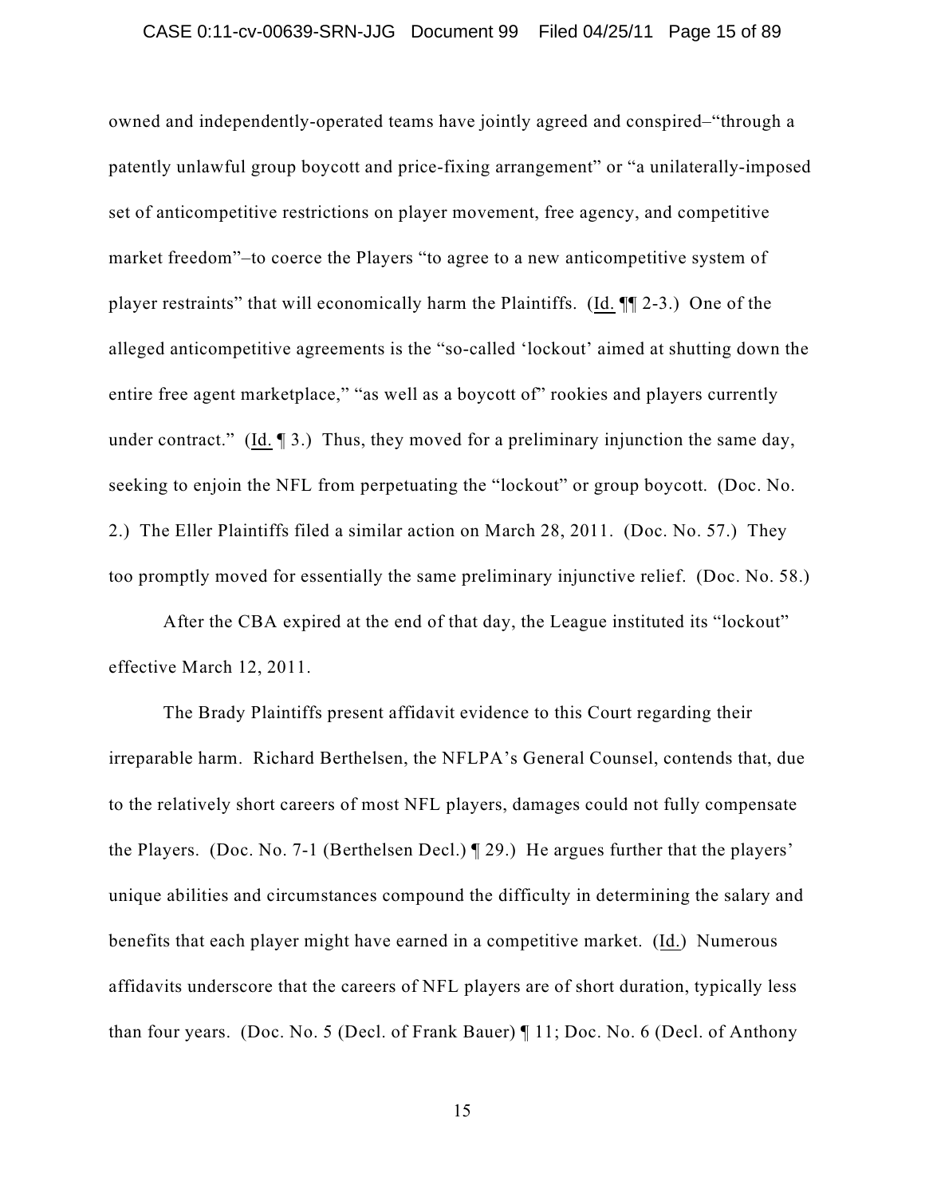owned and independently-operated teams have jointly agreed and conspired–"through a patently unlawful group boycott and price-fixing arrangement" or "a unilaterally-imposed set of anticompetitive restrictions on player movement, free agency, and competitive market freedom"–to coerce the Players "to agree to a new anticompetitive system of player restraints" that will economically harm the Plaintiffs. (Id. ¶¶ 2-3.) One of the alleged anticompetitive agreements is the "so-called 'lockout' aimed at shutting down the entire free agent marketplace," "as well as a boycott of" rookies and players currently under contract." (Id. ¶ 3.) Thus, they moved for a preliminary injunction the same day, seeking to enjoin the NFL from perpetuating the "lockout" or group boycott. (Doc. No. 2.) The Eller Plaintiffs filed a similar action on March 28, 2011. (Doc. No. 57.) They too promptly moved for essentially the same preliminary injunctive relief. (Doc. No. 58.)

After the CBA expired at the end of that day, the League instituted its "lockout" effective March 12, 2011.

The Brady Plaintiffs present affidavit evidence to this Court regarding their irreparable harm. Richard Berthelsen, the NFLPA's General Counsel, contends that, due to the relatively short careers of most NFL players, damages could not fully compensate the Players. (Doc. No. 7-1 (Berthelsen Decl.) ¶ 29.) He argues further that the players' unique abilities and circumstances compound the difficulty in determining the salary and benefits that each player might have earned in a competitive market. (Id.) Numerous affidavits underscore that the careers of NFL players are of short duration, typically less than four years. (Doc. No. 5 (Decl. of Frank Bauer) ¶ 11; Doc. No. 6 (Decl. of Anthony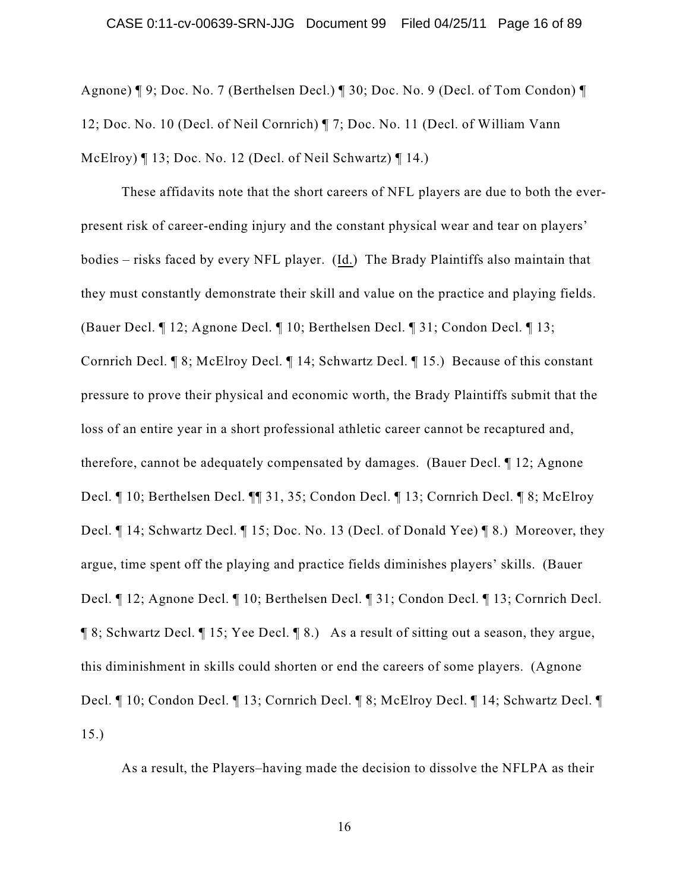Agnone) ¶ 9; Doc. No. 7 (Berthelsen Decl.) ¶ 30; Doc. No. 9 (Decl. of Tom Condon) ¶ 12; Doc. No. 10 (Decl. of Neil Cornrich) ¶ 7; Doc. No. 11 (Decl. of William Vann McElroy) ¶ 13; Doc. No. 12 (Decl. of Neil Schwartz) ¶ 14.)

These affidavits note that the short careers of NFL players are due to both the ever-present risk of career-ending injury and the constant physical wear and tear on players' bodies – risks faced by every NFL player. (Id.) The Brady Plaintiffs also maintain that they must constantly demonstrate their skill and value on the practice and playing fields. (Bauer Decl. ¶ 12; Agnone Decl. ¶ 10; Berthelsen Decl. ¶ 31; Condon Decl. ¶ 13; Cornrich Decl. ¶ 8; McElroy Decl. ¶ 14; Schwartz Decl. ¶ 15.) Because of this constant pressure to prove their physical and economic worth, the Brady Plaintiffs submit that the loss of an entire year in a short professional athletic career cannot be recaptured and, therefore, cannot be adequately compensated by damages. (Bauer Decl. ¶ 12; Agnone Decl. ¶ 10; Berthelsen Decl. ¶¶ 31, 35; Condon Decl. ¶ 13; Cornrich Decl. ¶ 8; McElroy Decl. ¶ 14; Schwartz Decl. ¶ 15; Doc. No. 13 (Decl. of Donald Yee) ¶ 8.) Moreover, they argue, time spent off the playing and practice fields diminishes players' skills. (Bauer Decl. ¶ 12; Agnone Decl. ¶ 10; Berthelsen Decl. ¶ 31; Condon Decl. ¶ 13; Cornrich Decl. ¶ 8; Schwartz Decl. ¶ 15; Yee Decl. ¶ 8.) As a result of sitting out a season, they argue, this diminishment in skills could shorten or end the careers of some players. (Agnone Decl. ¶ 10; Condon Decl. ¶ 13; Cornrich Decl. ¶ 8; McElroy Decl. ¶ 14; Schwartz Decl. ¶ 15.)

As a result, the Players–having made the decision to dissolve the NFLPA as their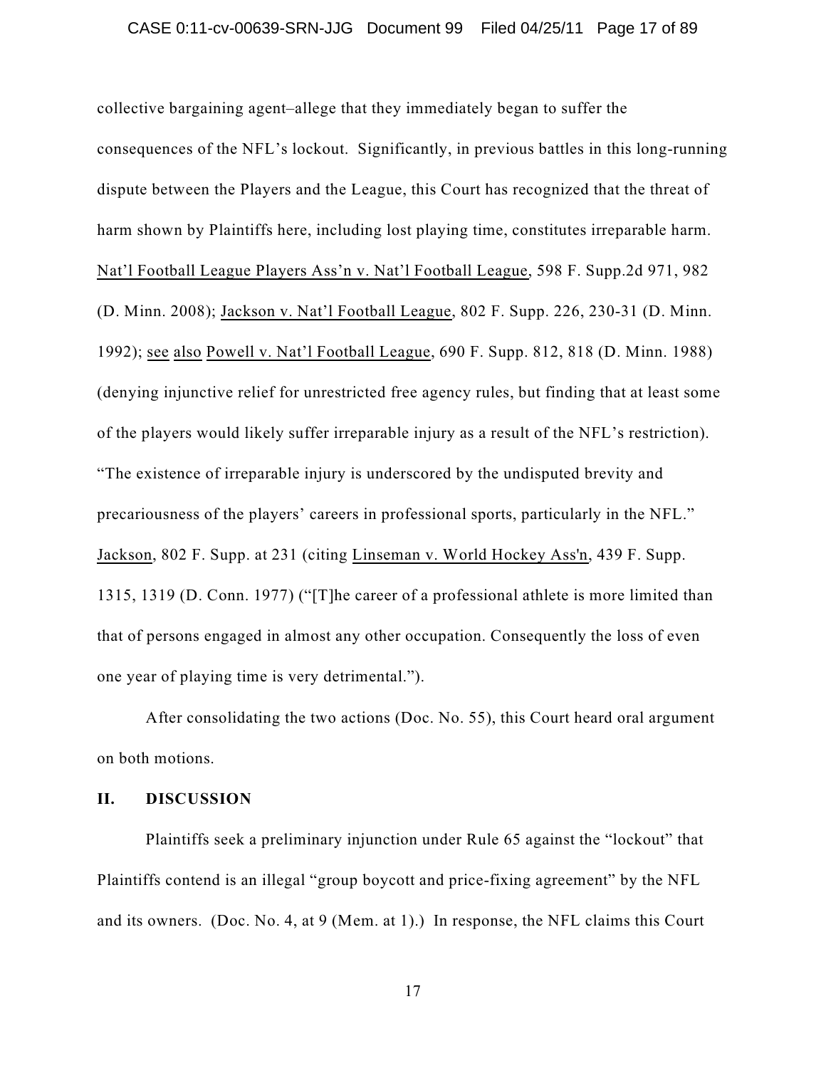collective bargaining agent–allege that they immediately began to suffer the consequences of the NFL's lockout. Significantly, in previous battles in this long-running dispute between the Players and the League, this Court has recognized that the threat of harm shown by Plaintiffs here, including lost playing time, constitutes irreparable harm. Nat'l Football League Players Ass'n v. Nat'l Football League, 598 F. Supp.2d 971, 982 (D. Minn. 2008); Jackson v. Nat'l Football League, 802 F. Supp. 226, 230-31 (D. Minn. 1992); see also Powell v. Nat'l Football League, 690 F. Supp. 812, 818 (D. Minn. 1988) (denying injunctive relief for unrestricted free agency rules, but finding that at least some of the players would likely suffer irreparable injury as a result of the NFL's restriction). "The existence of irreparable injury is underscored by the undisputed brevity and precariousness of the players' careers in professional sports, particularly in the NFL." Jackson, 802 F. Supp. at 231 (citing Linseman v. World Hockey Ass'n, 439 F. Supp. 1315, 1319 (D. Conn. 1977) ("[T]he career of a professional athlete is more limited than that of persons engaged in almost any other occupation. Consequently the loss of even one year of playing time is very detrimental.").

After consolidating the two actions (Doc. No. 55), this Court heard oral argument on both motions.

## II. DISCUSSION

Plaintiffs seek a preliminary injunction under Rule 65 against the "lockout" that Plaintiffs contend is an illegal "group boycott and price-fixing agreement" by the NFL and its owners. (Doc. No. 4, at 9 (Mem. at 1).) In response, the NFL claims this Court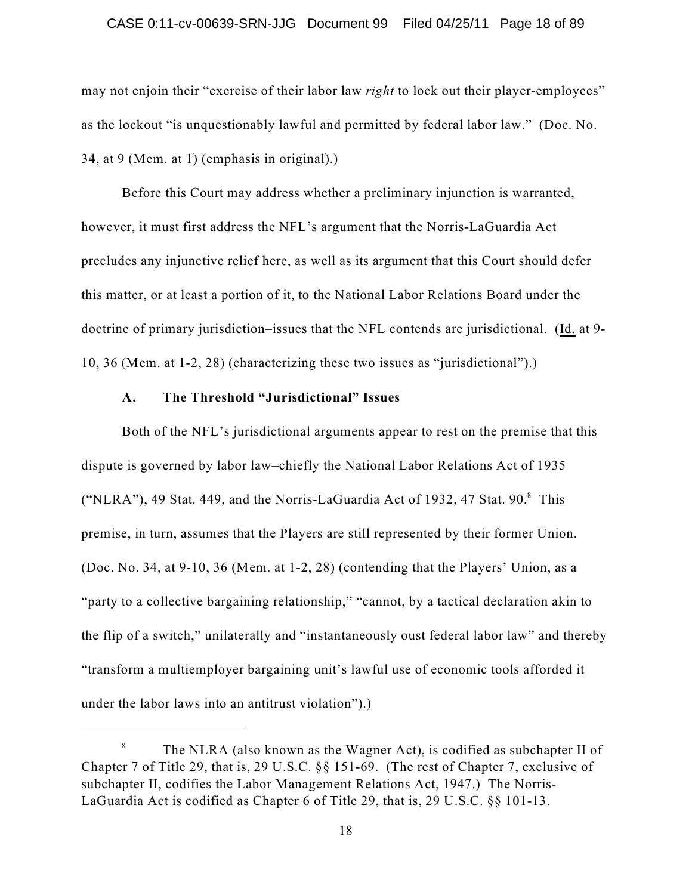may not enjoin their "exercise of their labor law *right* to lock out their player-employees" as the lockout "is unquestionably lawful and permitted by federal labor law." (Doc. No. 34, at 9 (Mem. at 1) (emphasis in original).)

Before this Court may address whether a preliminary injunction is warranted, however, it must first address the NFL's argument that the Norris-LaGuardia Act precludes any injunctive relief here, as well as its argument that this Court should defer this matter, or at least a portion of it, to the National Labor Relations Board under the doctrine of primary jurisdiction–issues that the NFL contends are jurisdictional. (Id. at 9-10, 36 (Mem. at 1-2, 28) (characterizing these two issues as "jurisdictional").)

### A. The Threshold "Jurisdictional" Issues

Both of the NFL's jurisdictional arguments appear to rest on the premise that this dispute is governed by labor law–chiefly the National Labor Relations Act of 1935 ("NLRA"), 49 Stat. 449, and the Norris-LaGuardia Act of 1932, 47 Stat. 90.[8] This premise, in turn, assumes that the Players are still represented by their former Union. (Doc. No. 34, at 9-10, 36 (Mem. at 1-2, 28) (contending that the Players' Union, as a "party to a collective bargaining relationship," "cannot, by a tactical declaration akin to the flip of a switch," unilaterally and "instantaneously oust federal labor law" and thereby "transform a multiemployer bargaining unit's lawful use of economic tools afforded it under the labor laws into an antitrust violation").)

---

[8] The NLRA (also known as the Wagner Act), is codified as subchapter II of Chapter 7 of Title 29, that is, 29 U.S.C. §§ 151-69. (The rest of Chapter 7, exclusive of subchapter II, codifies the Labor Management Relations Act, 1947.) The Norris-LaGuardia Act is codified as Chapter 6 of Title 29, that is, 29 U.S.C. §§ 101-13.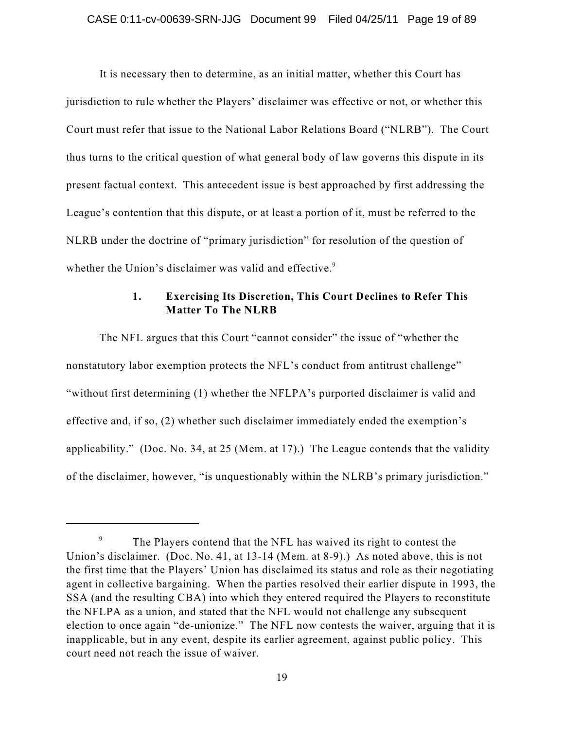It is necessary then to determine, as an initial matter, whether this Court has jurisdiction to rule whether the Players' disclaimer was effective or not, or whether this Court must refer that issue to the National Labor Relations Board ("NLRB"). The Court thus turns to the critical question of what general body of law governs this dispute in its present factual context. This antecedent issue is best approached by first addressing the League's contention that this dispute, or at least a portion of it, must be referred to the NLRB under the doctrine of "primary jurisdiction" for resolution of the question of whether the Union's disclaimer was valid and effective.[9]

### 1. Exercising Its Discretion, This Court Declines to Refer This Matter To The NLRB

The NFL argues that this Court "cannot consider" the issue of "whether the nonstatutory labor exemption protects the NFL's conduct from antitrust challenge" "without first determining (1) whether the NFLPA's purported disclaimer is valid and effective and, if so, (2) whether such disclaimer immediately ended the exemption's applicability." (Doc. No. 34, at 25 (Mem. at 17).) The League contends that the validity of the disclaimer, however, "is unquestionably within the NLRB's primary jurisdiction."

---

[9] The Players contend that the NFL has waived its right to contest the Union's disclaimer. (Doc. No. 41, at 13-14 (Mem. at 8-9).) As noted above, this is not the first time that the Players' Union has disclaimed its status and role as their negotiating agent in collective bargaining. When the parties resolved their earlier dispute in 1993, the SSA (and the resulting CBA) into which they entered required the Players to reconstitute the NFLPA as a union, and stated that the NFL would not challenge any subsequent election to once again "de-unionize." The NFL now contests the waiver, arguing that it is inapplicable, but in any event, despite its earlier agreement, against public policy. This court need not reach the issue of waiver.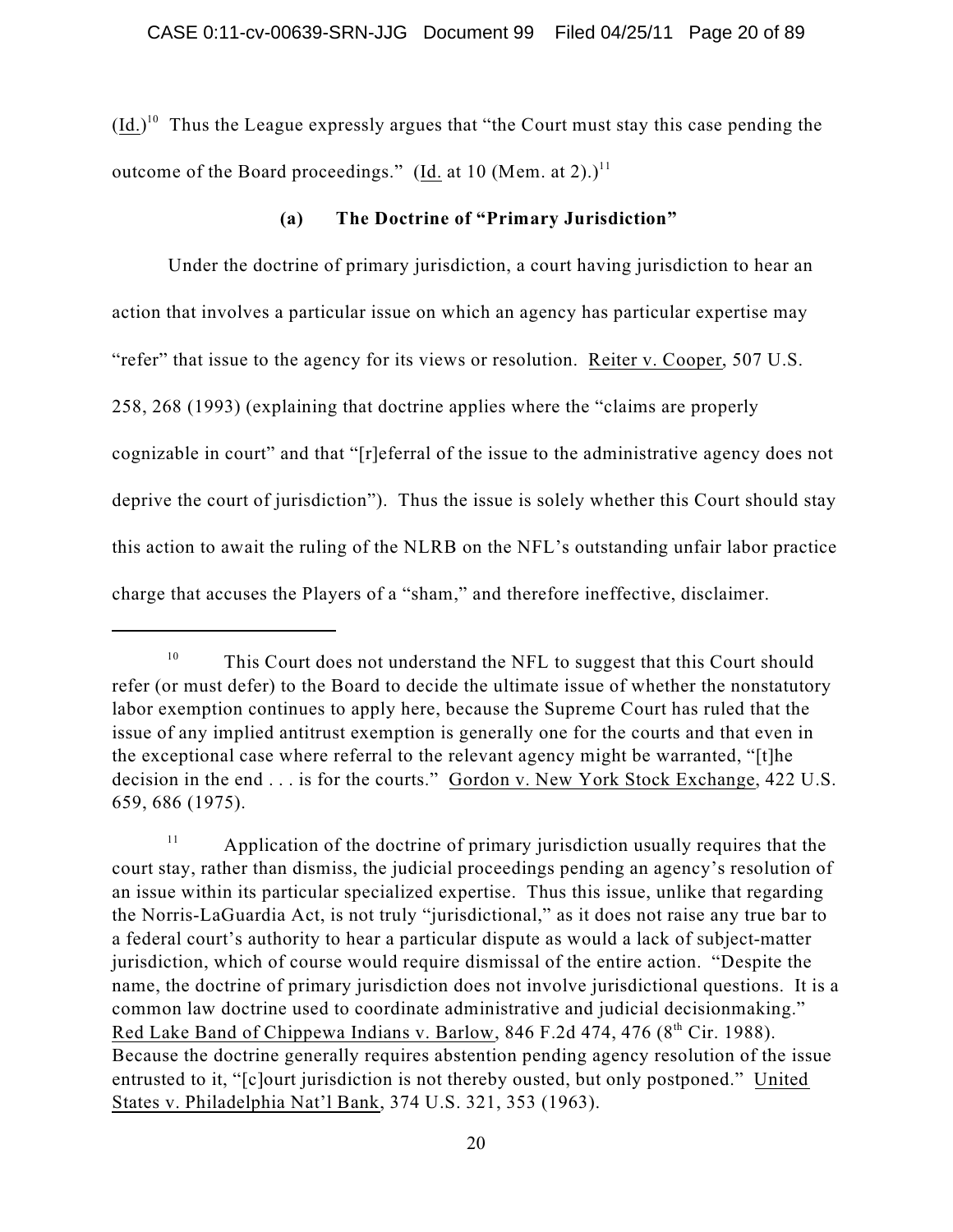(Id.)[10] Thus the League expressly argues that "the Court must stay this case pending the outcome of the Board proceedings." (Id. at 10 (Mem. at 2).)[11]

### (a) The Doctrine of "Primary Jurisdiction"

Under the doctrine of primary jurisdiction, a court having jurisdiction to hear an action that involves a particular issue on which an agency has particular expertise may "refer" that issue to the agency for its views or resolution. Reiter v. Cooper, 507 U.S. 258, 268 (1993) (explaining that doctrine applies where the "claims are properly cognizable in court" and that "[r]eferral of the issue to the administrative agency does not deprive the court of jurisdiction"). Thus the issue is solely whether this Court should stay this action to await the ruling of the NLRB on the NFL's outstanding unfair labor practice charge that accuses the Players of a "sham," and therefore ineffective, disclaimer.

---

[10] This Court does not understand the NFL to suggest that this Court should refer (or must defer) to the Board to decide the ultimate issue of whether the nonstatutory labor exemption continues to apply here, because the Supreme Court has ruled that the issue of any implied antitrust exemption is generally one for the courts and that even in the exceptional case where referral to the relevant agency might be warranted, "[t]he decision in the end . . . is for the courts." Gordon v. New York Stock Exchange, 422 U.S. 659, 686 (1975).

[11] Application of the doctrine of primary jurisdiction usually requires that the court stay, rather than dismiss, the judicial proceedings pending an agency's resolution of an issue within its particular specialized expertise. Thus this issue, unlike that regarding the Norris-LaGuardia Act, is not truly "jurisdictional," as it does not raise any true bar to a federal court's authority to hear a particular dispute as would a lack of subject-matter jurisdiction, which of course would require dismissal of the entire action. "Despite the name, the doctrine of primary jurisdiction does not involve jurisdictional questions. It is a common law doctrine used to coordinate administrative and judicial decisionmaking." Red Lake Band of Chippewa Indians v. Barlow, 846 F.2d 474, 476 (8th Cir. 1988). Because the doctrine generally requires abstention pending agency resolution of the issue entrusted to it, "[c]ourt jurisdiction is not thereby ousted, but only postponed." United States v. Philadelphia Nat'l Bank, 374 U.S. 321, 353 (1963).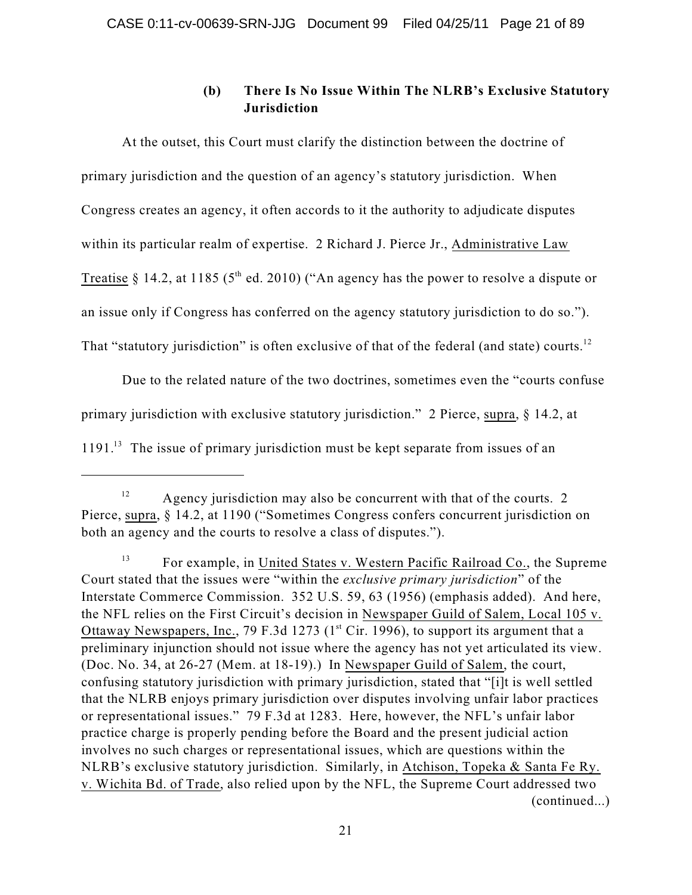### (b) There Is No Issue Within The NLRB's Exclusive Statutory Jurisdiction

At the outset, this Court must clarify the distinction between the doctrine of primary jurisdiction and the question of an agency's statutory jurisdiction. When Congress creates an agency, it often accords to it the authority to adjudicate disputes within its particular realm of expertise. 2 Richard J. Pierce Jr., Administrative Law Treatise § 14.2, at 1185 (5th ed. 2010) ("An agency has the power to resolve a dispute or an issue only if Congress has conferred on the agency statutory jurisdiction to do so."). That "statutory jurisdiction" is often exclusive of that of the federal (and state) courts.[12]

Due to the related nature of the two doctrines, sometimes even the "courts confuse primary jurisdiction with exclusive statutory jurisdiction." 2 Pierce, supra, § 14.2, at 1191.[13] The issue of primary jurisdiction must be kept separate from issues of an

---

[12] Agency jurisdiction may also be concurrent with that of the courts. 2 Pierce, supra, § 14.2, at 1190 ("Sometimes Congress confers concurrent jurisdiction on both an agency and the courts to resolve a class of disputes.").

[13] For example, in United States v. Western Pacific Railroad Co., the Supreme Court stated that the issues were "within the *exclusive primary jurisdiction*" of the Interstate Commerce Commission. 352 U.S. 59, 63 (1956) (emphasis added). And here, the NFL relies on the First Circuit's decision in Newspaper Guild of Salem, Local 105 v. Ottaway Newspapers, Inc., 79 F.3d 1273 (1st Cir. 1996), to support its argument that a preliminary injunction should not issue where the agency has not yet articulated its view. (Doc. No. 34, at 26-27 (Mem. at 18-19).) In Newspaper Guild of Salem, the court, confusing statutory jurisdiction with primary jurisdiction, stated that "[i]t is well settled that the NLRB enjoys primary jurisdiction over disputes involving unfair labor practices or representational issues." 79 F.3d at 1283. Here, however, the NFL's unfair labor practice charge is properly pending before the Board and the present judicial action involves no such charges or representational issues, which are questions within the NLRB's exclusive statutory jurisdiction. Similarly, in Atchison, Topeka & Santa Fe Ry. v. Wichita Bd. of Trade, also relied upon by the NFL, the Supreme Court addressed two (continued...)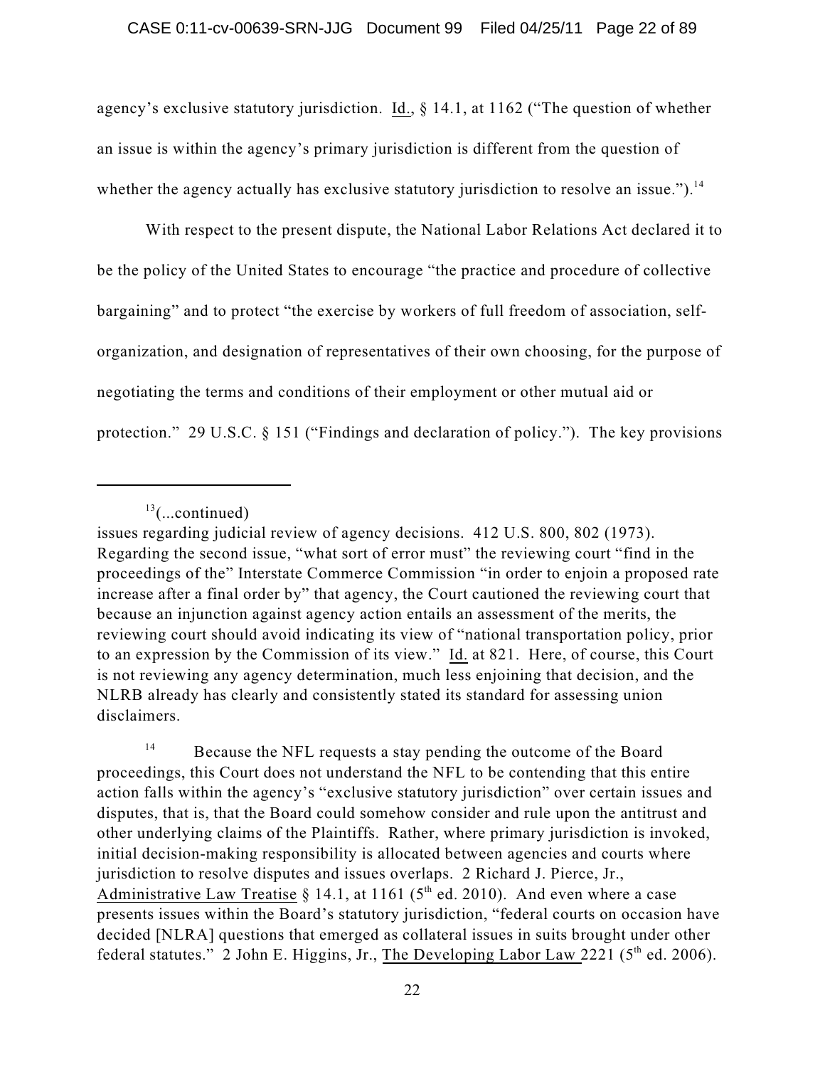agency's exclusive statutory jurisdiction. Id., § 14.1, at 1162 ("The question of whether an issue is within the agency's primary jurisdiction is different from the question of whether the agency actually has exclusive statutory jurisdiction to resolve an issue.").[14]

With respect to the present dispute, the National Labor Relations Act declared it to be the policy of the United States to encourage "the practice and procedure of collective bargaining" and to protect "the exercise by workers of full freedom of association, self-organization, and designation of representatives of their own choosing, for the purpose of negotiating the terms and conditions of their employment or other mutual aid or protection." 29 U.S.C. § 151 ("Findings and declaration of policy."). The key provisions

---

[13](...continued)
issues regarding judicial review of agency decisions. 412 U.S. 800, 802 (1973). Regarding the second issue, "what sort of error must" the reviewing court "find in the proceedings of the" Interstate Commerce Commission "in order to enjoin a proposed rate increase after a final order by" that agency, the Court cautioned the reviewing court that because an injunction against agency action entails an assessment of the merits, the reviewing court should avoid indicating its view of "national transportation policy, prior to an expression by the Commission of its view." Id. at 821. Here, of course, this Court is not reviewing any agency determination, much less enjoining that decision, and the NLRB already has clearly and consistently stated its standard for assessing union disclaimers.

[14] Because the NFL requests a stay pending the outcome of the Board proceedings, this Court does not understand the NFL to be contending that this entire action falls within the agency's "exclusive statutory jurisdiction" over certain issues and disputes, that is, that the Board could somehow consider and rule upon the antitrust and other underlying claims of the Plaintiffs. Rather, where primary jurisdiction is invoked, initial decision-making responsibility is allocated between agencies and courts where jurisdiction to resolve disputes and issues overlaps. 2 Richard J. Pierce, Jr., Administrative Law Treatise § 14.1, at 1161 (5th ed. 2010). And even where a case presents issues within the Board's statutory jurisdiction, "federal courts on occasion have decided [NLRA] questions that emerged as collateral issues in suits brought under other federal statutes." 2 John E. Higgins, Jr., The Developing Labor Law 2221 (5th ed. 2006).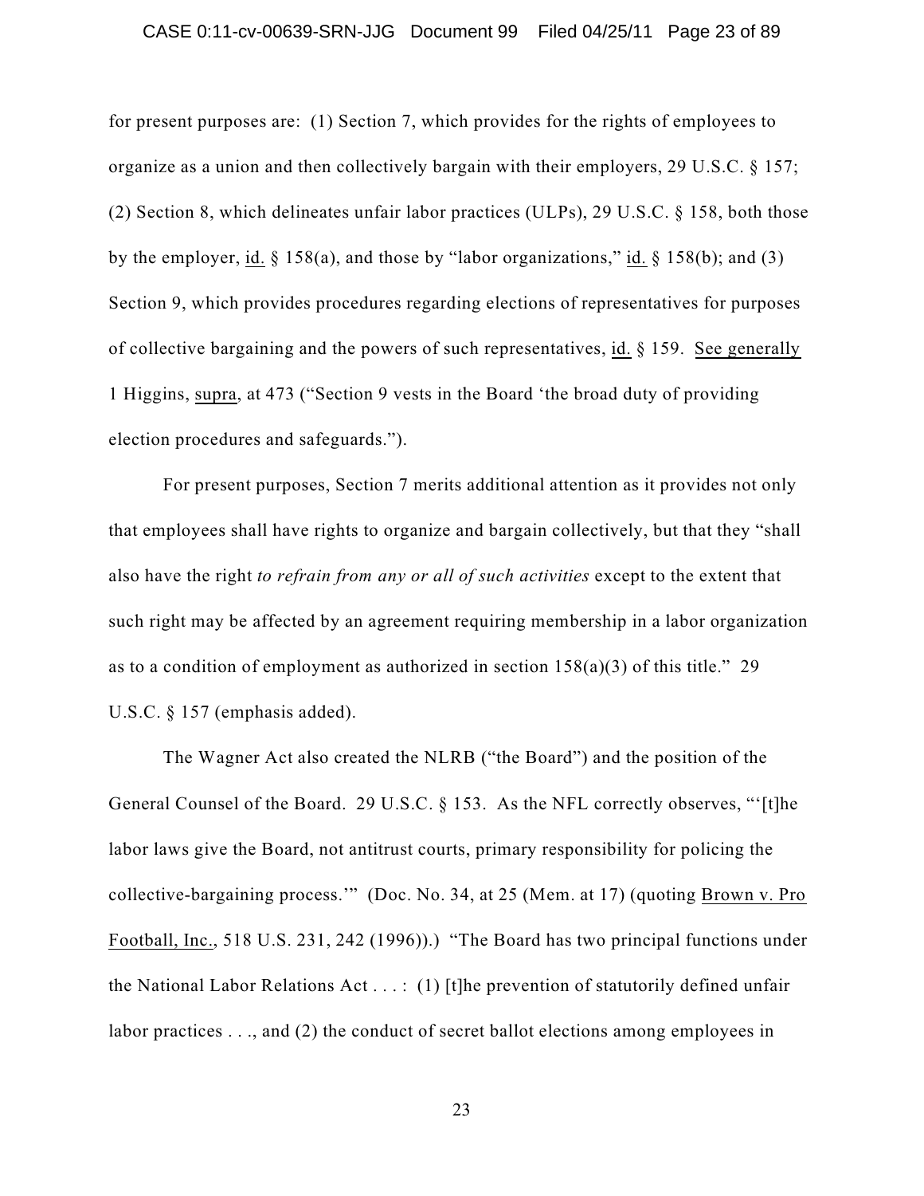for present purposes are: (1) Section 7, which provides for the rights of employees to organize as a union and then collectively bargain with their employers, 29 U.S.C. § 157; (2) Section 8, which delineates unfair labor practices (ULPs), 29 U.S.C. § 158, both those by the employer, id. § 158(a), and those by "labor organizations," id. § 158(b); and (3) Section 9, which provides procedures regarding elections of representatives for purposes of collective bargaining and the powers of such representatives, id. § 159. See generally 1 Higgins, supra, at 473 ("Section 9 vests in the Board 'the broad duty of providing election procedures and safeguards.").

For present purposes, Section 7 merits additional attention as it provides not only that employees shall have rights to organize and bargain collectively, but that they "shall also have the right *to refrain from any or all of such activities* except to the extent that such right may be affected by an agreement requiring membership in a labor organization as to a condition of employment as authorized in section 158(a)(3) of this title." 29 U.S.C. § 157 (emphasis added).

The Wagner Act also created the NLRB ("the Board") and the position of the General Counsel of the Board. 29 U.S.C. § 153. As the NFL correctly observes, "'[t]he labor laws give the Board, not antitrust courts, primary responsibility for policing the collective-bargaining process.'" (Doc. No. 34, at 25 (Mem. at 17) (quoting Brown v. Pro Football, Inc., 518 U.S. 231, 242 (1996)).) "The Board has two principal functions under the National Labor Relations Act . . . : (1) [t]he prevention of statutorily defined unfair labor practices . . ., and (2) the conduct of secret ballot elections among employees in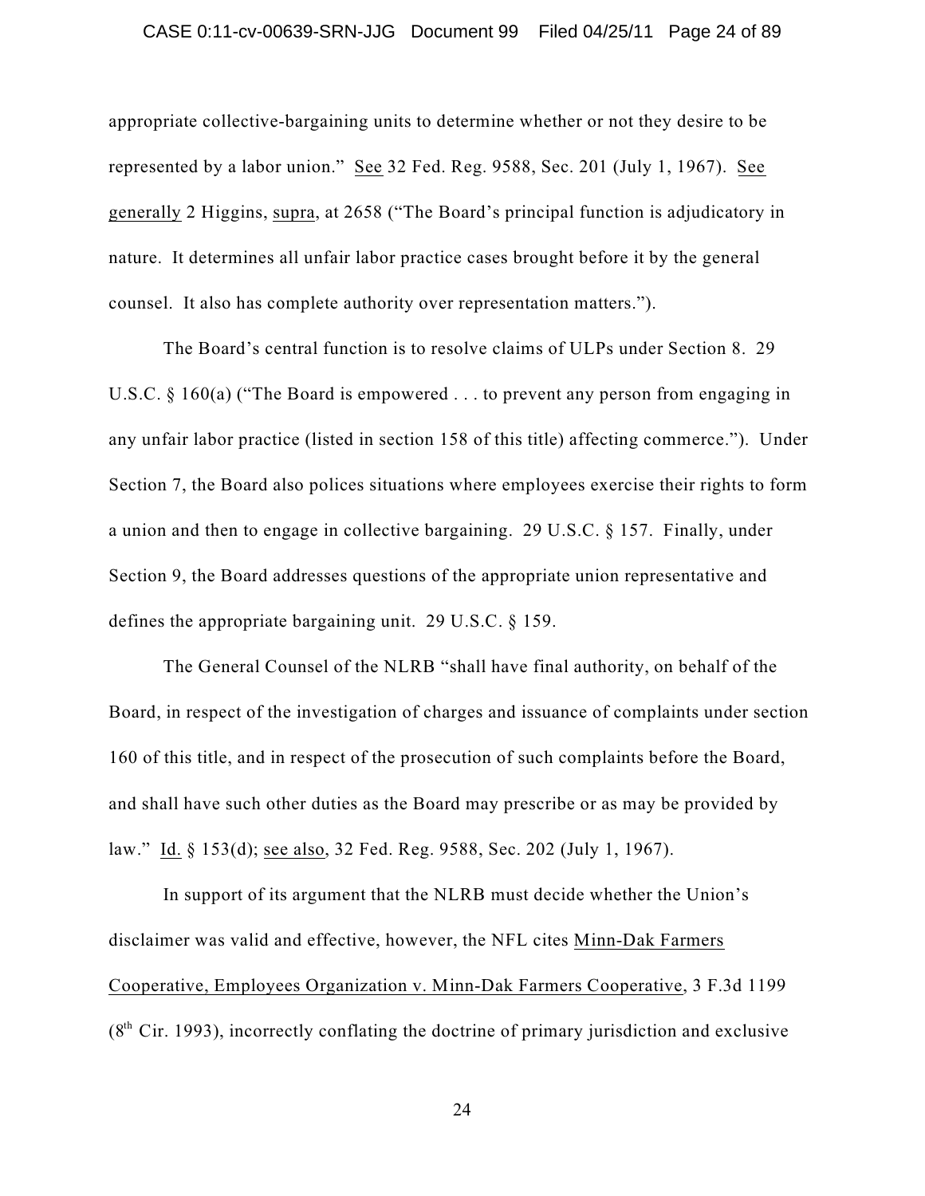appropriate collective-bargaining units to determine whether or not they desire to be represented by a labor union." See 32 Fed. Reg. 9588, Sec. 201 (July 1, 1967). See generally 2 Higgins, supra, at 2658 ("The Board's principal function is adjudicatory in nature. It determines all unfair labor practice cases brought before it by the general counsel. It also has complete authority over representation matters.").

The Board's central function is to resolve claims of ULPs under Section 8. 29 U.S.C. § 160(a) ("The Board is empowered . . . to prevent any person from engaging in any unfair labor practice (listed in section 158 of this title) affecting commerce."). Under Section 7, the Board also polices situations where employees exercise their rights to form a union and then to engage in collective bargaining. 29 U.S.C. § 157. Finally, under Section 9, the Board addresses questions of the appropriate union representative and defines the appropriate bargaining unit. 29 U.S.C. § 159.

The General Counsel of the NLRB "shall have final authority, on behalf of the Board, in respect of the investigation of charges and issuance of complaints under section 160 of this title, and in respect of the prosecution of such complaints before the Board, and shall have such other duties as the Board may prescribe or as may be provided by law." Id. § 153(d); see also, 32 Fed. Reg. 9588, Sec. 202 (July 1, 1967).

In support of its argument that the NLRB must decide whether the Union's disclaimer was valid and effective, however, the NFL cites Minn-Dak Farmers Cooperative, Employees Organization v. Minn-Dak Farmers Cooperative, 3 F.3d 1199 (8th Cir. 1993), incorrectly conflating the doctrine of primary jurisdiction and exclusive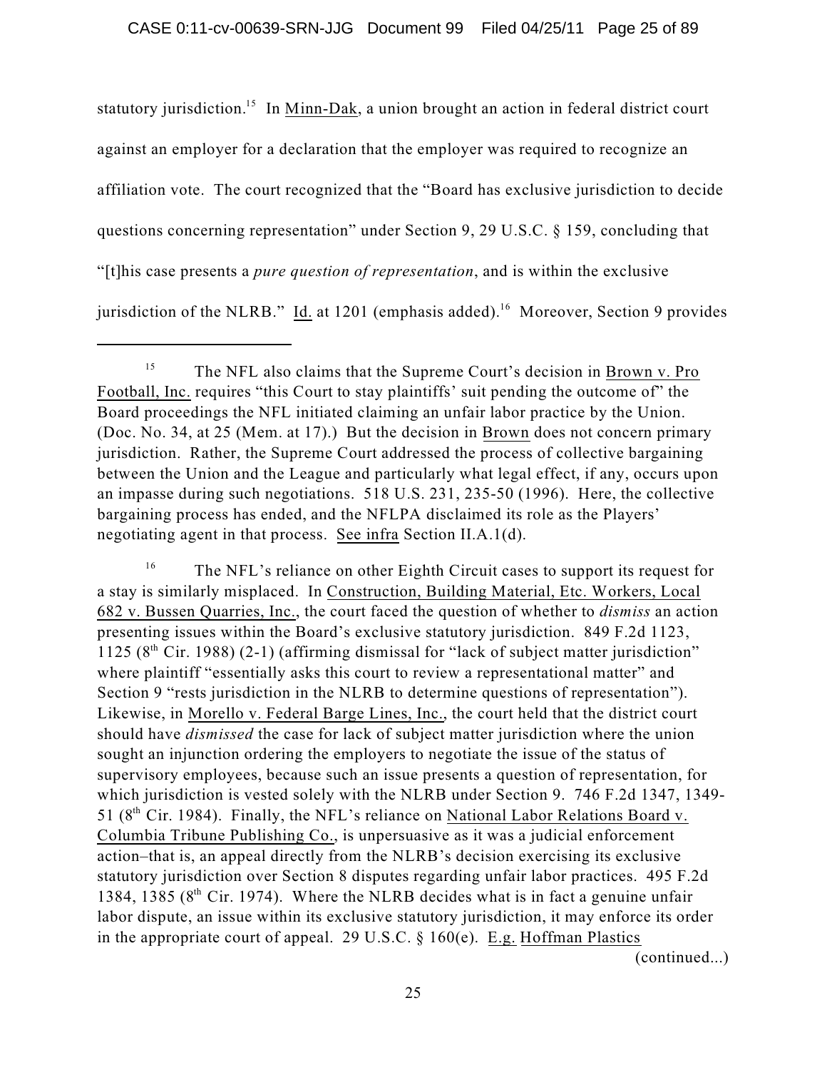statutory jurisdiction.[15] In Minn-Dak, a union brought an action in federal district court against an employer for a declaration that the employer was required to recognize an affiliation vote. The court recognized that the "Board has exclusive jurisdiction to decide questions concerning representation" under Section 9, 29 U.S.C. § 159, concluding that "[t]his case presents a *pure question of representation*, and is within the exclusive jurisdiction of the NLRB." Id. at 1201 (emphasis added).[16] Moreover, Section 9 provides

---

[15] The NFL also claims that the Supreme Court's decision in Brown v. Pro Football, Inc. requires "this Court to stay plaintiffs' suit pending the outcome of" the Board proceedings the NFL initiated claiming an unfair labor practice by the Union. (Doc. No. 34, at 25 (Mem. at 17).) But the decision in Brown does not concern primary jurisdiction. Rather, the Supreme Court addressed the process of collective bargaining between the Union and the League and particularly what legal effect, if any, occurs upon an impasse during such negotiations. 518 U.S. 231, 235-50 (1996). Here, the collective bargaining process has ended, and the NFLPA disclaimed its role as the Players' negotiating agent in that process. See infra Section II.A.1(d).

[16] The NFL's reliance on other Eighth Circuit cases to support its request for a stay is similarly misplaced. In Construction, Building Material, Etc. Workers, Local 682 v. Bussen Quarries, Inc., the court faced the question of whether to *dismiss* an action presenting issues within the Board's exclusive statutory jurisdiction. 849 F.2d 1123, 1125 (8th Cir. 1988) (2-1) (affirming dismissal for "lack of subject matter jurisdiction" where plaintiff "essentially asks this court to review a representational matter" and Section 9 "rests jurisdiction in the NLRB to determine questions of representation"). Likewise, in Morello v. Federal Barge Lines, Inc., the court held that the district court should have *dismissed* the case for lack of subject matter jurisdiction where the union sought an injunction ordering the employers to negotiate the issue of the status of supervisory employees, because such an issue presents a question of representation, for which jurisdiction is vested solely with the NLRB under Section 9. 746 F.2d 1347, 1349-51 (8th Cir. 1984). Finally, the NFL's reliance on National Labor Relations Board v. Columbia Tribune Publishing Co., is unpersuasive as it was a judicial enforcement action–that is, an appeal directly from the NLRB's decision exercising its exclusive statutory jurisdiction over Section 8 disputes regarding unfair labor practices. 495 F.2d 1384, 1385 (8th Cir. 1974). Where the NLRB decides what is in fact a genuine unfair labor dispute, an issue within its exclusive statutory jurisdiction, it may enforce its order in the appropriate court of appeal. 29 U.S.C. § 160(e). E.g. Hoffman Plastics

(continued...)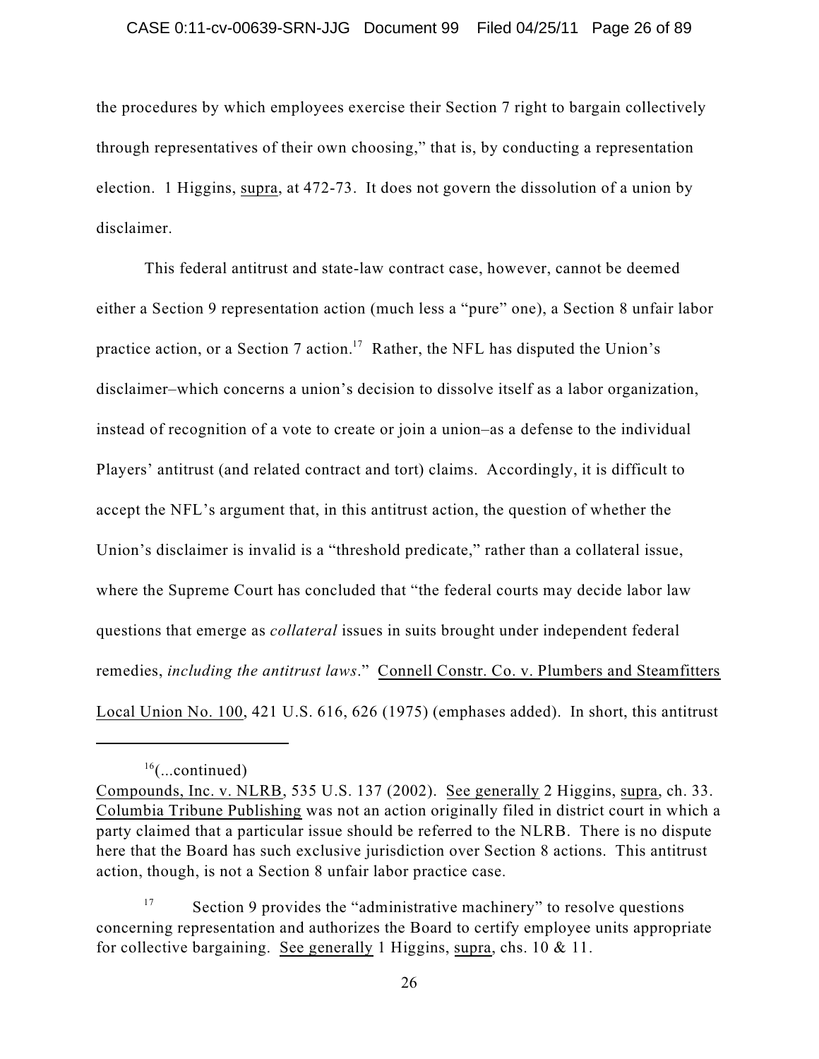the procedures by which employees exercise their Section 7 right to bargain collectively through representatives of their own choosing," that is, by conducting a representation election. 1 Higgins, supra, at 472-73. It does not govern the dissolution of a union by disclaimer.

This federal antitrust and state-law contract case, however, cannot be deemed either a Section 9 representation action (much less a "pure" one), a Section 8 unfair labor practice action, or a Section 7 action.[17] Rather, the NFL has disputed the Union's disclaimer–which concerns a union's decision to dissolve itself as a labor organization, instead of recognition of a vote to create or join a union–as a defense to the individual Players' antitrust (and related contract and tort) claims. Accordingly, it is difficult to accept the NFL's argument that, in this antitrust action, the question of whether the Union's disclaimer is invalid is a "threshold predicate," rather than a collateral issue, where the Supreme Court has concluded that "the federal courts may decide labor law questions that emerge as *collateral* issues in suits brought under independent federal remedies, *including the antitrust laws*." Connell Constr. Co. v. Plumbers and Steamfitters Local Union No. 100, 421 U.S. 616, 626 (1975) (emphases added). In short, this antitrust

---

[16](...continued)
Compounds, Inc. v. NLRB, 535 U.S. 137 (2002). See generally 2 Higgins, supra, ch. 33. Columbia Tribune Publishing was not an action originally filed in district court in which a party claimed that a particular issue should be referred to the NLRB. There is no dispute here that the Board has such exclusive jurisdiction over Section 8 actions. This antitrust action, though, is not a Section 8 unfair labor practice case.

[17] Section 9 provides the "administrative machinery" to resolve questions concerning representation and authorizes the Board to certify employee units appropriate for collective bargaining. See generally 1 Higgins, supra, chs. 10 & 11.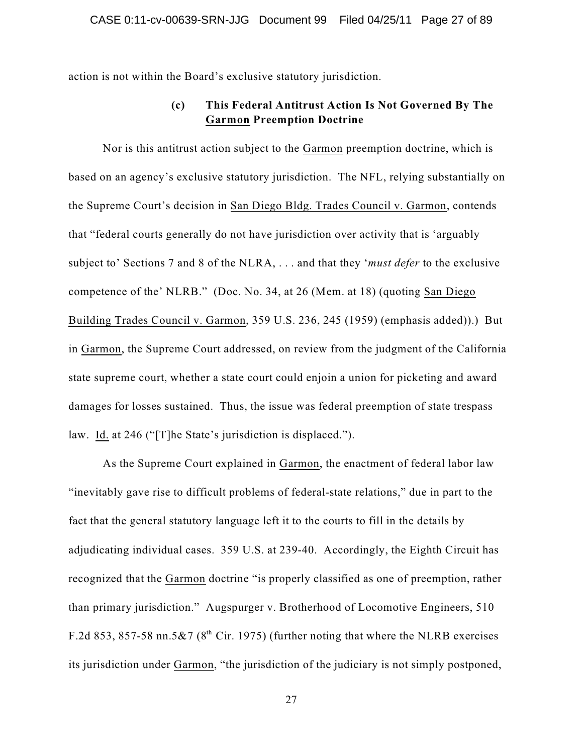action is not within the Board's exclusive statutory jurisdiction.

### (c) This Federal Antitrust Action Is Not Governed By The Garmon Preemption Doctrine

Nor is this antitrust action subject to the Garmon preemption doctrine, which is based on an agency's exclusive statutory jurisdiction. The NFL, relying substantially on the Supreme Court's decision in San Diego Bldg. Trades Council v. Garmon, contends that "federal courts generally do not have jurisdiction over activity that is 'arguably subject to' Sections 7 and 8 of the NLRA, . . . and that they '*must defer* to the exclusive competence of the' NLRB." (Doc. No. 34, at 26 (Mem. at 18) (quoting San Diego Building Trades Council v. Garmon, 359 U.S. 236, 245 (1959) (emphasis added)).) But in Garmon, the Supreme Court addressed, on review from the judgment of the California state supreme court, whether a state court could enjoin a union for picketing and award damages for losses sustained. Thus, the issue was federal preemption of state trespass law. Id. at 246 ("[T]he State's jurisdiction is displaced.").

As the Supreme Court explained in Garmon, the enactment of federal labor law "inevitably gave rise to difficult problems of federal-state relations," due in part to the fact that the general statutory language left it to the courts to fill in the details by adjudicating individual cases. 359 U.S. at 239-40. Accordingly, the Eighth Circuit has recognized that the Garmon doctrine "is properly classified as one of preemption, rather than primary jurisdiction." Augspurger v. Brotherhood of Locomotive Engineers, 510 F.2d 853, 857-58 nn.5&7 (8th Cir. 1975) (further noting that where the NLRB exercises its jurisdiction under Garmon, "the jurisdiction of the judiciary is not simply postponed,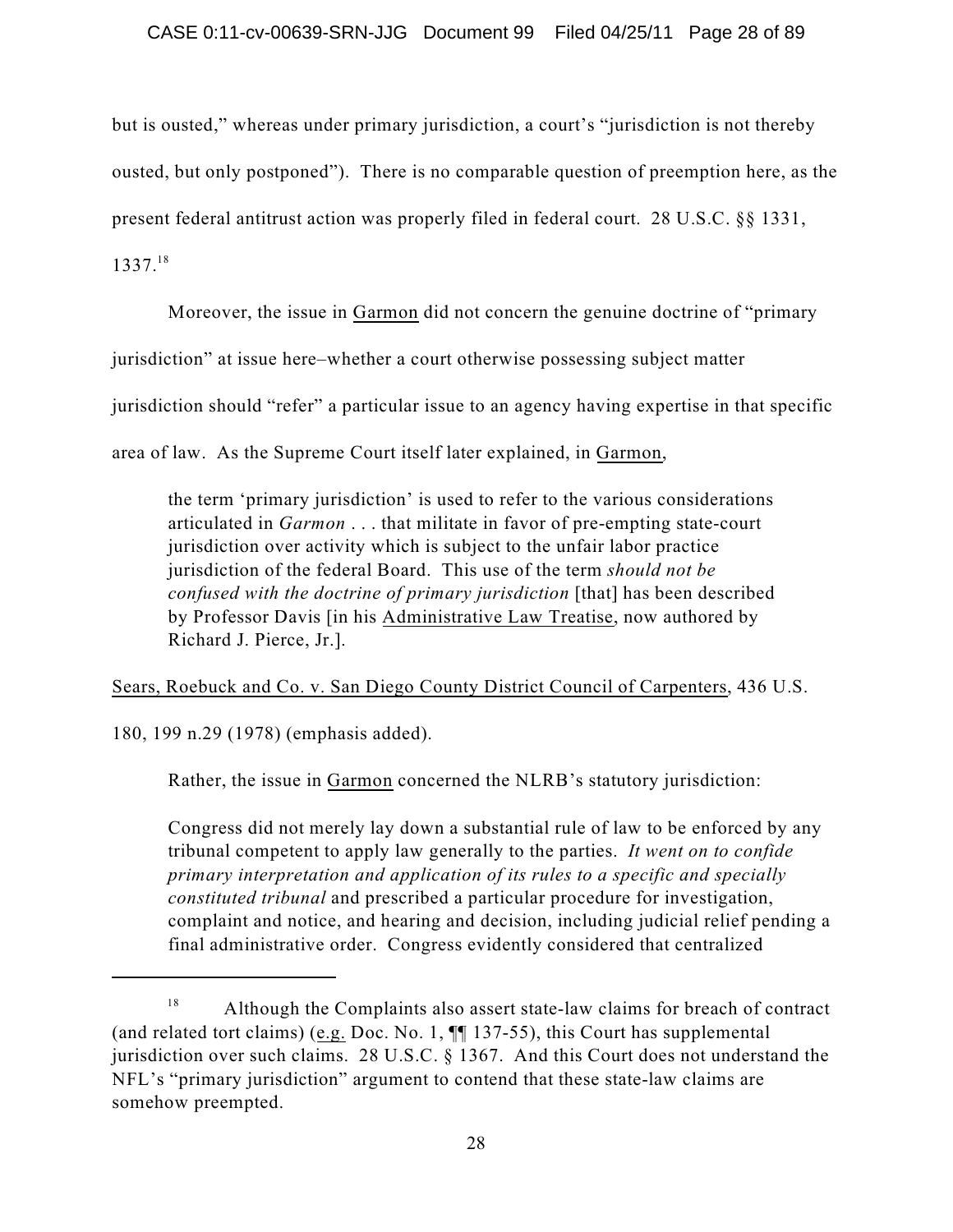but is ousted," whereas under primary jurisdiction, a court's "jurisdiction is not thereby ousted, but only postponed"). There is no comparable question of preemption here, as the present federal antitrust action was properly filed in federal court. 28 U.S.C. §§ 1331, 1337.[18]

Moreover, the issue in Garmon did not concern the genuine doctrine of "primary jurisdiction" at issue here–whether a court otherwise possessing subject matter jurisdiction should "refer" a particular issue to an agency having expertise in that specific area of law. As the Supreme Court itself later explained, in Garmon,

> the term 'primary jurisdiction' is used to refer to the various considerations articulated in *Garmon* . . . that militate in favor of pre-empting state-court jurisdiction over activity which is subject to the unfair labor practice jurisdiction of the federal Board. This use of the term *should not be confused with the doctrine of primary jurisdiction* [that] has been described by Professor Davis [in his Administrative Law Treatise, now authored by Richard J. Pierce, Jr.].

Sears, Roebuck and Co. v. San Diego County District Council of Carpenters, 436 U.S. 180, 199 n.29 (1978) (emphasis added).

Rather, the issue in Garmon concerned the NLRB's statutory jurisdiction:

> Congress did not merely lay down a substantial rule of law to be enforced by any tribunal competent to apply law generally to the parties. *It went on to confide primary interpretation and application of its rules to a specific and specially constituted tribunal* and prescribed a particular procedure for investigation, complaint and notice, and hearing and decision, including judicial relief pending a final administrative order. Congress evidently considered that centralized

---

[18] Although the Complaints also assert state-law claims for breach of contract (and related tort claims) (e.g. Doc. No. 1, ¶¶ 137-55), this Court has supplemental jurisdiction over such claims. 28 U.S.C. § 1367. And this Court does not understand the NFL's "primary jurisdiction" argument to contend that these state-law claims are somehow preempted.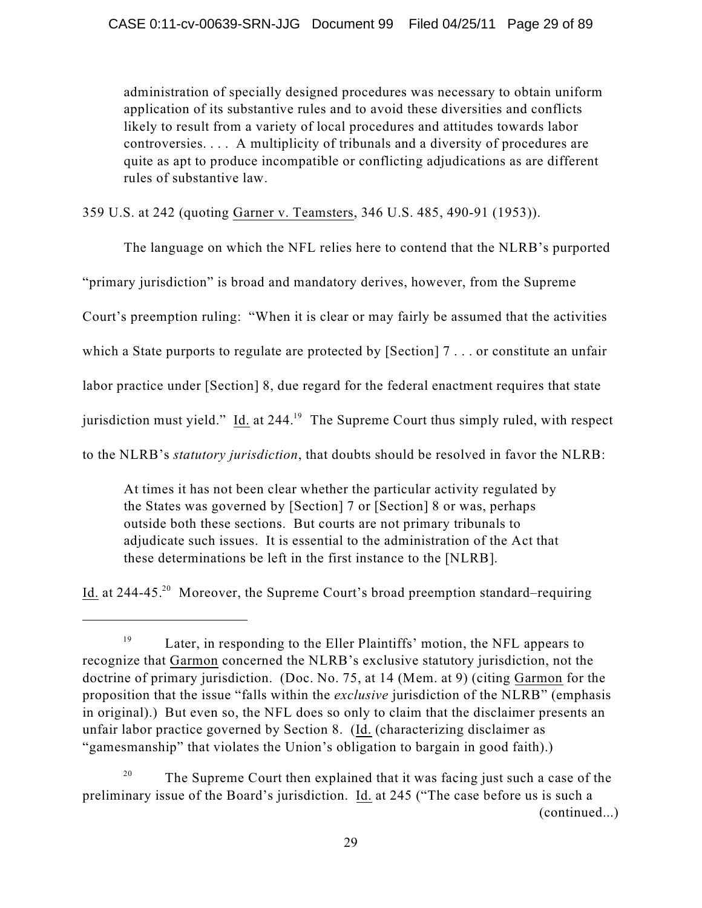> administration of specially designed procedures was necessary to obtain uniform application of its substantive rules and to avoid these diversities and conflicts likely to result from a variety of local procedures and attitudes towards labor controversies. . . . A multiplicity of tribunals and a diversity of procedures are quite as apt to produce incompatible or conflicting adjudications as are different rules of substantive law.

359 U.S. at 242 (quoting Garner v. Teamsters, 346 U.S. 485, 490-91 (1953)).

The language on which the NFL relies here to contend that the NLRB's purported "primary jurisdiction" is broad and mandatory derives, however, from the Supreme Court's preemption ruling: "When it is clear or may fairly be assumed that the activities which a State purports to regulate are protected by [Section] 7 . . . or constitute an unfair labor practice under [Section] 8, due regard for the federal enactment requires that state jurisdiction must yield." Id. at 244.[19] The Supreme Court thus simply ruled, with respect to the NLRB's *statutory jurisdiction*, that doubts should be resolved in favor the NLRB:

> At times it has not been clear whether the particular activity regulated by the States was governed by [Section] 7 or [Section] 8 or was, perhaps outside both these sections. But courts are not primary tribunals to adjudicate such issues. It is essential to the administration of the Act that these determinations be left in the first instance to the [NLRB].

Id. at 244-45.[20] Moreover, the Supreme Court's broad preemption standard–requiring

---

[19] Later, in responding to the Eller Plaintiffs' motion, the NFL appears to recognize that Garmon concerned the NLRB's exclusive statutory jurisdiction, not the doctrine of primary jurisdiction. (Doc. No. 75, at 14 (Mem. at 9) (citing Garmon for the proposition that the issue "falls within the *exclusive* jurisdiction of the NLRB" (emphasis in original).) But even so, the NFL does so only to claim that the disclaimer presents an unfair labor practice governed by Section 8. (Id. (characterizing disclaimer as "gamesmanship" that violates the Union's obligation to bargain in good faith).)

[20] The Supreme Court then explained that it was facing just such a case of the preliminary issue of the Board's jurisdiction. Id. at 245 ("The case before us is such a (continued...)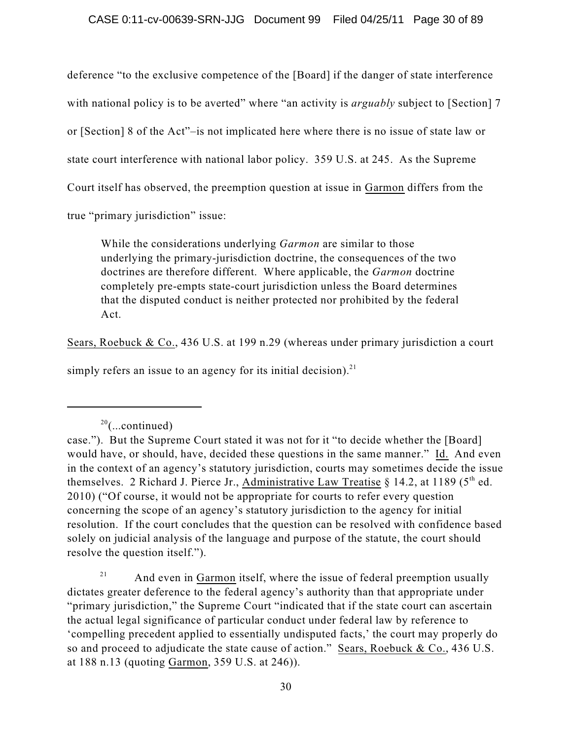deference "to the exclusive competence of the [Board] if the danger of state interference with national policy is to be averted" where "an activity is *arguably* subject to [Section] 7 or [Section] 8 of the Act"–is not implicated here where there is no issue of state law or state court interference with national labor policy. 359 U.S. at 245. As the Supreme Court itself has observed, the preemption question at issue in Garmon differs from the true "primary jurisdiction" issue:

> While the considerations underlying *Garmon* are similar to those underlying the primary-jurisdiction doctrine, the consequences of the two doctrines are therefore different. Where applicable, the *Garmon* doctrine completely pre-empts state-court jurisdiction unless the Board determines that the disputed conduct is neither protected nor prohibited by the federal Act.

Sears, Roebuck & Co., 436 U.S. at 199 n.29 (whereas under primary jurisdiction a court simply refers an issue to an agency for its initial decision).[21]

---

[20](...continued)
case."). But the Supreme Court stated it was not for it "to decide whether the [Board] would have, or should, have, decided these questions in the same manner." Id. And even in the context of an agency's statutory jurisdiction, courts may sometimes decide the issue themselves. 2 Richard J. Pierce Jr., Administrative Law Treatise § 14.2, at 1189 (5th ed. 2010) ("Of course, it would not be appropriate for courts to refer every question concerning the scope of an agency's statutory jurisdiction to the agency for initial resolution. If the court concludes that the question can be resolved with confidence based solely on judicial analysis of the language and purpose of the statute, the court should resolve the question itself.").

[21] And even in Garmon itself, where the issue of federal preemption usually dictates greater deference to the federal agency's authority than that appropriate under "primary jurisdiction," the Supreme Court "indicated that if the state court can ascertain the actual legal significance of particular conduct under federal law by reference to 'compelling precedent applied to essentially undisputed facts,' the court may properly do so and proceed to adjudicate the state cause of action." Sears, Roebuck & Co., 436 U.S. at 188 n.13 (quoting Garmon, 359 U.S. at 246)).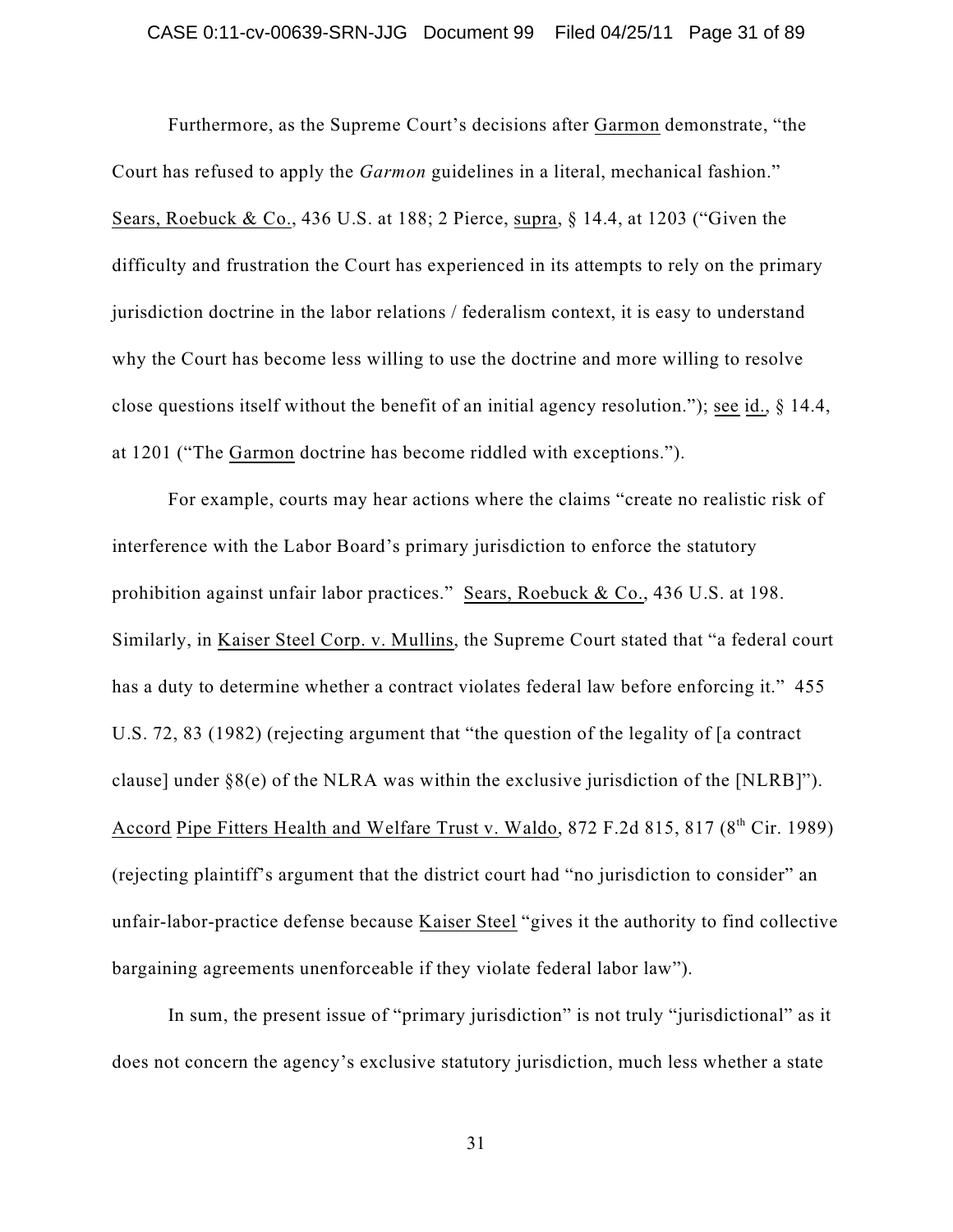Furthermore, as the Supreme Court's decisions after Garmon demonstrate, "the Court has refused to apply the *Garmon* guidelines in a literal, mechanical fashion." Sears, Roebuck & Co., 436 U.S. at 188; 2 Pierce, supra, § 14.4, at 1203 ("Given the difficulty and frustration the Court has experienced in its attempts to rely on the primary jurisdiction doctrine in the labor relations / federalism context, it is easy to understand why the Court has become less willing to use the doctrine and more willing to resolve close questions itself without the benefit of an initial agency resolution."); see id., § 14.4, at 1201 ("The Garmon doctrine has become riddled with exceptions.").

For example, courts may hear actions where the claims "create no realistic risk of interference with the Labor Board's primary jurisdiction to enforce the statutory prohibition against unfair labor practices." Sears, Roebuck & Co., 436 U.S. at 198. Similarly, in Kaiser Steel Corp. v. Mullins, the Supreme Court stated that "a federal court has a duty to determine whether a contract violates federal law before enforcing it." 455 U.S. 72, 83 (1982) (rejecting argument that "the question of the legality of [a contract clause] under §8(e) of the NLRA was within the exclusive jurisdiction of the [NLRB]"). Accord Pipe Fitters Health and Welfare Trust v. Waldo, 872 F.2d 815, 817 (8th Cir. 1989) (rejecting plaintiff's argument that the district court had "no jurisdiction to consider" an unfair-labor-practice defense because Kaiser Steel "gives it the authority to find collective bargaining agreements unenforceable if they violate federal labor law").

In sum, the present issue of "primary jurisdiction" is not truly "jurisdictional" as it does not concern the agency's exclusive statutory jurisdiction, much less whether a state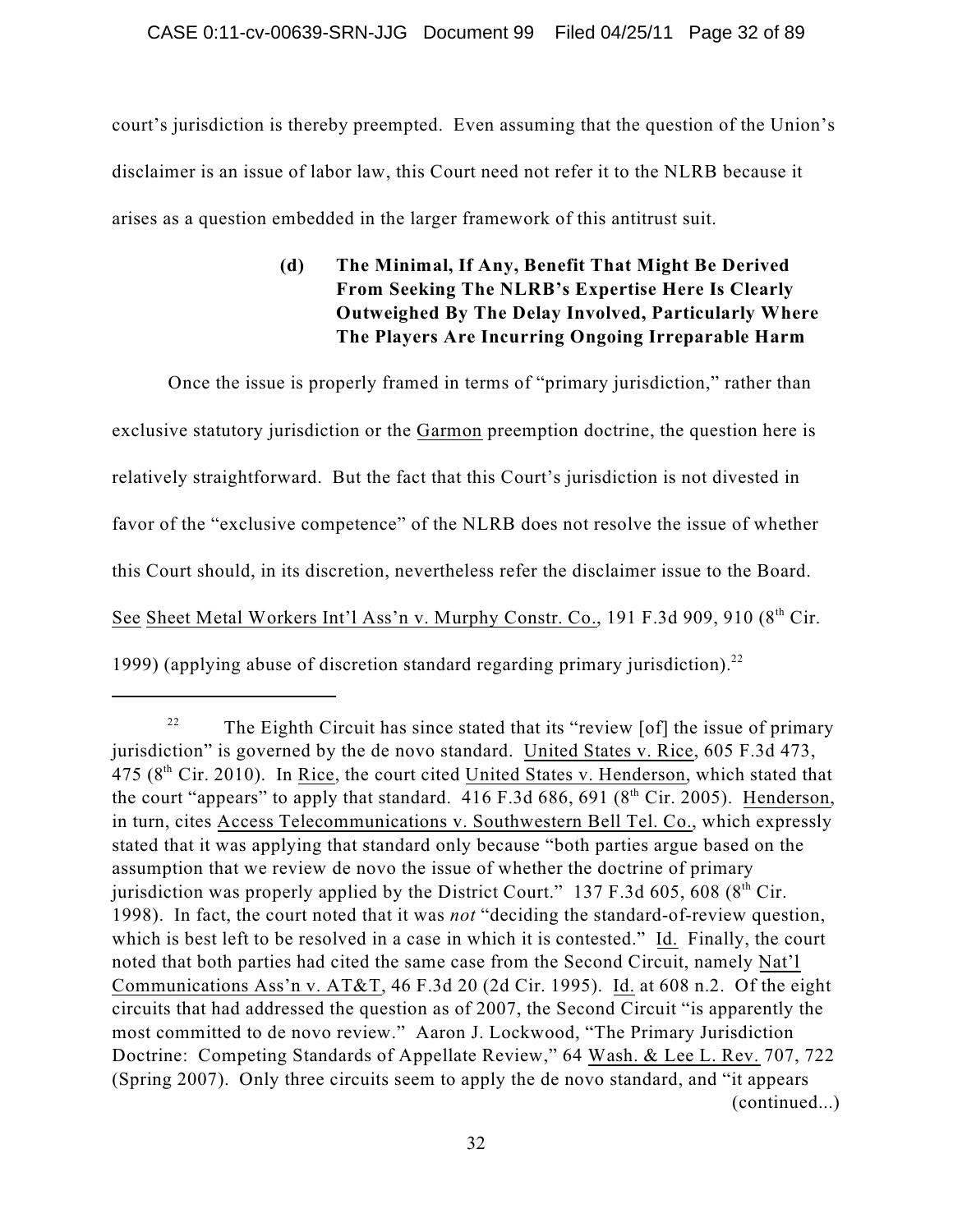court's jurisdiction is thereby preempted. Even assuming that the question of the Union's disclaimer is an issue of labor law, this Court need not refer it to the NLRB because it arises as a question embedded in the larger framework of this antitrust suit.

**(d) The Minimal, If Any, Benefit That Might Be Derived From Seeking The NLRB's Expertise Here Is Clearly Outweighed By The Delay Involved, Particularly Where The Players Are Incurring Ongoing Irreparable Harm**

Once the issue is properly framed in terms of "primary jurisdiction," rather than exclusive statutory jurisdiction or the Garmon preemption doctrine, the question here is relatively straightforward. But the fact that this Court's jurisdiction is not divested in favor of the "exclusive competence" of the NLRB does not resolve the issue of whether this Court should, in its discretion, nevertheless refer the disclaimer issue to the Board. See Sheet Metal Workers Int'l Ass'n v. Murphy Constr. Co., 191 F.3d 909, 910 (8th Cir. 1999) (applying abuse of discretion standard regarding primary jurisdiction).[22]

---

[22] The Eighth Circuit has since stated that its "review [of] the issue of primary jurisdiction" is governed by the de novo standard. United States v. Rice, 605 F.3d 473, 475 (8th Cir. 2010). In Rice, the court cited United States v. Henderson, which stated that the court "appears" to apply that standard. 416 F.3d 686, 691 (8th Cir. 2005). Henderson, in turn, cites Access Telecommunications v. Southwestern Bell Tel. Co., which expressly stated that it was applying that standard only because "both parties argue based on the assumption that we review de novo the issue of whether the doctrine of primary jurisdiction was properly applied by the District Court." 137 F.3d 605, 608 (8th Cir. 1998). In fact, the court noted that it was *not* "deciding the standard-of-review question, which is best left to be resolved in a case in which it is contested." Id. Finally, the court noted that both parties had cited the same case from the Second Circuit, namely Nat'l Communications Ass'n v. AT&T, 46 F.3d 20 (2d Cir. 1995). Id. at 608 n.2. Of the eight circuits that had addressed the question as of 2007, the Second Circuit "is apparently the most committed to de novo review." Aaron J. Lockwood, "The Primary Jurisdiction Doctrine: Competing Standards of Appellate Review," 64 Wash. & Lee L. Rev. 707, 722 (Spring 2007). Only three circuits seem to apply the de novo standard, and "it appears

(continued...)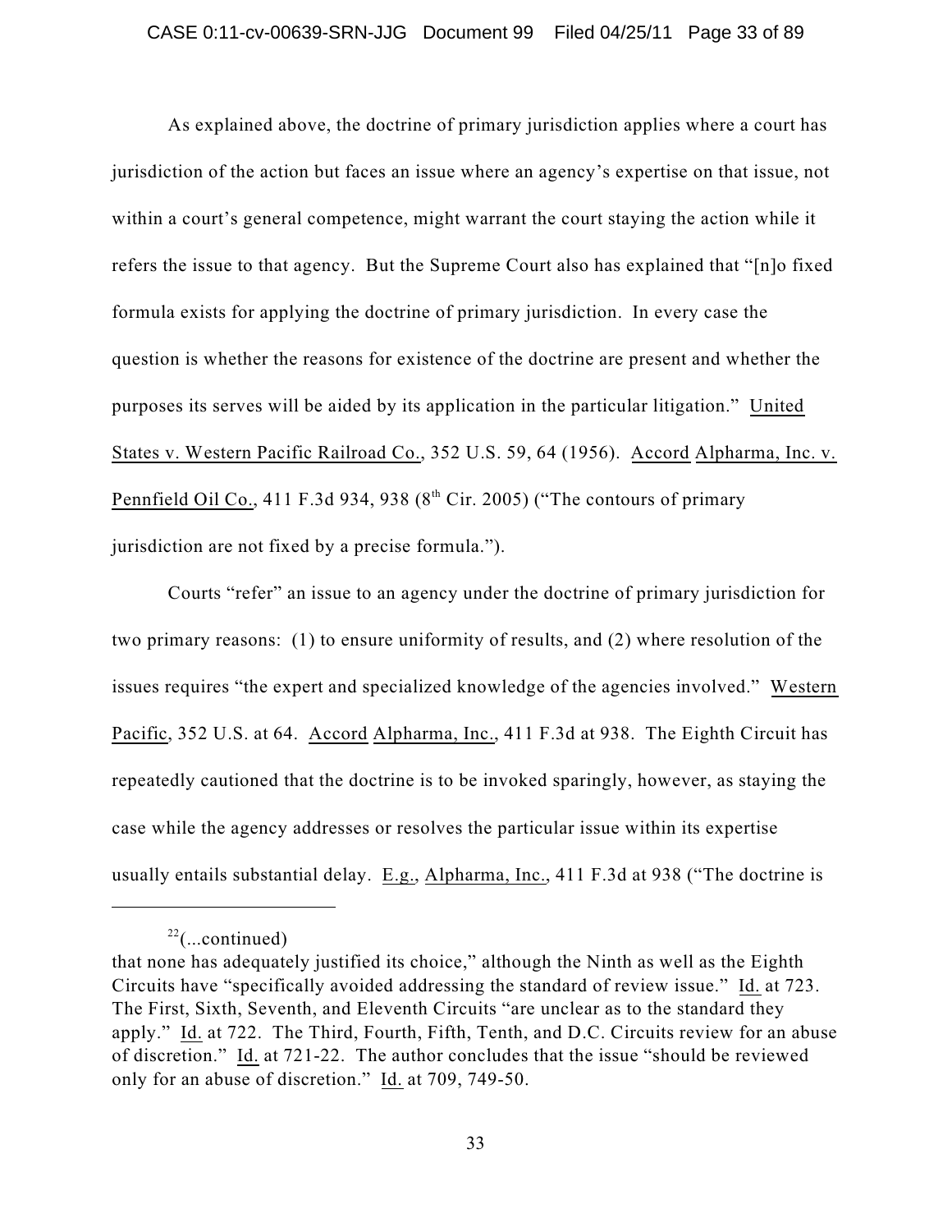As explained above, the doctrine of primary jurisdiction applies where a court has jurisdiction of the action but faces an issue where an agency's expertise on that issue, not within a court's general competence, might warrant the court staying the action while it refers the issue to that agency. But the Supreme Court also has explained that "[n]o fixed formula exists for applying the doctrine of primary jurisdiction. In every case the question is whether the reasons for existence of the doctrine are present and whether the purposes its serves will be aided by its application in the particular litigation." United States v. Western Pacific Railroad Co., 352 U.S. 59, 64 (1956). Accord Alpharma, Inc. v. Pennfield Oil Co., 411 F.3d 934, 938 (8th Cir. 2005) ("The contours of primary jurisdiction are not fixed by a precise formula.").

Courts "refer" an issue to an agency under the doctrine of primary jurisdiction for two primary reasons: (1) to ensure uniformity of results, and (2) where resolution of the issues requires "the expert and specialized knowledge of the agencies involved." Western Pacific, 352 U.S. at 64. Accord Alpharma, Inc., 411 F.3d at 938. The Eighth Circuit has repeatedly cautioned that the doctrine is to be invoked sparingly, however, as staying the case while the agency addresses or resolves the particular issue within its expertise usually entails substantial delay. E.g., Alpharma, Inc., 411 F.3d at 938 ("The doctrine is

---

[22](...continued)
that none has adequately justified its choice," although the Ninth as well as the Eighth Circuits have "specifically avoided addressing the standard of review issue." Id. at 723. The First, Sixth, Seventh, and Eleventh Circuits "are unclear as to the standard they apply." Id. at 722. The Third, Fourth, Fifth, Tenth, and D.C. Circuits review for an abuse of discretion." Id. at 721-22. The author concludes that the issue "should be reviewed only for an abuse of discretion." Id. at 709, 749-50.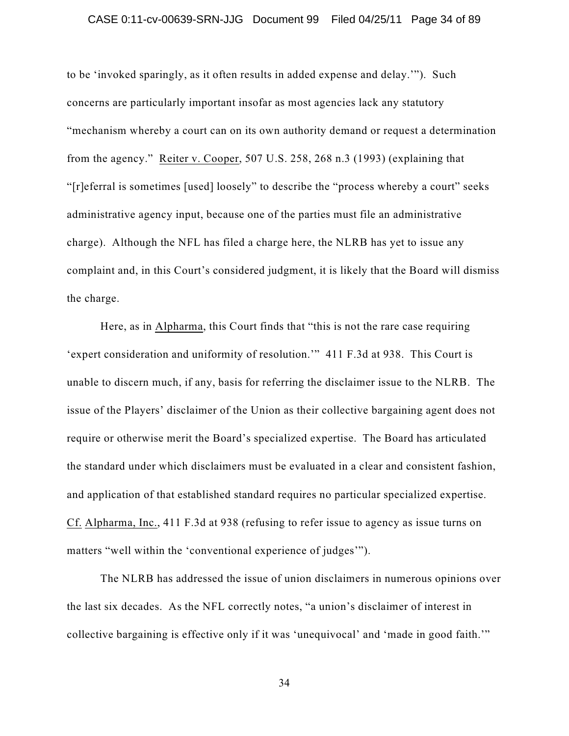to be 'invoked sparingly, as it often results in added expense and delay.'"). Such concerns are particularly important insofar as most agencies lack any statutory "mechanism whereby a court can on its own authority demand or request a determination from the agency." Reiter v. Cooper, 507 U.S. 258, 268 n.3 (1993) (explaining that "[r]eferral is sometimes [used] loosely" to describe the "process whereby a court" seeks administrative agency input, because one of the parties must file an administrative charge). Although the NFL has filed a charge here, the NLRB has yet to issue any complaint and, in this Court's considered judgment, it is likely that the Board will dismiss the charge.

Here, as in Alpharma, this Court finds that "this is not the rare case requiring 'expert consideration and uniformity of resolution.'" 411 F.3d at 938. This Court is unable to discern much, if any, basis for referring the disclaimer issue to the NLRB. The issue of the Players' disclaimer of the Union as their collective bargaining agent does not require or otherwise merit the Board's specialized expertise. The Board has articulated the standard under which disclaimers must be evaluated in a clear and consistent fashion, and application of that established standard requires no particular specialized expertise. Cf. Alpharma, Inc., 411 F.3d at 938 (refusing to refer issue to agency as issue turns on matters "well within the 'conventional experience of judges'").

The NLRB has addressed the issue of union disclaimers in numerous opinions over the last six decades. As the NFL correctly notes, "a union's disclaimer of interest in collective bargaining is effective only if it was 'unequivocal' and 'made in good faith.'"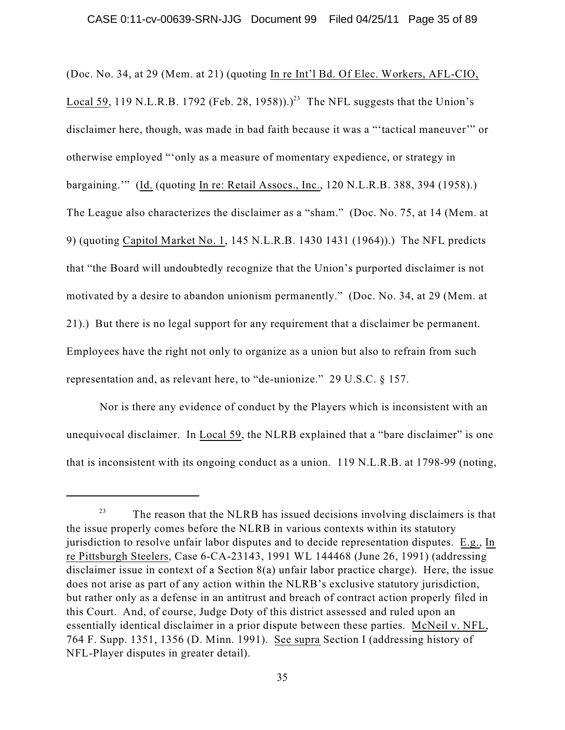(Doc. No. 34, at 29 (Mem. at 21) (quoting In re Int'l Bd. Of Elec. Workers, AFL-CIO, Local 59, 119 N.L.R.B. 1792 (Feb. 28, 1958)).)[23] The NFL suggests that the Union's disclaimer here, though, was made in bad faith because it was a "'tactical maneuver'" or otherwise employed "'only as a measure of momentary expedience, or strategy in bargaining.'" (Id. (quoting In re: Retail Assocs., Inc., 120 N.L.R.B. 388, 394 (1958).) The League also characterizes the disclaimer as a "sham." (Doc. No. 75, at 14 (Mem. at 9) (quoting Capitol Market No. 1, 145 N.L.R.B. 1430 1431 (1964)).) The NFL predicts that "the Board will undoubtedly recognize that the Union's purported disclaimer is not motivated by a desire to abandon unionism permanently." (Doc. No. 34, at 29 (Mem. at 21).) But there is no legal support for any requirement that a disclaimer be permanent. Employees have the right not only to organize as a union but also to refrain from such representation and, as relevant here, to "de-unionize." 29 U.S.C. § 157.

Nor is there any evidence of conduct by the Players which is inconsistent with an unequivocal disclaimer. In Local 59, the NLRB explained that a "bare disclaimer" is one that is inconsistent with its ongoing conduct as a union. 119 N.L.R.B. at 1798-99 (noting,

[23] The reason that the NLRB has issued decisions involving disclaimers is that the issue properly comes before the NLRB in various contexts within its statutory jurisdiction to resolve unfair labor disputes and to decide representation disputes. E.g., In re Pittsburgh Steelers, Case 6-CA-23143, 1991 WL 144468 (June 26, 1991) (addressing disclaimer issue in context of a Section 8(a) unfair labor practice charge). Here, the issue does not arise as part of any action within the NLRB's exclusive statutory jurisdiction, but rather only as a defense in an antitrust and breach of contract action properly filed in this Court. And, of course, Judge Doty of this district assessed and ruled upon an essentially identical disclaimer in a prior dispute between these parties. McNeil v. NFL, 764 F. Supp. 1351, 1356 (D. Minn. 1991). See supra Section I (addressing history of NFL-Player disputes in greater detail).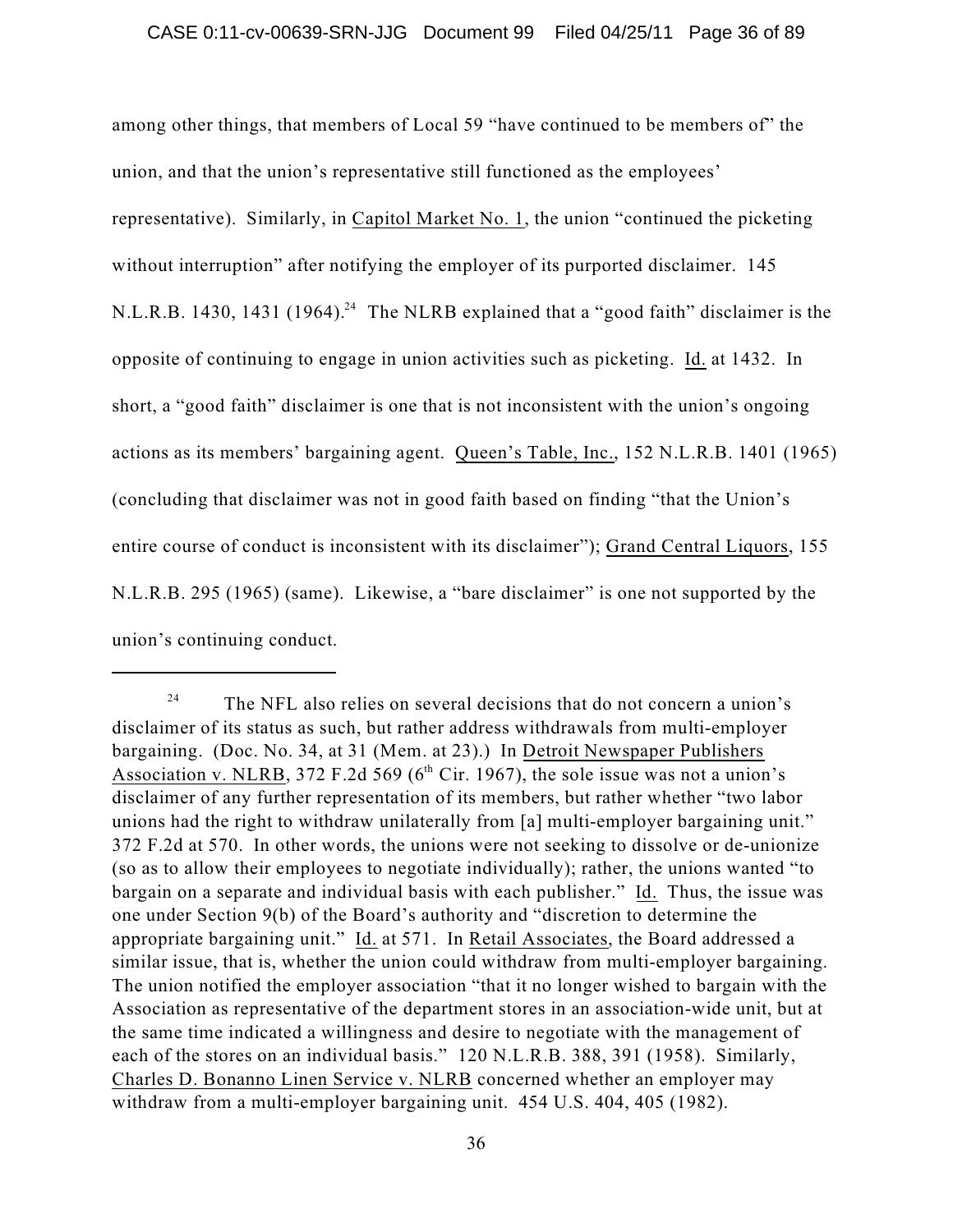among other things, that members of Local 59 "have continued to be members of" the union, and that the union's representative still functioned as the employees' representative). Similarly, in Capitol Market No. 1, the union "continued the picketing without interruption" after notifying the employer of its purported disclaimer. 145 N.L.R.B. 1430, 1431 (1964).[24] The NLRB explained that a "good faith" disclaimer is the opposite of continuing to engage in union activities such as picketing. Id. at 1432. In short, a "good faith" disclaimer is one that is not inconsistent with the union's ongoing actions as its members' bargaining agent. Queen's Table, Inc., 152 N.L.R.B. 1401 (1965) (concluding that disclaimer was not in good faith based on finding "that the Union's entire course of conduct is inconsistent with its disclaimer"); Grand Central Liquors, 155 N.L.R.B. 295 (1965) (same). Likewise, a "bare disclaimer" is one not supported by the union's continuing conduct.

---

[24] The NFL also relies on several decisions that do not concern a union's disclaimer of its status as such, but rather address withdrawals from multi-employer bargaining. (Doc. No. 34, at 31 (Mem. at 23).) In Detroit Newspaper Publishers Association v. NLRB, 372 F.2d 569 (6th Cir. 1967), the sole issue was not a union's disclaimer of any further representation of its members, but rather whether "two labor unions had the right to withdraw unilaterally from [a] multi-employer bargaining unit." 372 F.2d at 570. In other words, the unions were not seeking to dissolve or de-unionize (so as to allow their employees to negotiate individually); rather, the unions wanted "to bargain on a separate and individual basis with each publisher." Id. Thus, the issue was one under Section 9(b) of the Board's authority and "discretion to determine the appropriate bargaining unit." Id. at 571. In Retail Associates, the Board addressed a similar issue, that is, whether the union could withdraw from multi-employer bargaining. The union notified the employer association "that it no longer wished to bargain with the Association as representative of the department stores in an association-wide unit, but at the same time indicated a willingness and desire to negotiate with the management of each of the stores on an individual basis." 120 N.L.R.B. 388, 391 (1958). Similarly, Charles D. Bonanno Linen Service v. NLRB concerned whether an employer may withdraw from a multi-employer bargaining unit. 454 U.S. 404, 405 (1982).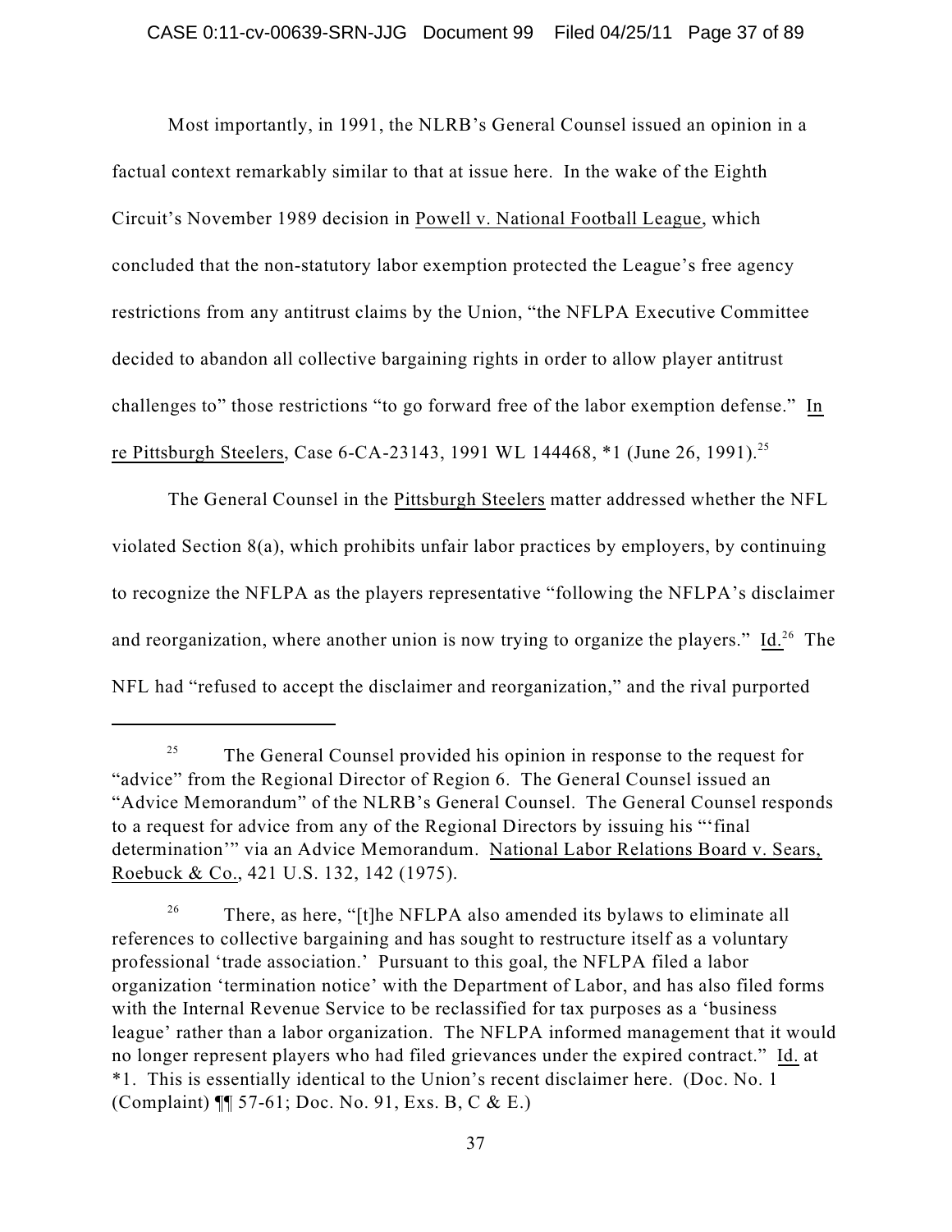Most importantly, in 1991, the NLRB's General Counsel issued an opinion in a factual context remarkably similar to that at issue here. In the wake of the Eighth Circuit's November 1989 decision in Powell v. National Football League, which concluded that the non-statutory labor exemption protected the League's free agency restrictions from any antitrust claims by the Union, "the NFLPA Executive Committee decided to abandon all collective bargaining rights in order to allow player antitrust challenges to" those restrictions "to go forward free of the labor exemption defense." In re Pittsburgh Steelers, Case 6-CA-23143, 1991 WL 144468, *1 (June 26, 1991).[25]

The General Counsel in the Pittsburgh Steelers matter addressed whether the NFL violated Section 8(a), which prohibits unfair labor practices by employers, by continuing to recognize the NFLPA as the players representative "following the NFLPA's disclaimer and reorganization, where another union is now trying to organize the players." Id.[26] The NFL had "refused to accept the disclaimer and reorganization," and the rival purported

---

[25] The General Counsel provided his opinion in response to the request for "advice" from the Regional Director of Region 6. The General Counsel issued an "Advice Memorandum" of the NLRB's General Counsel. The General Counsel responds to a request for advice from any of the Regional Directors by issuing his "'final determination'" via an Advice Memorandum. National Labor Relations Board v. Sears, Roebuck & Co., 421 U.S. 132, 142 (1975).

[26] There, as here, "[t]he NFLPA also amended its bylaws to eliminate all references to collective bargaining and has sought to restructure itself as a voluntary professional 'trade association.' Pursuant to this goal, the NFLPA filed a labor organization 'termination notice' with the Department of Labor, and has also filed forms with the Internal Revenue Service to be reclassified for tax purposes as a 'business league' rather than a labor organization. The NFLPA informed management that it would no longer represent players who had filed grievances under the expired contract." Id. at *1. This is essentially identical to the Union's recent disclaimer here. (Doc. No. 1 (Complaint) ¶¶ 57-61; Doc. No. 91, Exs. B, C & E.)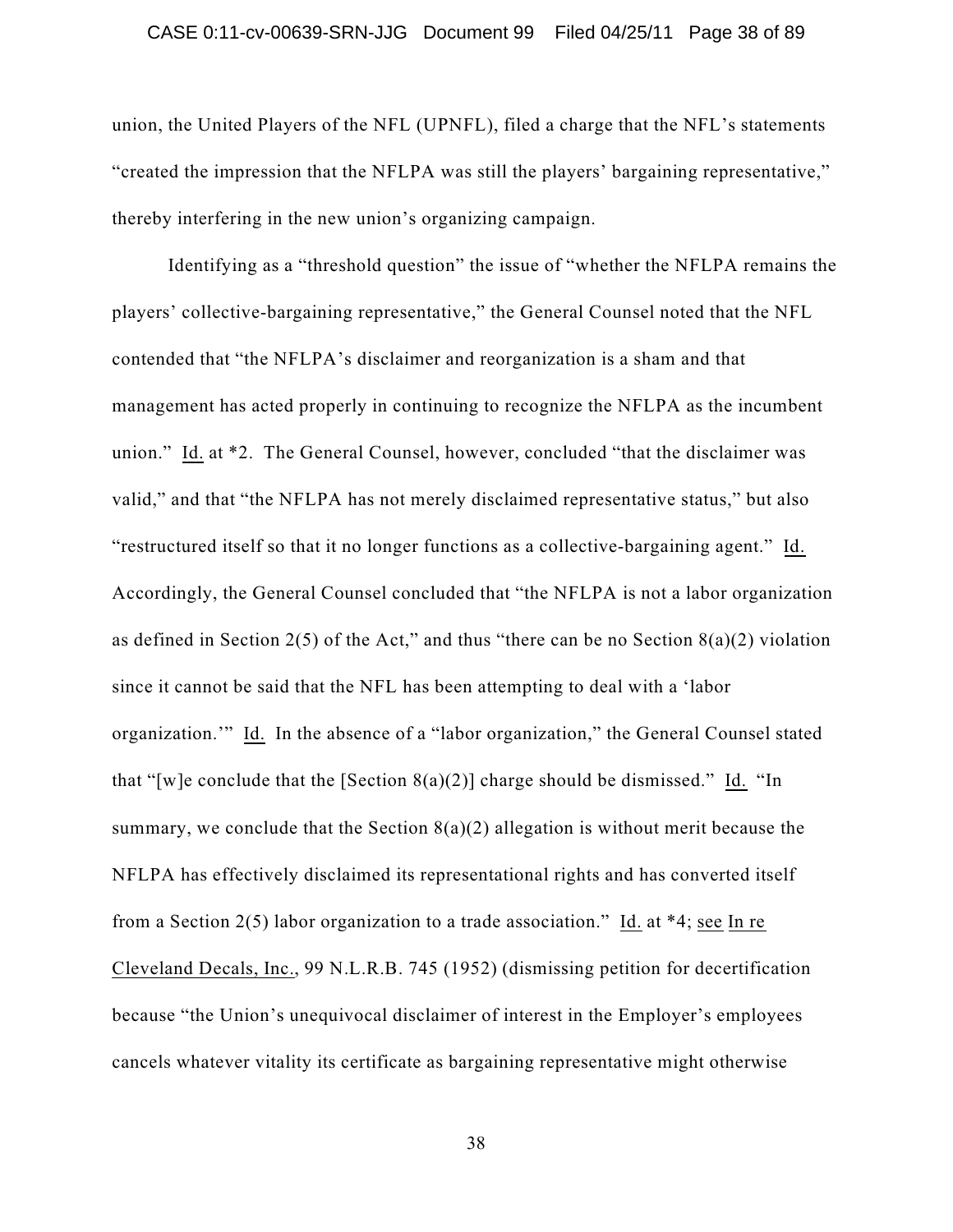union, the United Players of the NFL (UPNFL), filed a charge that the NFL's statements "created the impression that the NFLPA was still the players' bargaining representative," thereby interfering in the new union's organizing campaign.

Identifying as a "threshold question" the issue of "whether the NFLPA remains the players' collective-bargaining representative," the General Counsel noted that the NFL contended that "the NFLPA's disclaimer and reorganization is a sham and that management has acted properly in continuing to recognize the NFLPA as the incumbent union." Id. at *2. The General Counsel, however, concluded "that the disclaimer was valid," and that "the NFLPA has not merely disclaimed representative status," but also "restructured itself so that it no longer functions as a collective-bargaining agent." Id. Accordingly, the General Counsel concluded that "the NFLPA is not a labor organization as defined in Section 2(5) of the Act," and thus "there can be no Section 8(a)(2) violation since it cannot be said that the NFL has been attempting to deal with a 'labor organization.'" Id. In the absence of a "labor organization," the General Counsel stated that "[w]e conclude that the [Section 8(a)(2)] charge should be dismissed." Id. "In summary, we conclude that the Section 8(a)(2) allegation is without merit because the NFLPA has effectively disclaimed its representational rights and has converted itself from a Section 2(5) labor organization to a trade association." Id. at *4; see In re Cleveland Decals, Inc., 99 N.L.R.B. 745 (1952) (dismissing petition for decertification because "the Union's unequivocal disclaimer of interest in the Employer's employees cancels whatever vitality its certificate as bargaining representative might otherwise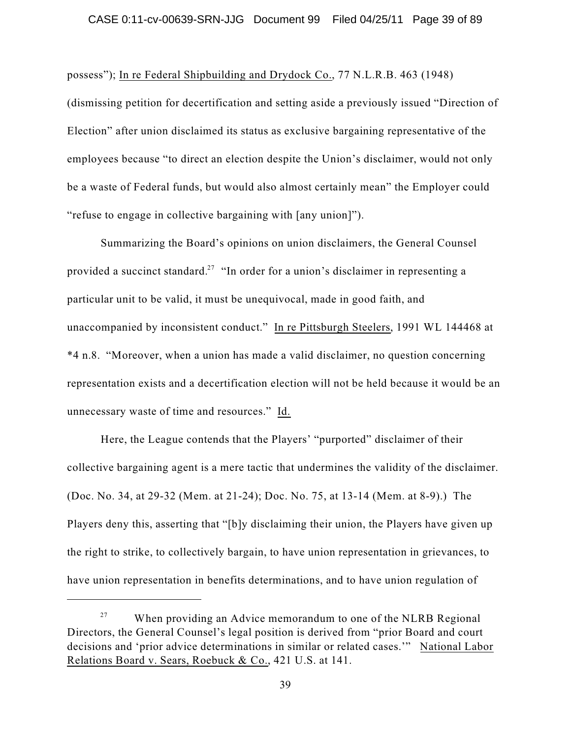possess"); In re Federal Shipbuilding and Drydock Co., 77 N.L.R.B. 463 (1948) (dismissing petition for decertification and setting aside a previously issued "Direction of Election" after union disclaimed its status as exclusive bargaining representative of the employees because "to direct an election despite the Union's disclaimer, would not only be a waste of Federal funds, but would also almost certainly mean" the Employer could "refuse to engage in collective bargaining with [any union]").

Summarizing the Board's opinions on union disclaimers, the General Counsel provided a succinct standard.[27] "In order for a union's disclaimer in representing a particular unit to be valid, it must be unequivocal, made in good faith, and unaccompanied by inconsistent conduct." In re Pittsburgh Steelers, 1991 WL 144468 at *4 n.8. "Moreover, when a union has made a valid disclaimer, no question concerning representation exists and a decertification election will not be held because it would be an unnecessary waste of time and resources." Id.

Here, the League contends that the Players' "purported" disclaimer of their collective bargaining agent is a mere tactic that undermines the validity of the disclaimer. (Doc. No. 34, at 29-32 (Mem. at 21-24); Doc. No. 75, at 13-14 (Mem. at 8-9).) The Players deny this, asserting that "[b]y disclaiming their union, the Players have given up the right to strike, to collectively bargain, to have union representation in grievances, to have union representation in benefits determinations, and to have union regulation of

---

[27] When providing an Advice memorandum to one of the NLRB Regional Directors, the General Counsel's legal position is derived from "prior Board and court decisions and 'prior advice determinations in similar or related cases.'" National Labor Relations Board v. Sears, Roebuck & Co., 421 U.S. at 141.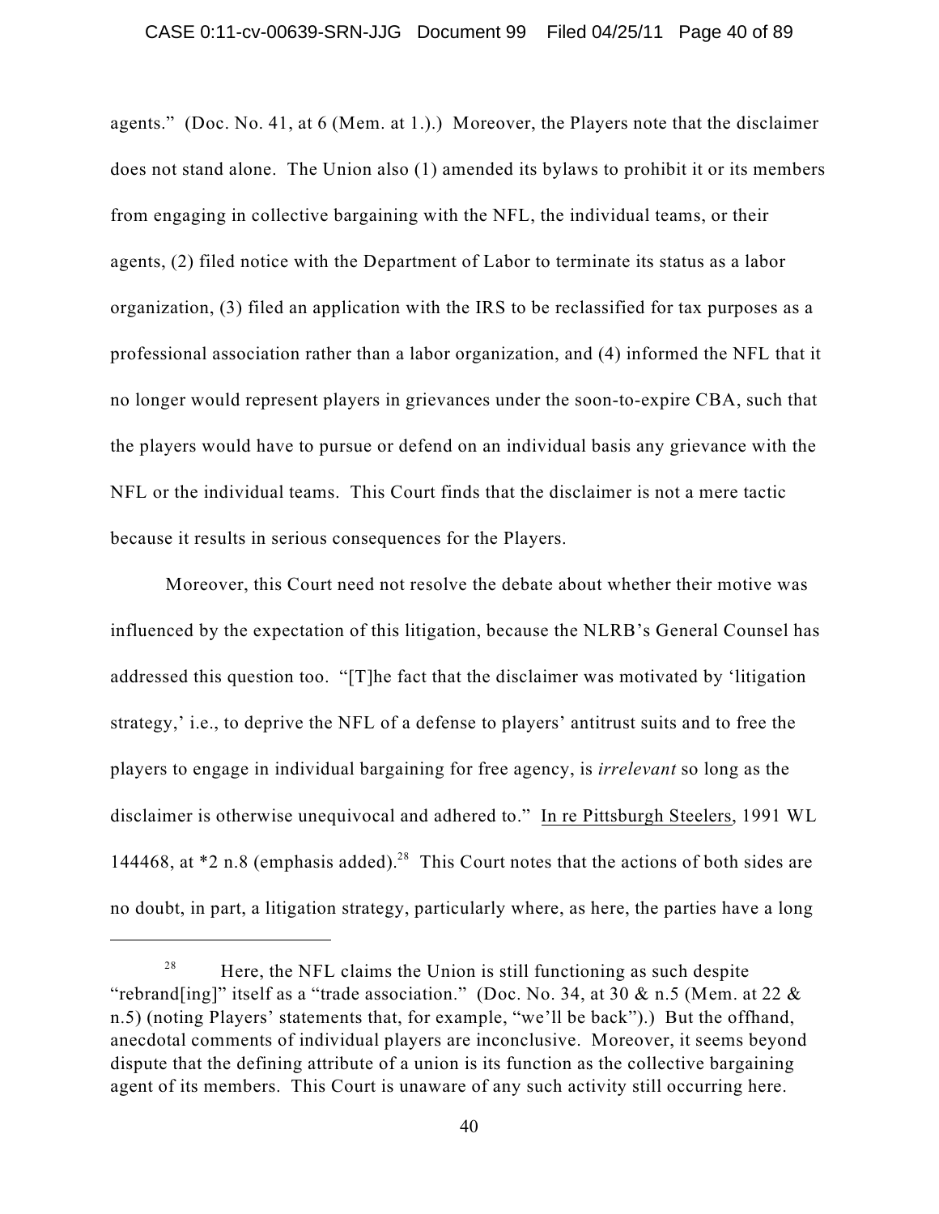agents." (Doc. No. 41, at 6 (Mem. at 1.).) Moreover, the Players note that the disclaimer does not stand alone. The Union also (1) amended its bylaws to prohibit it or its members from engaging in collective bargaining with the NFL, the individual teams, or their agents, (2) filed notice with the Department of Labor to terminate its status as a labor organization, (3) filed an application with the IRS to be reclassified for tax purposes as a professional association rather than a labor organization, and (4) informed the NFL that it no longer would represent players in grievances under the soon-to-expire CBA, such that the players would have to pursue or defend on an individual basis any grievance with the NFL or the individual teams. This Court finds that the disclaimer is not a mere tactic because it results in serious consequences for the Players.

Moreover, this Court need not resolve the debate about whether their motive was influenced by the expectation of this litigation, because the NLRB's General Counsel has addressed this question too. "[T]he fact that the disclaimer was motivated by 'litigation strategy,' i.e., to deprive the NFL of a defense to players' antitrust suits and to free the players to engage in individual bargaining for free agency, is *irrelevant* so long as the disclaimer is otherwise unequivocal and adhered to." In re Pittsburgh Steelers, 1991 WL 144468, at *2 n.8 (emphasis added).[28] This Court notes that the actions of both sides are no doubt, in part, a litigation strategy, particularly where, as here, the parties have a long

---

[28] Here, the NFL claims the Union is still functioning as such despite "rebrand[ing]" itself as a "trade association." (Doc. No. 34, at 30 & n.5 (Mem. at 22 & n.5) (noting Players' statements that, for example, "we'll be back").) But the offhand, anecdotal comments of individual players are inconclusive. Moreover, it seems beyond dispute that the defining attribute of a union is its function as the collective bargaining agent of its members. This Court is unaware of any such activity still occurring here.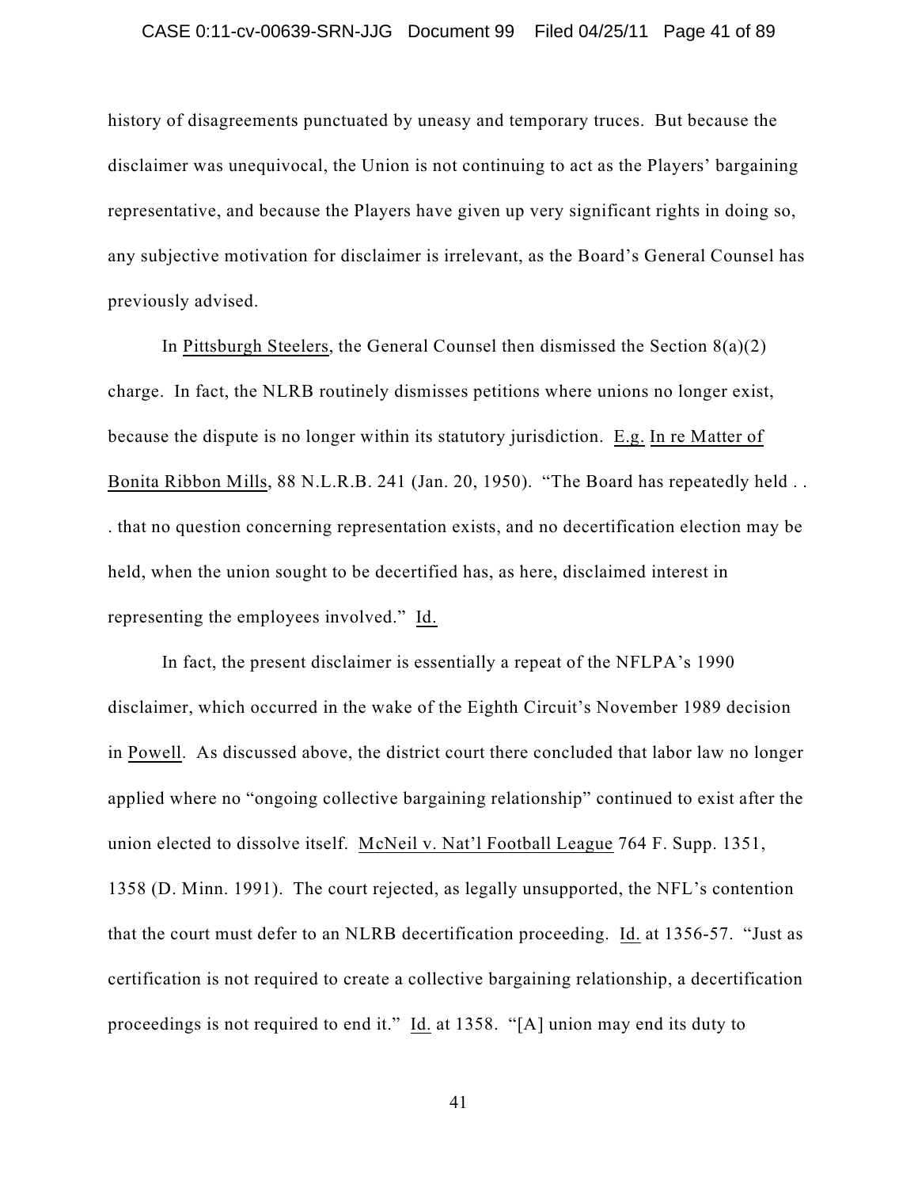history of disagreements punctuated by uneasy and temporary truces. But because the disclaimer was unequivocal, the Union is not continuing to act as the Players' bargaining representative, and because the Players have given up very significant rights in doing so, any subjective motivation for disclaimer is irrelevant, as the Board's General Counsel has previously advised.

In Pittsburgh Steelers, the General Counsel then dismissed the Section 8(a)(2) charge. In fact, the NLRB routinely dismisses petitions where unions no longer exist, because the dispute is no longer within its statutory jurisdiction. E.g. In re Matter of Bonita Ribbon Mills, 88 N.L.R.B. 241 (Jan. 20, 1950). "The Board has repeatedly held . . . that no question concerning representation exists, and no decertification election may be held, when the union sought to be decertified has, as here, disclaimed interest in representing the employees involved." Id.

In fact, the present disclaimer is essentially a repeat of the NFLPA's 1990 disclaimer, which occurred in the wake of the Eighth Circuit's November 1989 decision in Powell. As discussed above, the district court there concluded that labor law no longer applied where no "ongoing collective bargaining relationship" continued to exist after the union elected to dissolve itself. McNeil v. Nat'l Football League 764 F. Supp. 1351, 1358 (D. Minn. 1991). The court rejected, as legally unsupported, the NFL's contention that the court must defer to an NLRB decertification proceeding. Id. at 1356-57. "Just as certification is not required to create a collective bargaining relationship, a decertification proceedings is not required to end it." Id. at 1358. "[A] union may end its duty to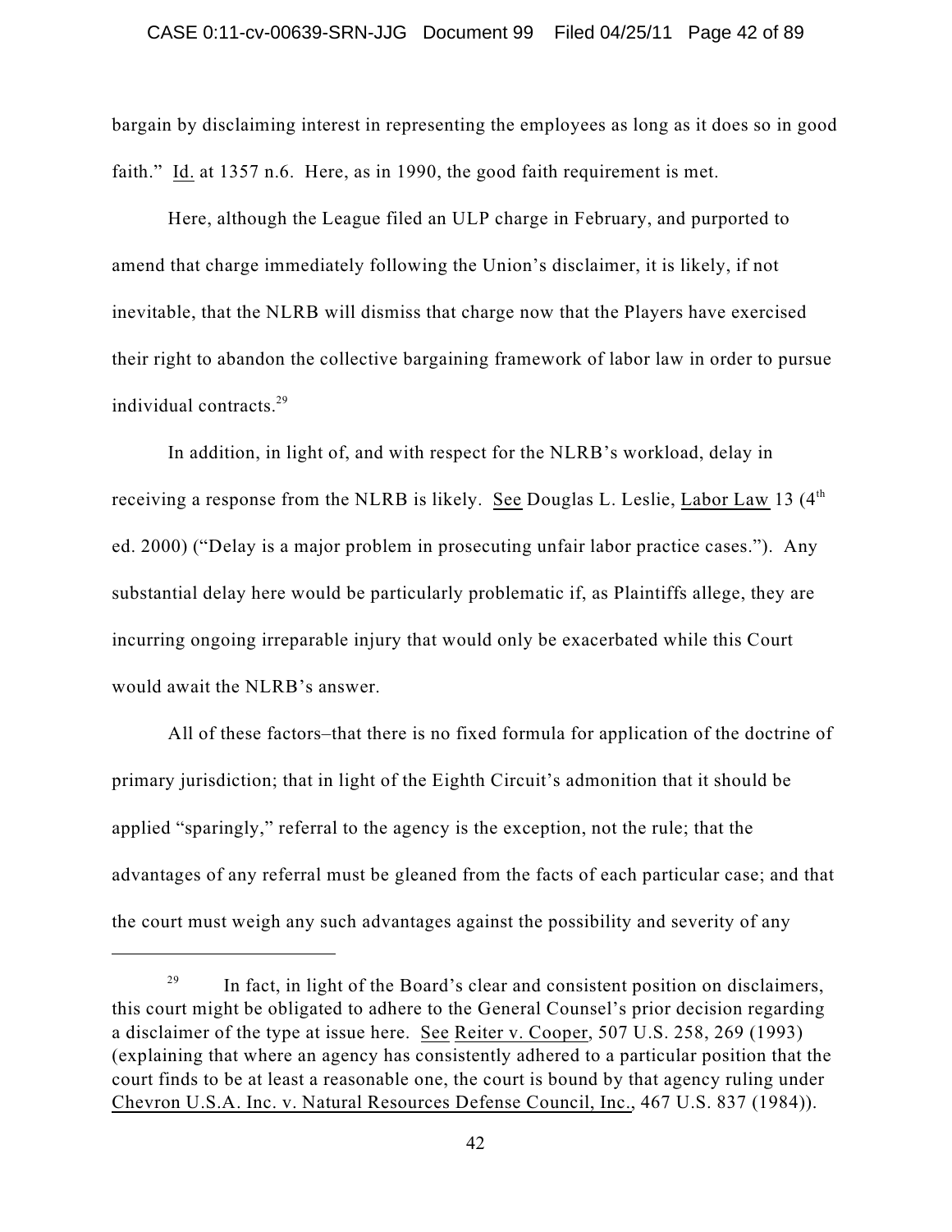bargain by disclaiming interest in representing the employees as long as it does so in good faith." Id. at 1357 n.6. Here, as in 1990, the good faith requirement is met.

Here, although the League filed an ULP charge in February, and purported to amend that charge immediately following the Union's disclaimer, it is likely, if not inevitable, that the NLRB will dismiss that charge now that the Players have exercised their right to abandon the collective bargaining framework of labor law in order to pursue individual contracts.[29]

In addition, in light of, and with respect for the NLRB's workload, delay in receiving a response from the NLRB is likely. See Douglas L. Leslie, Labor Law 13 (4th ed. 2000) ("Delay is a major problem in prosecuting unfair labor practice cases."). Any substantial delay here would be particularly problematic if, as Plaintiffs allege, they are incurring ongoing irreparable injury that would only be exacerbated while this Court would await the NLRB's answer.

All of these factors–that there is no fixed formula for application of the doctrine of primary jurisdiction; that in light of the Eighth Circuit's admonition that it should be applied "sparingly," referral to the agency is the exception, not the rule; that the advantages of any referral must be gleaned from the facts of each particular case; and that the court must weigh any such advantages against the possibility and severity of any

---

[29] In fact, in light of the Board's clear and consistent position on disclaimers, this court might be obligated to adhere to the General Counsel's prior decision regarding a disclaimer of the type at issue here. See Reiter v. Cooper, 507 U.S. 258, 269 (1993) (explaining that where an agency has consistently adhered to a particular position that the court finds to be at least a reasonable one, the court is bound by that agency ruling under Chevron U.S.A. Inc. v. Natural Resources Defense Council, Inc., 467 U.S. 837 (1984)).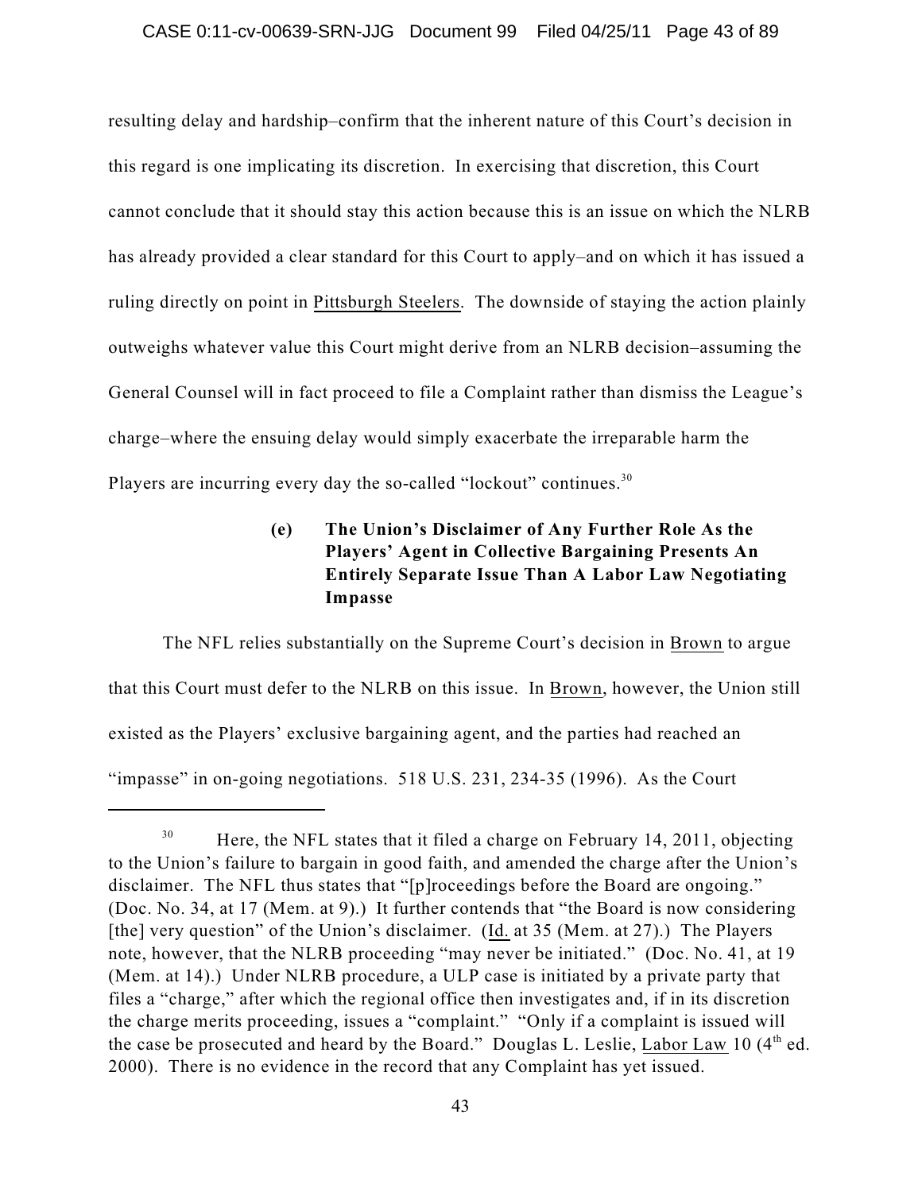resulting delay and hardship–confirm that the inherent nature of this Court's decision in this regard is one implicating its discretion. In exercising that discretion, this Court cannot conclude that it should stay this action because this is an issue on which the NLRB has already provided a clear standard for this Court to apply–and on which it has issued a ruling directly on point in Pittsburgh Steelers. The downside of staying the action plainly outweighs whatever value this Court might derive from an NLRB decision–assuming the General Counsel will in fact proceed to file a Complaint rather than dismiss the League's charge–where the ensuing delay would simply exacerbate the irreparable harm the Players are incurring every day the so-called "lockout" continues.[30]

**(e) The Union's Disclaimer of Any Further Role As the Players' Agent in Collective Bargaining Presents An Entirely Separate Issue Than A Labor Law Negotiating Impasse**

The NFL relies substantially on the Supreme Court's decision in Brown to argue that this Court must defer to the NLRB on this issue. In Brown, however, the Union still existed as the Players' exclusive bargaining agent, and the parties had reached an "impasse" in on-going negotiations. 518 U.S. 231, 234-35 (1996). As the Court

---

[30] Here, the NFL states that it filed a charge on February 14, 2011, objecting to the Union's failure to bargain in good faith, and amended the charge after the Union's disclaimer. The NFL thus states that "[p]roceedings before the Board are ongoing." (Doc. No. 34, at 17 (Mem. at 9).) It further contends that "the Board is now considering [the] very question" of the Union's disclaimer. (Id. at 35 (Mem. at 27).) The Players note, however, that the NLRB proceeding "may never be initiated." (Doc. No. 41, at 19 (Mem. at 14).) Under NLRB procedure, a ULP case is initiated by a private party that files a "charge," after which the regional office then investigates and, if in its discretion the charge merits proceeding, issues a "complaint." "Only if a complaint is issued will the case be prosecuted and heard by the Board." Douglas L. Leslie, Labor Law 10 (4th ed. 2000). There is no evidence in the record that any Complaint has yet issued.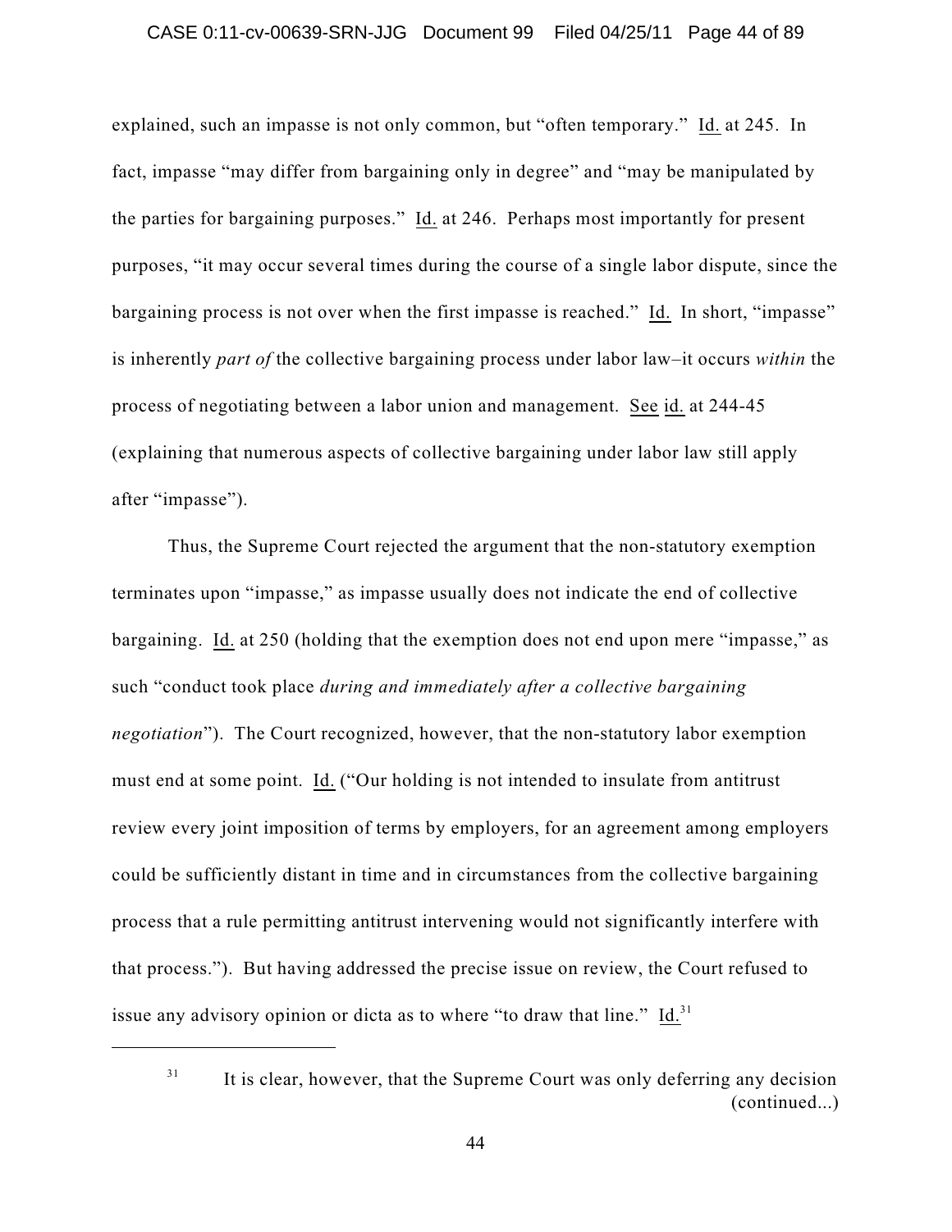explained, such an impasse is not only common, but "often temporary." Id. at 245. In fact, impasse "may differ from bargaining only in degree" and "may be manipulated by the parties for bargaining purposes." Id. at 246. Perhaps most importantly for present purposes, "it may occur several times during the course of a single labor dispute, since the bargaining process is not over when the first impasse is reached." Id. In short, "impasse" is inherently *part of* the collective bargaining process under labor law–it occurs *within* the process of negotiating between a labor union and management. See id. at 244-45 (explaining that numerous aspects of collective bargaining under labor law still apply after "impasse").

Thus, the Supreme Court rejected the argument that the non-statutory exemption terminates upon "impasse," as impasse usually does not indicate the end of collective bargaining. Id. at 250 (holding that the exemption does not end upon mere "impasse," as such "conduct took place *during and immediately after a collective bargaining negotiation*"). The Court recognized, however, that the non-statutory labor exemption must end at some point. Id. ("Our holding is not intended to insulate from antitrust review every joint imposition of terms by employers, for an agreement among employers could be sufficiently distant in time and in circumstances from the collective bargaining process that a rule permitting antitrust intervening would not significantly interfere with that process."). But having addressed the precise issue on review, the Court refused to issue any advisory opinion or dicta as to where "to draw that line." Id.[31]

---

[31] It is clear, however, that the Supreme Court was only deferring any decision (continued...)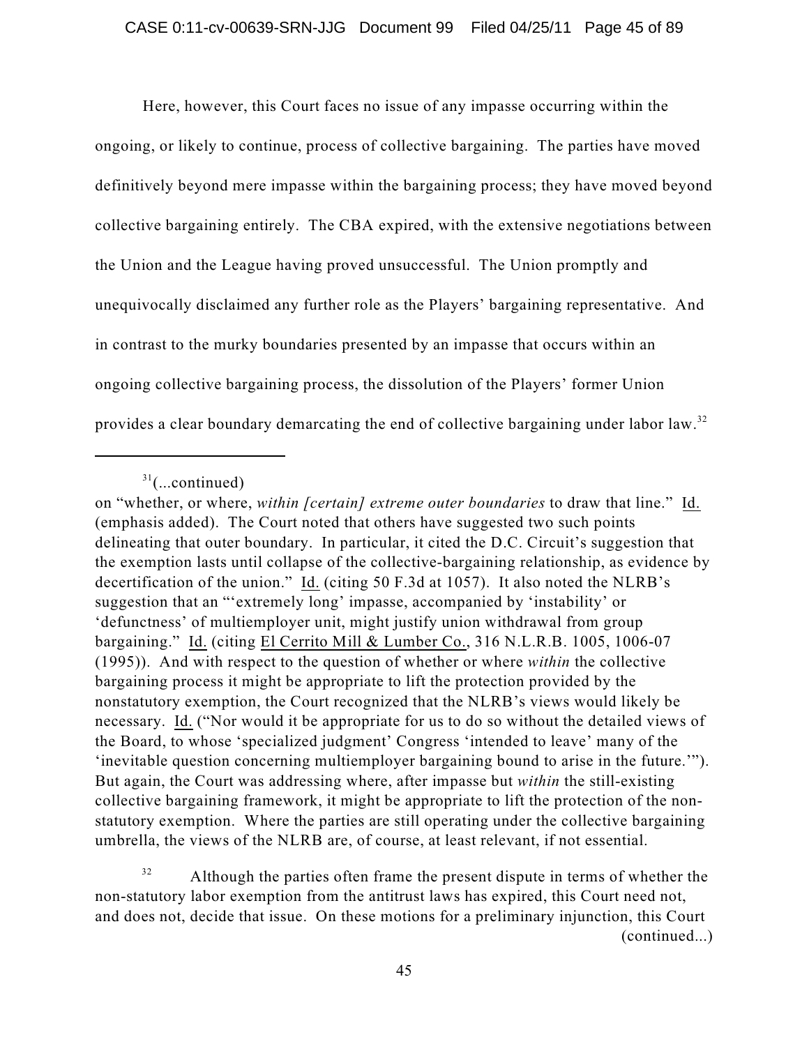Here, however, this Court faces no issue of any impasse occurring within the ongoing, or likely to continue, process of collective bargaining. The parties have moved definitively beyond mere impasse within the bargaining process; they have moved beyond collective bargaining entirely. The CBA expired, with the extensive negotiations between the Union and the League having proved unsuccessful. The Union promptly and unequivocally disclaimed any further role as the Players' bargaining representative. And in contrast to the murky boundaries presented by an impasse that occurs within an ongoing collective bargaining process, the dissolution of the Players' former Union provides a clear boundary demarcating the end of collective bargaining under labor law.[32]

---

[31](...continued)
on "whether, or where, *within [certain] extreme outer boundaries* to draw that line." Id. (emphasis added). The Court noted that others have suggested two such points delineating that outer boundary. In particular, it cited the D.C. Circuit's suggestion that the exemption lasts until collapse of the collective-bargaining relationship, as evidence by decertification of the union." Id. (citing 50 F.3d at 1057). It also noted the NLRB's suggestion that an "'extremely long' impasse, accompanied by 'instability' or 'defunctness' of multiemployer unit, might justify union withdrawal from group bargaining." Id. (citing El Cerrito Mill & Lumber Co., 316 N.L.R.B. 1005, 1006-07 (1995)). And with respect to the question of whether or where *within* the collective bargaining process it might be appropriate to lift the protection provided by the nonstatutory exemption, the Court recognized that the NLRB's views would likely be necessary. Id. ("Nor would it be appropriate for us to do so without the detailed views of the Board, to whose 'specialized judgment' Congress 'intended to leave' many of the 'inevitable question concerning multiemployer bargaining bound to arise in the future.'"). But again, the Court was addressing where, after impasse but *within* the still-existing collective bargaining framework, it might be appropriate to lift the protection of the non-statutory exemption. Where the parties are still operating under the collective bargaining umbrella, the views of the NLRB are, of course, at least relevant, if not essential.

[32] Although the parties often frame the present dispute in terms of whether the non-statutory labor exemption from the antitrust laws has expired, this Court need not, and does not, decide that issue. On these motions for a preliminary injunction, this Court (continued...)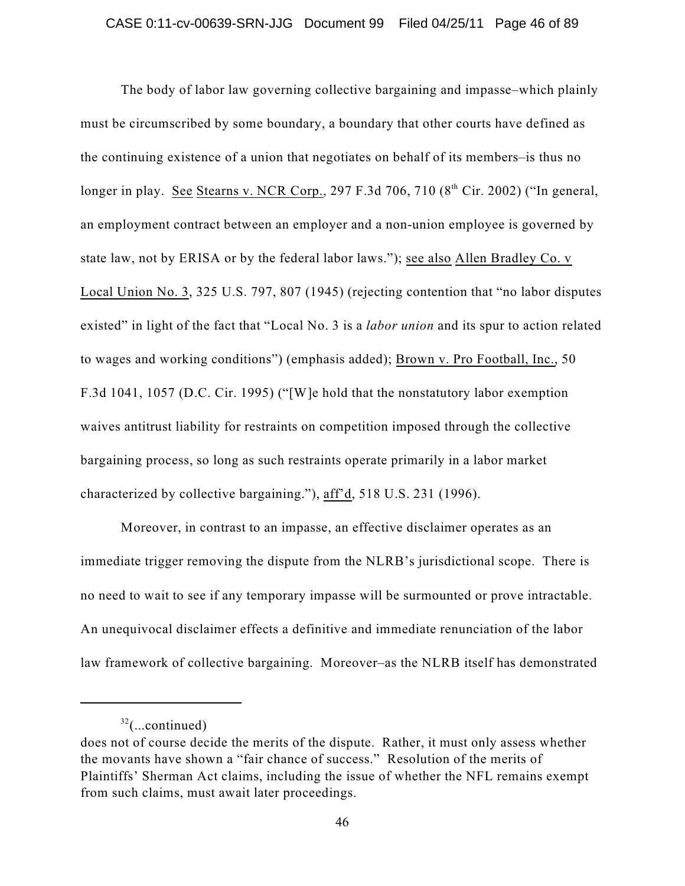The body of labor law governing collective bargaining and impasse–which plainly must be circumscribed by some boundary, a boundary that other courts have defined as the continuing existence of a union that negotiates on behalf of its members–is thus no longer in play. See Stearns v. NCR Corp., 297 F.3d 706, 710 (8th Cir. 2002) ("In general, an employment contract between an employer and a non-union employee is governed by state law, not by ERISA or by the federal labor laws."); see also Allen Bradley Co. v Local Union No. 3, 325 U.S. 797, 807 (1945) (rejecting contention that "no labor disputes existed" in light of the fact that "Local No. 3 is a *labor union* and its spur to action related to wages and working conditions") (emphasis added); Brown v. Pro Football, Inc., 50 F.3d 1041, 1057 (D.C. Cir. 1995) ("[W]e hold that the nonstatutory labor exemption waives antitrust liability for restraints on competition imposed through the collective bargaining process, so long as such restraints operate primarily in a labor market characterized by collective bargaining."), aff'd, 518 U.S. 231 (1996).

Moreover, in contrast to an impasse, an effective disclaimer operates as an immediate trigger removing the dispute from the NLRB's jurisdictional scope. There is no need to wait to see if any temporary impasse will be surmounted or prove intractable. An unequivocal disclaimer effects a definitive and immediate renunciation of the labor law framework of collective bargaining. Moreover–as the NLRB itself has demonstrated

---

[32](...continued)
does not of course decide the merits of the dispute. Rather, it must only assess whether the movants have shown a "fair chance of success." Resolution of the merits of Plaintiffs' Sherman Act claims, including the issue of whether the NFL remains exempt from such claims, must await later proceedings.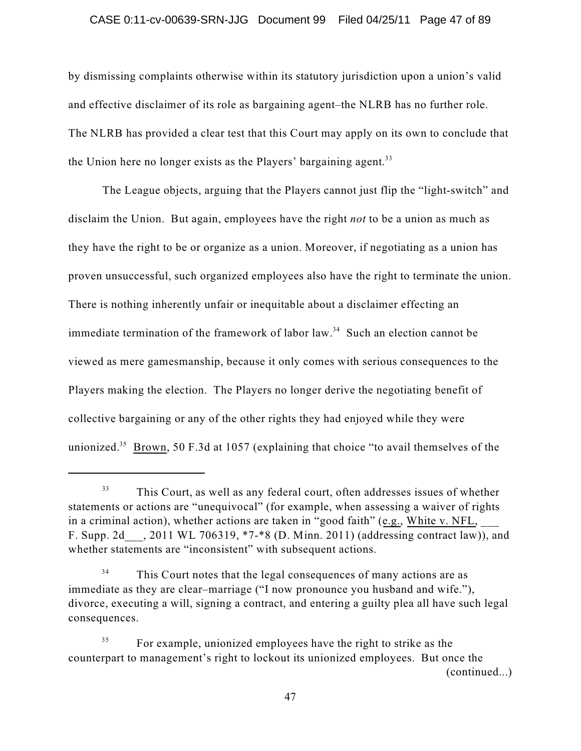by dismissing complaints otherwise within its statutory jurisdiction upon a union's valid and effective disclaimer of its role as bargaining agent–the NLRB has no further role. The NLRB has provided a clear test that this Court may apply on its own to conclude that the Union here no longer exists as the Players' bargaining agent.[33]

The League objects, arguing that the Players cannot just flip the "light-switch" and disclaim the Union. But again, employees have the right *not* to be a union as much as they have the right to be or organize as a union. Moreover, if negotiating as a union has proven unsuccessful, such organized employees also have the right to terminate the union. There is nothing inherently unfair or inequitable about a disclaimer effecting an immediate termination of the framework of labor law.[34] Such an election cannot be viewed as mere gamesmanship, because it only comes with serious consequences to the Players making the election. The Players no longer derive the negotiating benefit of collective bargaining or any of the other rights they had enjoyed while they were unionized.[35] Brown, 50 F.3d at 1057 (explaining that choice "to avail themselves of the

---

[33] This Court, as well as any federal court, often addresses issues of whether statements or actions are "unequivocal" (for example, when assessing a waiver of rights in a criminal action), whether actions are taken in "good faith" (e.g., White v. NFL, ___ F. Supp. 2d___, 2011 WL 706319, *7-*8 (D. Minn. 2011) (addressing contract law)), and whether statements are "inconsistent" with subsequent actions.

[34] This Court notes that the legal consequences of many actions are as immediate as they are clear–marriage ("I now pronounce you husband and wife."), divorce, executing a will, signing a contract, and entering a guilty plea all have such legal consequences.

[35] For example, unionized employees have the right to strike as the counterpart to management's right to lockout its unionized employees. But once the (continued...)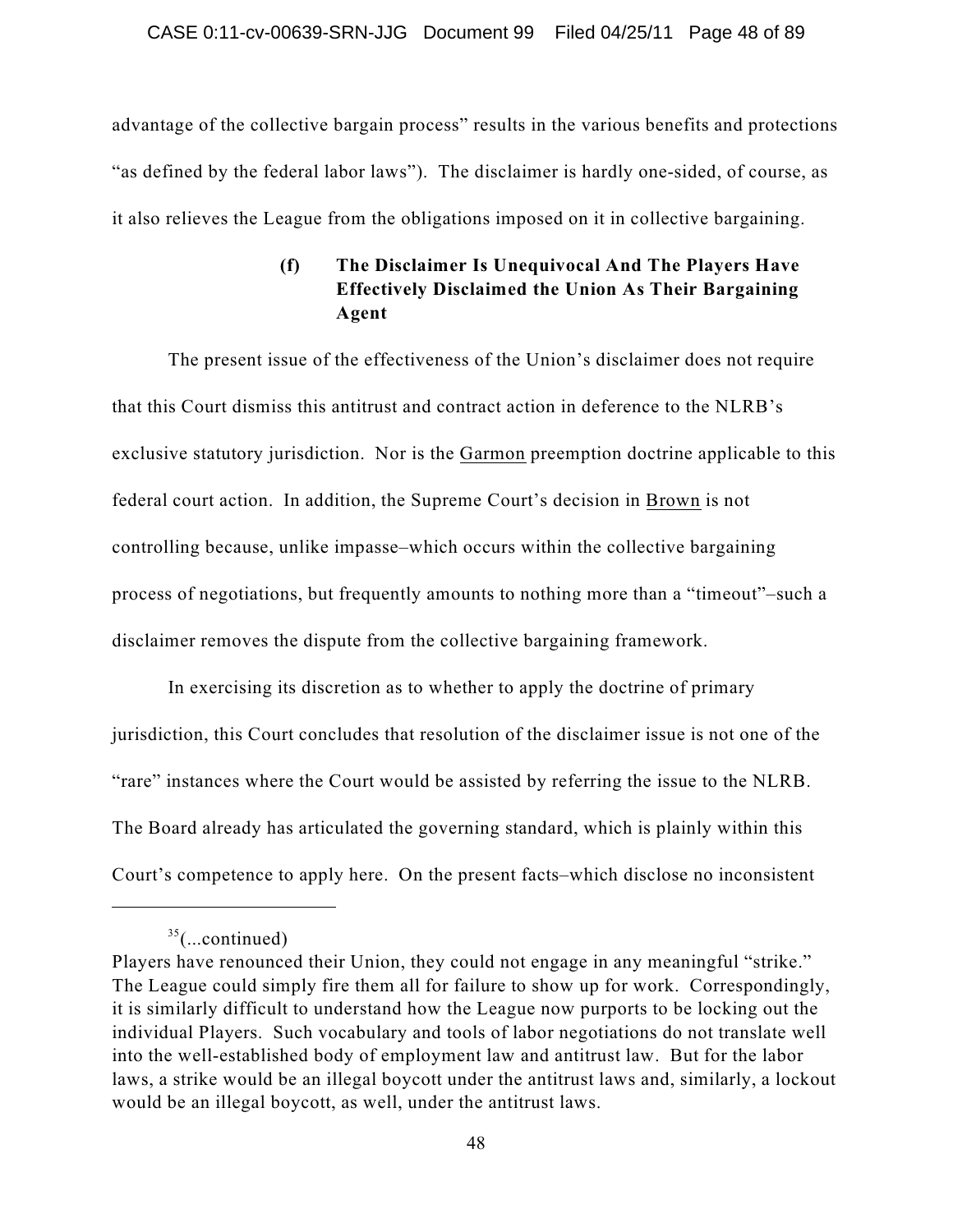advantage of the collective bargain process" results in the various benefits and protections "as defined by the federal labor laws"). The disclaimer is hardly one-sided, of course, as it also relieves the League from the obligations imposed on it in collective bargaining.

#### (f) The Disclaimer Is Unequivocal And The Players Have Effectively Disclaimed the Union As Their Bargaining Agent

The present issue of the effectiveness of the Union's disclaimer does not require that this Court dismiss this antitrust and contract action in deference to the NLRB's exclusive statutory jurisdiction. Nor is the Garmon preemption doctrine applicable to this federal court action. In addition, the Supreme Court's decision in Brown is not controlling because, unlike impasse–which occurs within the collective bargaining process of negotiations, but frequently amounts to nothing more than a "timeout"–such a disclaimer removes the dispute from the collective bargaining framework.

In exercising its discretion as to whether to apply the doctrine of primary jurisdiction, this Court concludes that resolution of the disclaimer issue is not one of the "rare" instances where the Court would be assisted by referring the issue to the NLRB. The Board already has articulated the governing standard, which is plainly within this Court's competence to apply here. On the present facts–which disclose no inconsistent

---

[35](...continued)
Players have renounced their Union, they could not engage in any meaningful "strike." The League could simply fire them all for failure to show up for work. Correspondingly, it is similarly difficult to understand how the League now purports to be locking out the individual Players. Such vocabulary and tools of labor negotiations do not translate well into the well-established body of employment law and antitrust law. But for the labor laws, a strike would be an illegal boycott under the antitrust laws and, similarly, a lockout would be an illegal boycott, as well, under the antitrust laws.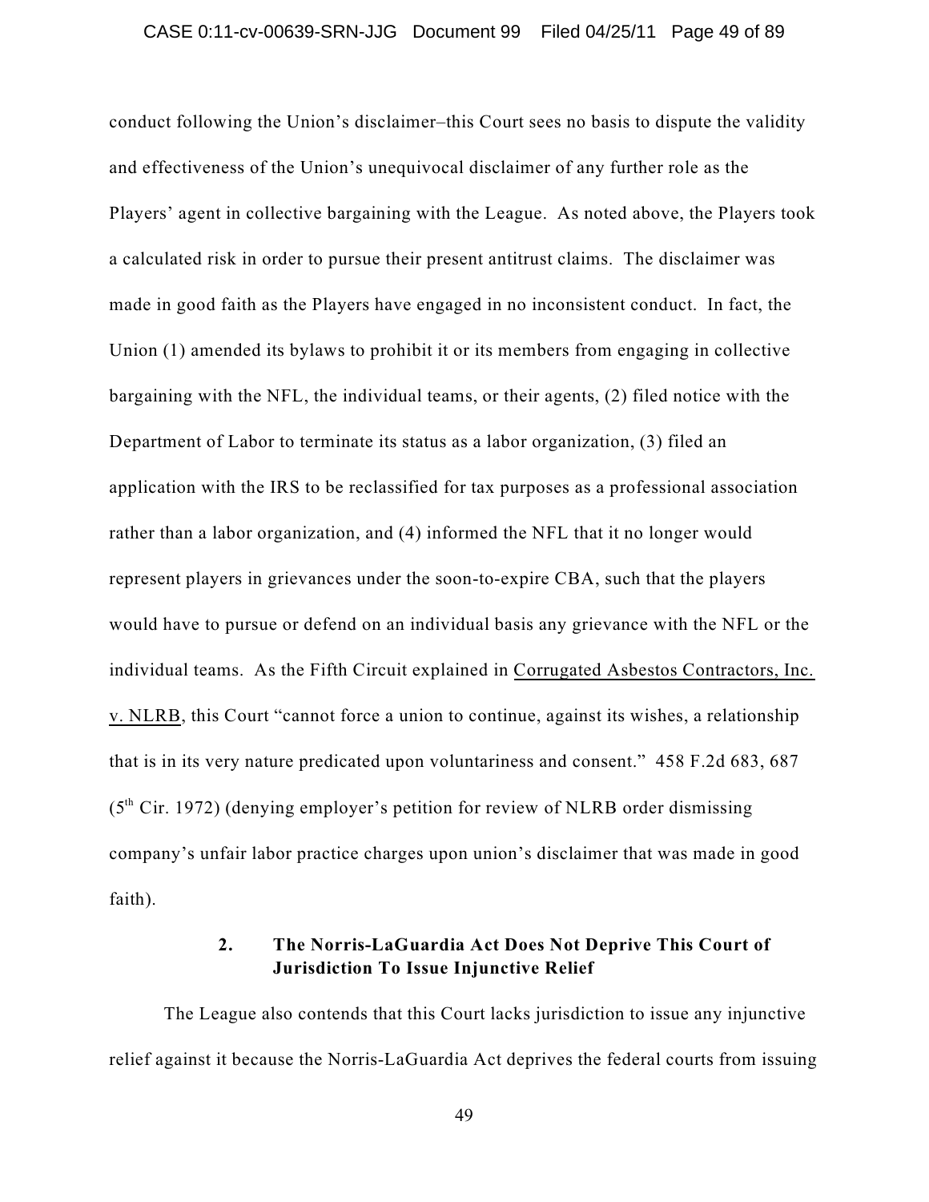conduct following the Union's disclaimer–this Court sees no basis to dispute the validity and effectiveness of the Union's unequivocal disclaimer of any further role as the Players' agent in collective bargaining with the League. As noted above, the Players took a calculated risk in order to pursue their present antitrust claims. The disclaimer was made in good faith as the Players have engaged in no inconsistent conduct. In fact, the Union (1) amended its bylaws to prohibit it or its members from engaging in collective bargaining with the NFL, the individual teams, or their agents, (2) filed notice with the Department of Labor to terminate its status as a labor organization, (3) filed an application with the IRS to be reclassified for tax purposes as a professional association rather than a labor organization, and (4) informed the NFL that it no longer would represent players in grievances under the soon-to-expire CBA, such that the players would have to pursue or defend on an individual basis any grievance with the NFL or the individual teams. As the Fifth Circuit explained in Corrugated Asbestos Contractors, Inc. v. NLRB, this Court "cannot force a union to continue, against its wishes, a relationship that is in its very nature predicated upon voluntariness and consent." 458 F.2d 683, 687 (5th Cir. 1972) (denying employer's petition for review of NLRB order dismissing company's unfair labor practice charges upon union's disclaimer that was made in good faith).

### 2. The Norris-LaGuardia Act Does Not Deprive This Court of Jurisdiction To Issue Injunctive Relief

The League also contends that this Court lacks jurisdiction to issue any injunctive relief against it because the Norris-LaGuardia Act deprives the federal courts from issuing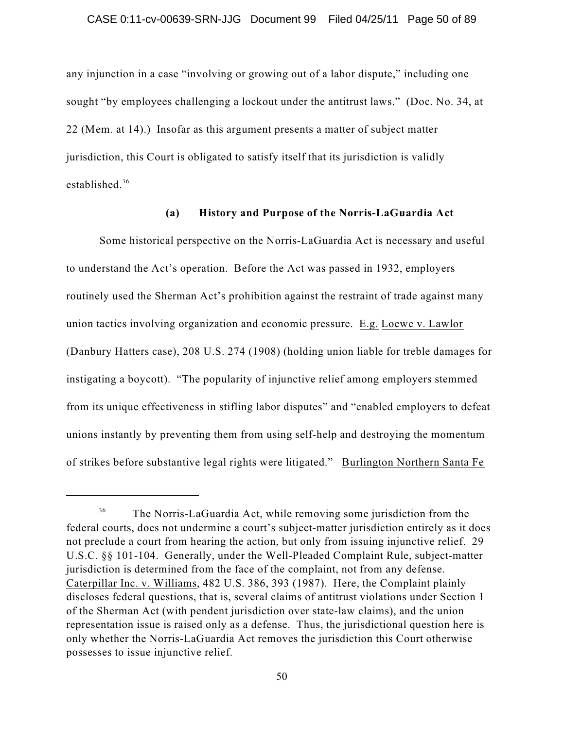any injunction in a case "involving or growing out of a labor dispute," including one sought "by employees challenging a lockout under the antitrust laws." (Doc. No. 34, at 22 (Mem. at 14).) Insofar as this argument presents a matter of subject matter jurisdiction, this Court is obligated to satisfy itself that its jurisdiction is validly established.[36]

### (a) History and Purpose of the Norris-LaGuardia Act

Some historical perspective on the Norris-LaGuardia Act is necessary and useful to understand the Act's operation. Before the Act was passed in 1932, employers routinely used the Sherman Act's prohibition against the restraint of trade against many union tactics involving organization and economic pressure. E.g. Loewe v. Lawlor (Danbury Hatters case), 208 U.S. 274 (1908) (holding union liable for treble damages for instigating a boycott). "The popularity of injunctive relief among employers stemmed from its unique effectiveness in stifling labor disputes" and "enabled employers to defeat unions instantly by preventing them from using self-help and destroying the momentum of strikes before substantive legal rights were litigated." Burlington Northern Santa Fe

---

[36] The Norris-LaGuardia Act, while removing some jurisdiction from the federal courts, does not undermine a court's subject-matter jurisdiction entirely as it does not preclude a court from hearing the action, but only from issuing injunctive relief. 29 U.S.C. §§ 101-104. Generally, under the Well-Pleaded Complaint Rule, subject-matter jurisdiction is determined from the face of the complaint, not from any defense. Caterpillar Inc. v. Williams, 482 U.S. 386, 393 (1987). Here, the Complaint plainly discloses federal questions, that is, several claims of antitrust violations under Section 1 of the Sherman Act (with pendent jurisdiction over state-law claims), and the union representation issue is raised only as a defense. Thus, the jurisdictional question here is only whether the Norris-LaGuardia Act removes the jurisdiction this Court otherwise possesses to issue injunctive relief.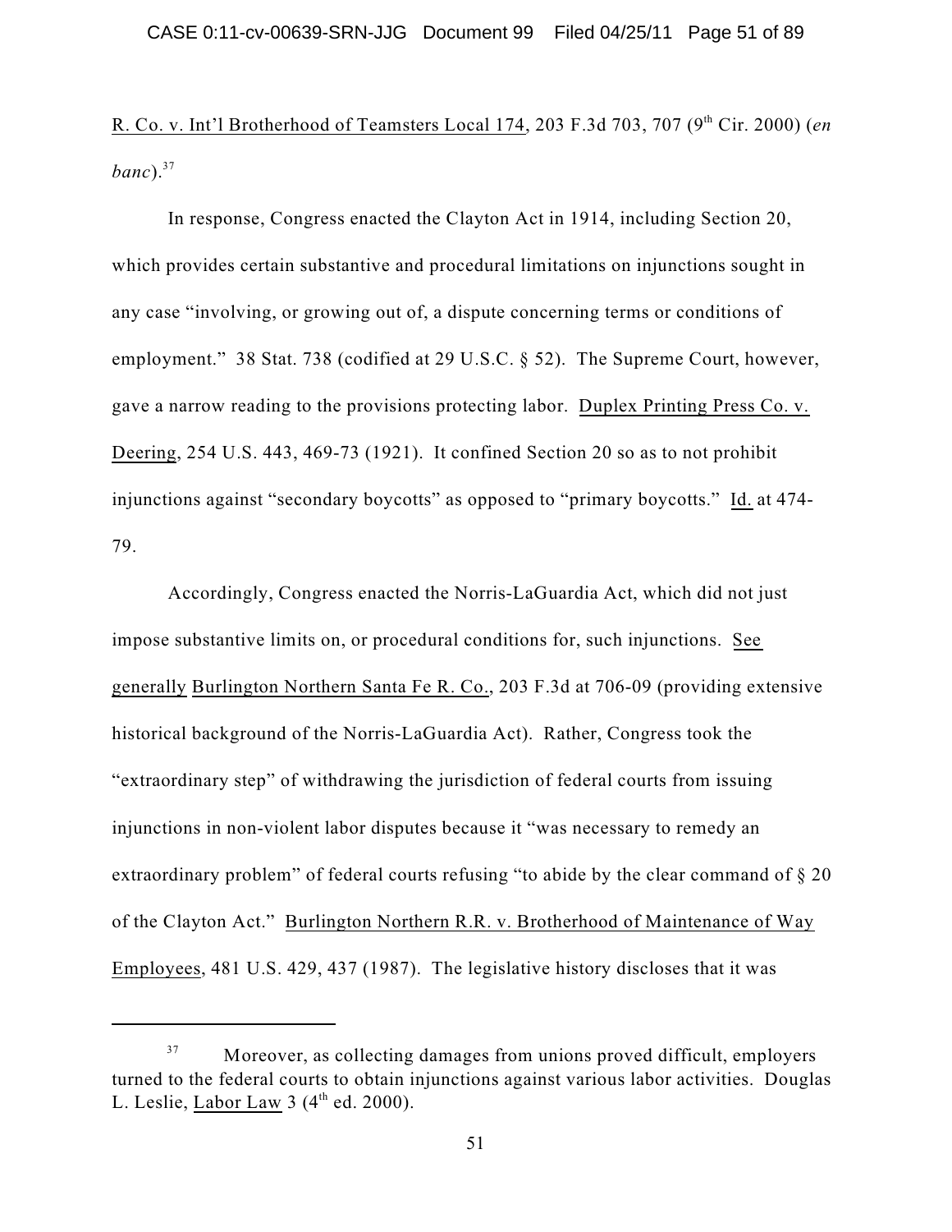R. Co. v. Int'l Brotherhood of Teamsters Local 174, 203 F.3d 703, 707 (9th Cir. 2000) (*en banc*).[37]

In response, Congress enacted the Clayton Act in 1914, including Section 20, which provides certain substantive and procedural limitations on injunctions sought in any case "involving, or growing out of, a dispute concerning terms or conditions of employment." 38 Stat. 738 (codified at 29 U.S.C. § 52). The Supreme Court, however, gave a narrow reading to the provisions protecting labor. Duplex Printing Press Co. v. Deering, 254 U.S. 443, 469-73 (1921). It confined Section 20 so as to not prohibit injunctions against "secondary boycotts" as opposed to "primary boycotts." Id. at 474-79.

Accordingly, Congress enacted the Norris-LaGuardia Act, which did not just impose substantive limits on, or procedural conditions for, such injunctions. See generally Burlington Northern Santa Fe R. Co., 203 F.3d at 706-09 (providing extensive historical background of the Norris-LaGuardia Act). Rather, Congress took the "extraordinary step" of withdrawing the jurisdiction of federal courts from issuing injunctions in non-violent labor disputes because it "was necessary to remedy an extraordinary problem" of federal courts refusing "to abide by the clear command of § 20 of the Clayton Act." Burlington Northern R.R. v. Brotherhood of Maintenance of Way Employees, 481 U.S. 429, 437 (1987). The legislative history discloses that it was

---

[37] Moreover, as collecting damages from unions proved difficult, employers turned to the federal courts to obtain injunctions against various labor activities. Douglas L. Leslie, Labor Law 3 (4th ed. 2000).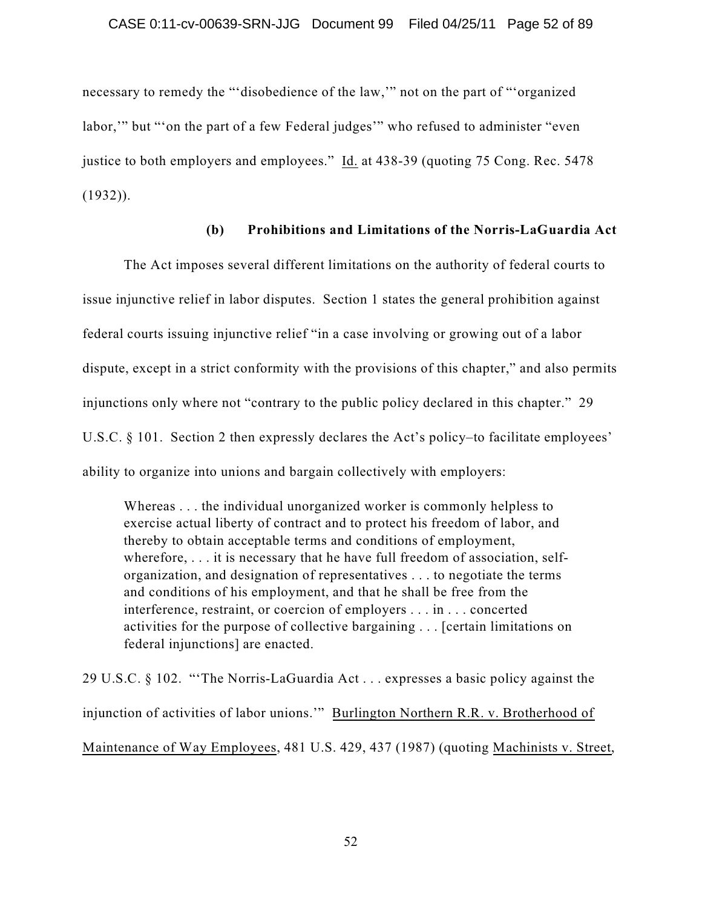necessary to remedy the "'disobedience of the law,'" not on the part of "'organized labor,'" but "'on the part of a few Federal judges'" who refused to administer "even justice to both employers and employees." Id. at 438-39 (quoting 75 Cong. Rec. 5478 (1932)).

### (b) Prohibitions and Limitations of the Norris-LaGuardia Act

The Act imposes several different limitations on the authority of federal courts to issue injunctive relief in labor disputes. Section 1 states the general prohibition against federal courts issuing injunctive relief "in a case involving or growing out of a labor dispute, except in a strict conformity with the provisions of this chapter," and also permits injunctions only where not "contrary to the public policy declared in this chapter." 29 U.S.C. § 101. Section 2 then expressly declares the Act's policy–to facilitate employees' ability to organize into unions and bargain collectively with employers:

> Whereas . . . the individual unorganized worker is commonly helpless to exercise actual liberty of contract and to protect his freedom of labor, and thereby to obtain acceptable terms and conditions of employment, wherefore, . . . it is necessary that he have full freedom of association, self-organization, and designation of representatives . . . to negotiate the terms and conditions of his employment, and that he shall be free from the interference, restraint, or coercion of employers . . . in . . . concerted activities for the purpose of collective bargaining . . . [certain limitations on federal injunctions] are enacted.

29 U.S.C. § 102. "'The Norris-LaGuardia Act . . . expresses a basic policy against the injunction of activities of labor unions.'" Burlington Northern R.R. v. Brotherhood of Maintenance of Way Employees, 481 U.S. 429, 437 (1987) (quoting Machinists v. Street,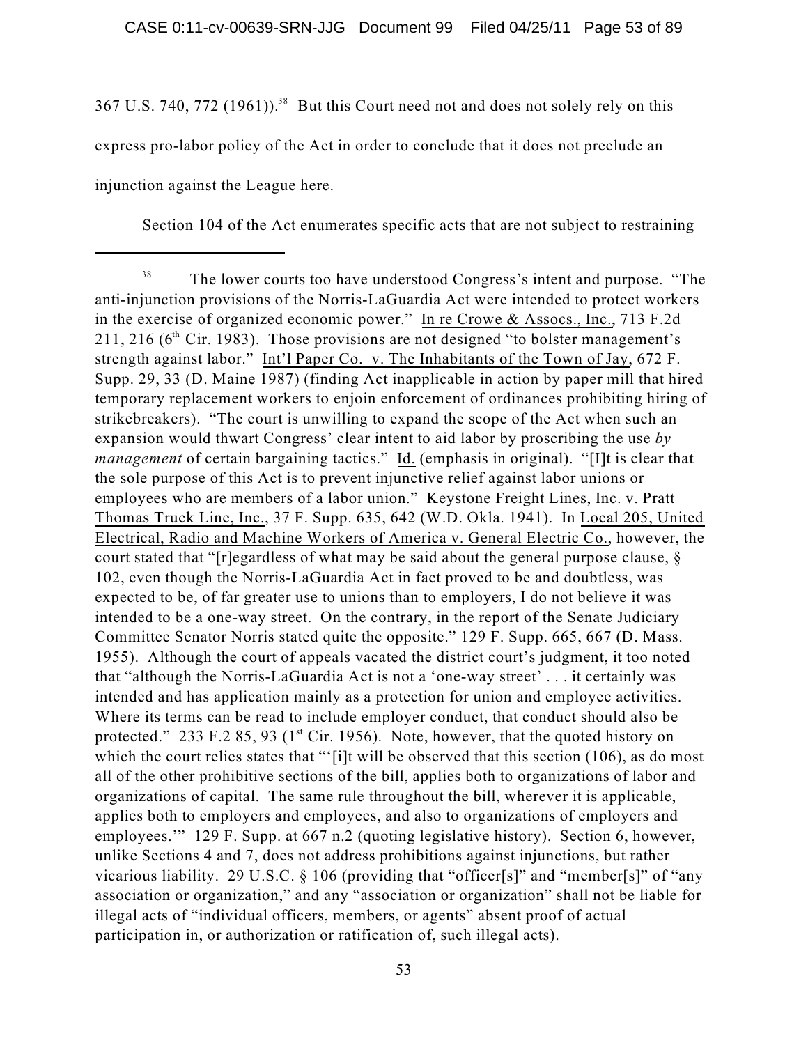367 U.S. 740, 772 (1961)).[38] But this Court need not and does not solely rely on this express pro-labor policy of the Act in order to conclude that it does not preclude an injunction against the League here.

Section 104 of the Act enumerates specific acts that are not subject to restraining

---

[38] The lower courts too have understood Congress's intent and purpose. "The anti-injunction provisions of the Norris-LaGuardia Act were intended to protect workers in the exercise of organized economic power." In re Crowe & Assocs., Inc., 713 F.2d 211, 216 (6th Cir. 1983). Those provisions are not designed "to bolster management's strength against labor." Int'l Paper Co. v. The Inhabitants of the Town of Jay, 672 F. Supp. 29, 33 (D. Maine 1987) (finding Act inapplicable in action by paper mill that hired temporary replacement workers to enjoin enforcement of ordinances prohibiting hiring of strikebreakers). "The court is unwilling to expand the scope of the Act when such an expansion would thwart Congress' clear intent to aid labor by proscribing the use *by management* of certain bargaining tactics." Id. (emphasis in original). "[I]t is clear that the sole purpose of this Act is to prevent injunctive relief against labor unions or employees who are members of a labor union." Keystone Freight Lines, Inc. v. Pratt Thomas Truck Line, Inc., 37 F. Supp. 635, 642 (W.D. Okla. 1941). In Local 205, United Electrical, Radio and Machine Workers of America v. General Electric Co., however, the court stated that "[r]egardless of what may be said about the general purpose clause, § 102, even though the Norris-LaGuardia Act in fact proved to be and doubtless, was expected to be, of far greater use to unions than to employers, I do not believe it was intended to be a one-way street. On the contrary, in the report of the Senate Judiciary Committee Senator Norris stated quite the opposite." 129 F. Supp. 665, 667 (D. Mass. 1955). Although the court of appeals vacated the district court's judgment, it too noted that "although the Norris-LaGuardia Act is not a 'one-way street' . . . it certainly was intended and has application mainly as a protection for union and employee activities. Where its terms can be read to include employer conduct, that conduct should also be protected." 233 F.2 85, 93 (1st Cir. 1956). Note, however, that the quoted history on which the court relies states that "'[i]t will be observed that this section (106), as do most all of the other prohibitive sections of the bill, applies both to organizations of labor and organizations of capital. The same rule throughout the bill, wherever it is applicable, applies both to employers and employees, and also to organizations of employers and employees.'" 129 F. Supp. at 667 n.2 (quoting legislative history). Section 6, however, unlike Sections 4 and 7, does not address prohibitions against injunctions, but rather vicarious liability. 29 U.S.C. § 106 (providing that "officer[s]" and "member[s]" of "any association or organization," and any "association or organization" shall not be liable for illegal acts of "individual officers, members, or agents" absent proof of actual participation in, or authorization or ratification of, such illegal acts).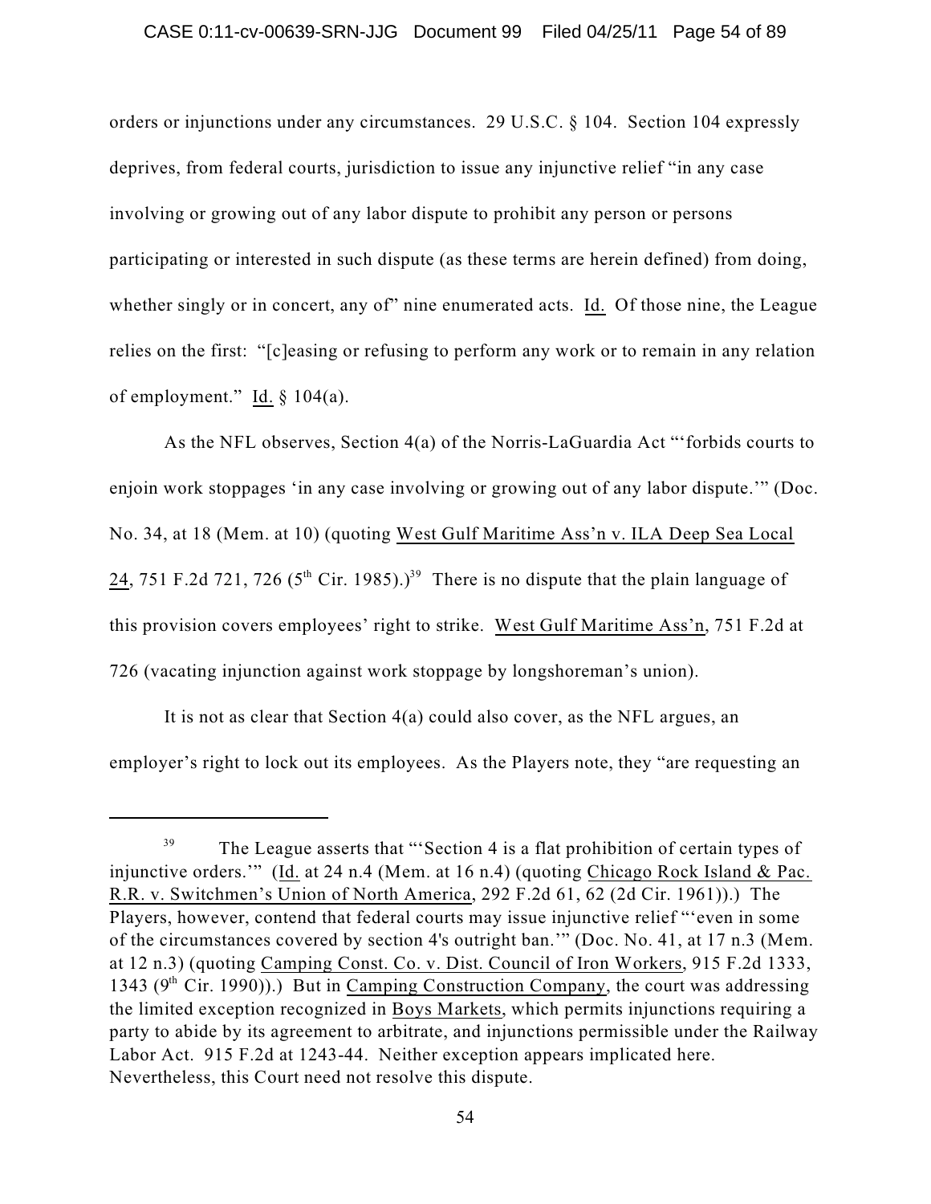orders or injunctions under any circumstances. 29 U.S.C. § 104. Section 104 expressly deprives, from federal courts, jurisdiction to issue any injunctive relief "in any case involving or growing out of any labor dispute to prohibit any person or persons participating or interested in such dispute (as these terms are herein defined) from doing, whether singly or in concert, any of" nine enumerated acts. Id. Of those nine, the League relies on the first: "[c]easing or refusing to perform any work or to remain in any relation of employment." Id. § 104(a).

As the NFL observes, Section 4(a) of the Norris-LaGuardia Act "'forbids courts to enjoin work stoppages 'in any case involving or growing out of any labor dispute.'" (Doc. No. 34, at 18 (Mem. at 10) (quoting West Gulf Maritime Ass'n v. ILA Deep Sea Local 24, 751 F.2d 721, 726 (5th Cir. 1985).)[39] There is no dispute that the plain language of this provision covers employees' right to strike. West Gulf Maritime Ass'n, 751 F.2d at 726 (vacating injunction against work stoppage by longshoreman's union).

It is not as clear that Section 4(a) could also cover, as the NFL argues, an employer's right to lock out its employees. As the Players note, they "are requesting an

---

[39] The League asserts that "'Section 4 is a flat prohibition of certain types of injunctive orders.'" (Id. at 24 n.4 (Mem. at 16 n.4) (quoting Chicago Rock Island & Pac. R.R. v. Switchmen's Union of North America, 292 F.2d 61, 62 (2d Cir. 1961)).) The Players, however, contend that federal courts may issue injunctive relief "'even in some of the circumstances covered by section 4's outright ban.'" (Doc. No. 41, at 17 n.3 (Mem. at 12 n.3) (quoting Camping Const. Co. v. Dist. Council of Iron Workers, 915 F.2d 1333, 1343 (9th Cir. 1990)).) But in Camping Construction Company, the court was addressing the limited exception recognized in Boys Markets, which permits injunctions requiring a party to abide by its agreement to arbitrate, and injunctions permissible under the Railway Labor Act. 915 F.2d at 1243-44. Neither exception appears implicated here. Nevertheless, this Court need not resolve this dispute.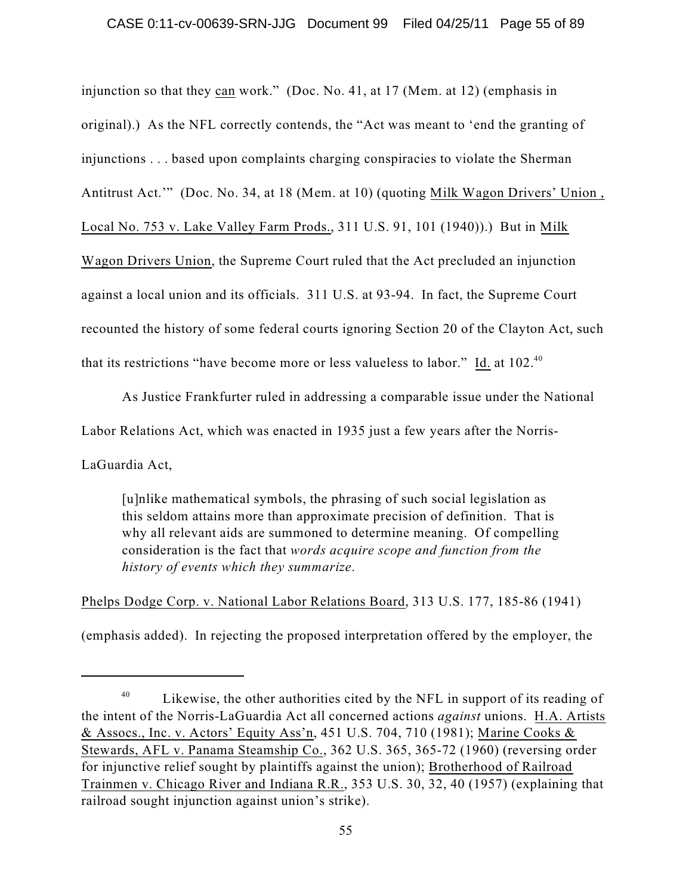injunction so that they <u>can</u> work." (Doc. No. 41, at 17 (Mem. at 12) (emphasis in original).) As the NFL correctly contends, the "Act was meant to 'end the granting of injunctions . . . based upon complaints charging conspiracies to violate the Sherman Antitrust Act.'" (Doc. No. 34, at 18 (Mem. at 10) (quoting <u>Milk Wagon Drivers' Union , Local No. 753 v. Lake Valley Farm Prods.</u>, 311 U.S. 91, 101 (1940)).) But in <u>Milk Wagon Drivers Union</u>, the Supreme Court ruled that the Act precluded an injunction against a local union and its officials. 311 U.S. at 93-94. In fact, the Supreme Court recounted the history of some federal courts ignoring Section 20 of the Clayton Act, such that its restrictions "have become more or less valueless to labor." <u>Id.</u> at 102.[40]

As Justice Frankfurter ruled in addressing a comparable issue under the National Labor Relations Act, which was enacted in 1935 just a few years after the Norris-LaGuardia Act,

> [u]nlike mathematical symbols, the phrasing of such social legislation as this seldom attains more than approximate precision of definition. That is why all relevant aids are summoned to determine meaning. Of compelling consideration is the fact that *words acquire scope and function from the history of events which they summarize*.

<u>Phelps Dodge Corp. v. National Labor Relations Board</u>, 313 U.S. 177, 185-86 (1941) (emphasis added). In rejecting the proposed interpretation offered by the employer, the

---

[40] Likewise, the other authorities cited by the NFL in support of its reading of the intent of the Norris-LaGuardia Act all concerned actions *against* unions. <u>H.A. Artists & Assocs., Inc. v. Actors' Equity Ass'n</u>, 451 U.S. 704, 710 (1981); <u>Marine Cooks & Stewards, AFL v. Panama Steamship Co.</u>, 362 U.S. 365, 365-72 (1960) (reversing order for injunctive relief sought by plaintiffs against the union); <u>Brotherhood of Railroad Trainmen v. Chicago River and Indiana R.R.</u>, 353 U.S. 30, 32, 40 (1957) (explaining that railroad sought injunction against union's strike).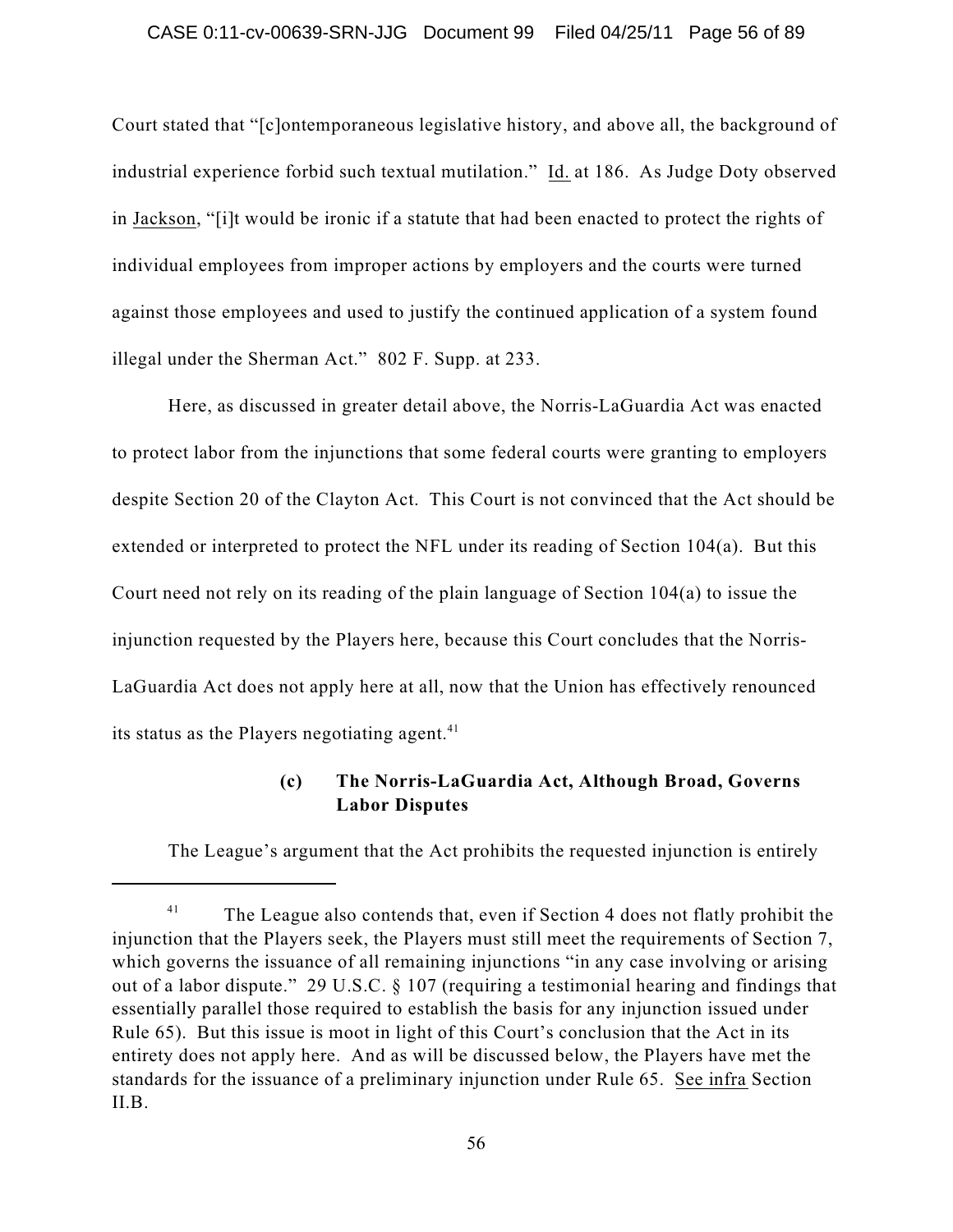Court stated that "[c]ontemporaneous legislative history, and above all, the background of industrial experience forbid such textual mutilation." Id. at 186. As Judge Doty observed in Jackson, "[i]t would be ironic if a statute that had been enacted to protect the rights of individual employees from improper actions by employers and the courts were turned against those employees and used to justify the continued application of a system found illegal under the Sherman Act." 802 F. Supp. at 233.

Here, as discussed in greater detail above, the Norris-LaGuardia Act was enacted to protect labor from the injunctions that some federal courts were granting to employers despite Section 20 of the Clayton Act. This Court is not convinced that the Act should be extended or interpreted to protect the NFL under its reading of Section 104(a). But this Court need not rely on its reading of the plain language of Section 104(a) to issue the injunction requested by the Players here, because this Court concludes that the Norris-LaGuardia Act does not apply here at all, now that the Union has effectively renounced its status as the Players negotiating agent.[41]

### (c) The Norris-LaGuardia Act, Although Broad, Governs Labor Disputes

The League's argument that the Act prohibits the requested injunction is entirely

---

[41] The League also contends that, even if Section 4 does not flatly prohibit the injunction that the Players seek, the Players must still meet the requirements of Section 7, which governs the issuance of all remaining injunctions "in any case involving or arising out of a labor dispute." 29 U.S.C. § 107 (requiring a testimonial hearing and findings that essentially parallel those required to establish the basis for any injunction issued under Rule 65). But this issue is moot in light of this Court's conclusion that the Act in its entirety does not apply here. And as will be discussed below, the Players have met the standards for the issuance of a preliminary injunction under Rule 65. See infra Section II.B.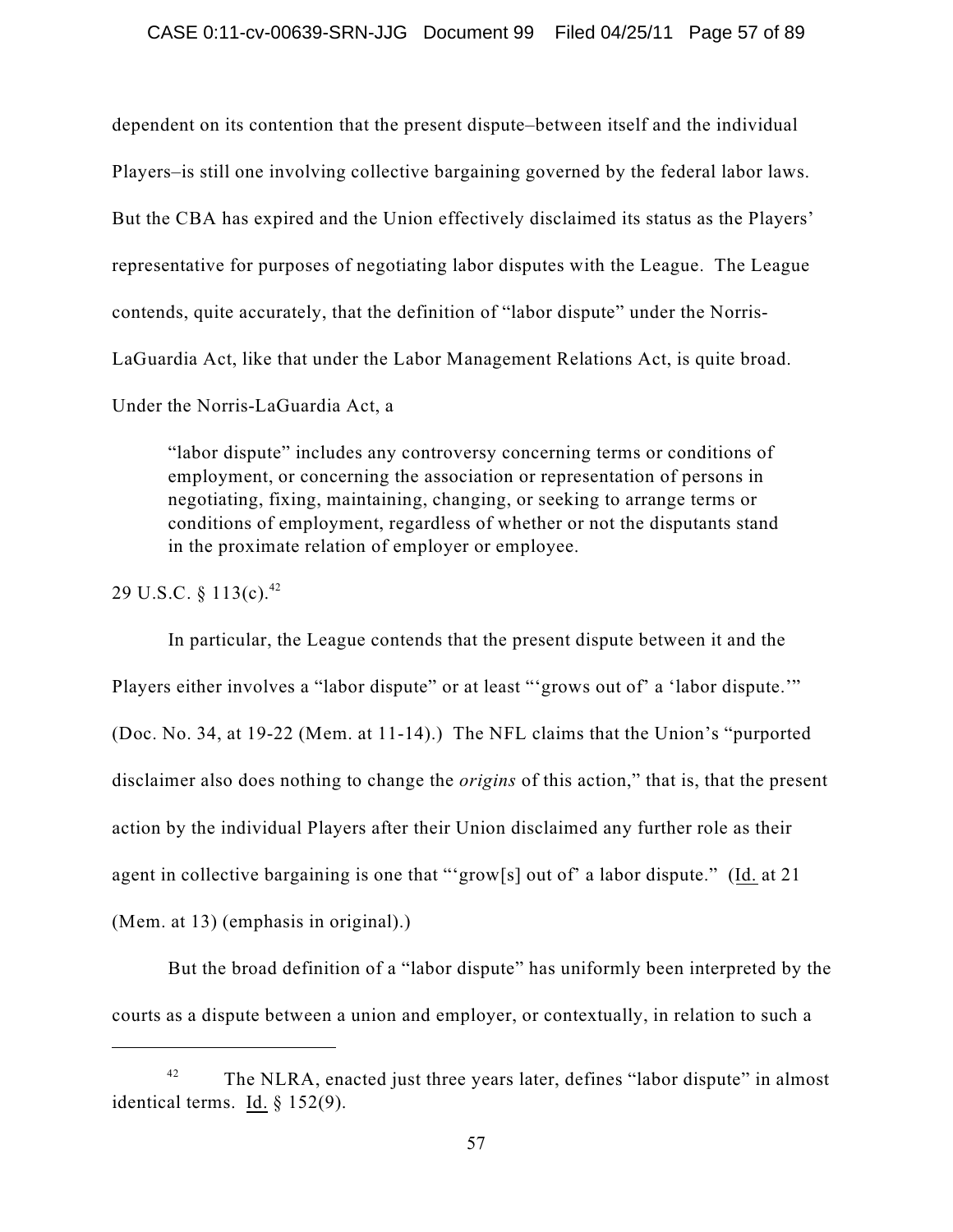dependent on its contention that the present dispute–between itself and the individual Players–is still one involving collective bargaining governed by the federal labor laws. But the CBA has expired and the Union effectively disclaimed its status as the Players' representative for purposes of negotiating labor disputes with the League. The League contends, quite accurately, that the definition of "labor dispute" under the Norris-LaGuardia Act, like that under the Labor Management Relations Act, is quite broad. Under the Norris-LaGuardia Act, a

> "labor dispute" includes any controversy concerning terms or conditions of employment, or concerning the association or representation of persons in negotiating, fixing, maintaining, changing, or seeking to arrange terms or conditions of employment, regardless of whether or not the disputants stand in the proximate relation of employer or employee.

29 U.S.C. § 113(c).[42]

In particular, the League contends that the present dispute between it and the Players either involves a "labor dispute" or at least "'grows out of' a 'labor dispute.'" (Doc. No. 34, at 19-22 (Mem. at 11-14).) The NFL claims that the Union's "purported disclaimer also does nothing to change the *origins* of this action," that is, that the present action by the individual Players after their Union disclaimed any further role as their agent in collective bargaining is one that "'grow[s] out of' a labor dispute." (Id. at 21 (Mem. at 13) (emphasis in original).)

But the broad definition of a "labor dispute" has uniformly been interpreted by the courts as a dispute between a union and employer, or contextually, in relation to such a

---

[42] The NLRA, enacted just three years later, defines "labor dispute" in almost identical terms. Id. § 152(9).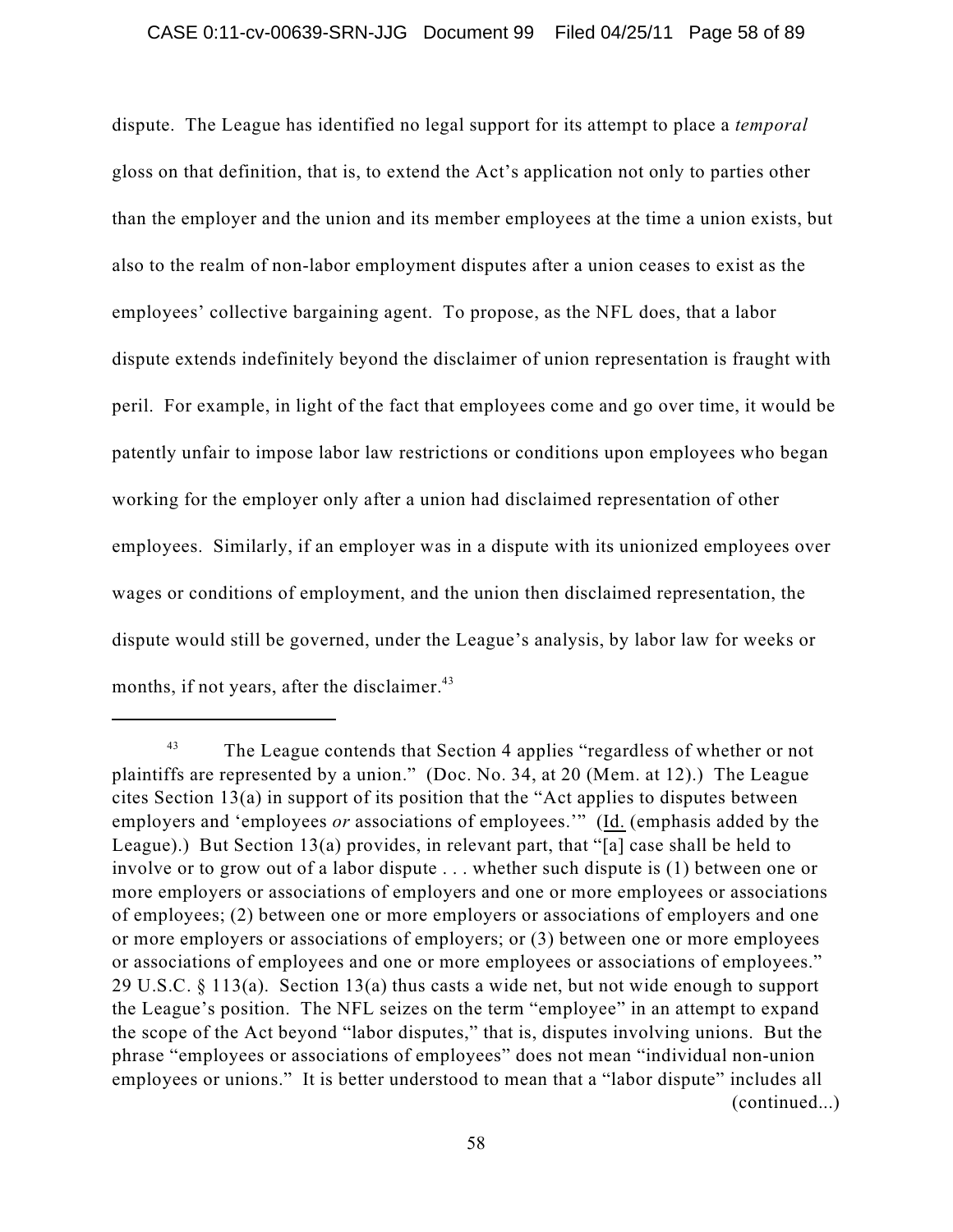dispute. The League has identified no legal support for its attempt to place a *temporal* gloss on that definition, that is, to extend the Act's application not only to parties other than the employer and the union and its member employees at the time a union exists, but also to the realm of non-labor employment disputes after a union ceases to exist as the employees' collective bargaining agent. To propose, as the NFL does, that a labor dispute extends indefinitely beyond the disclaimer of union representation is fraught with peril. For example, in light of the fact that employees come and go over time, it would be patently unfair to impose labor law restrictions or conditions upon employees who began working for the employer only after a union had disclaimed representation of other employees. Similarly, if an employer was in a dispute with its unionized employees over wages or conditions of employment, and the union then disclaimed representation, the dispute would still be governed, under the League's analysis, by labor law for weeks or months, if not years, after the disclaimer.[43]

---

[43] The League contends that Section 4 applies "regardless of whether or not plaintiffs are represented by a union." (Doc. No. 34, at 20 (Mem. at 12).) The League cites Section 13(a) in support of its position that the "Act applies to disputes between employers and 'employees *or* associations of employees.'" (Id. (emphasis added by the League).) But Section 13(a) provides, in relevant part, that "[a] case shall be held to involve or to grow out of a labor dispute . . . whether such dispute is (1) between one or more employers or associations of employers and one or more employees or associations of employees; (2) between one or more employers or associations of employers and one or more employers or associations of employers; or (3) between one or more employees or associations of employees and one or more employees or associations of employees." 29 U.S.C. § 113(a). Section 13(a) thus casts a wide net, but not wide enough to support the League's position. The NFL seizes on the term "employee" in an attempt to expand the scope of the Act beyond "labor disputes," that is, disputes involving unions. But the phrase "employees or associations of employees" does not mean "individual non-union employees or unions." It is better understood to mean that a "labor dispute" includes all (continued...)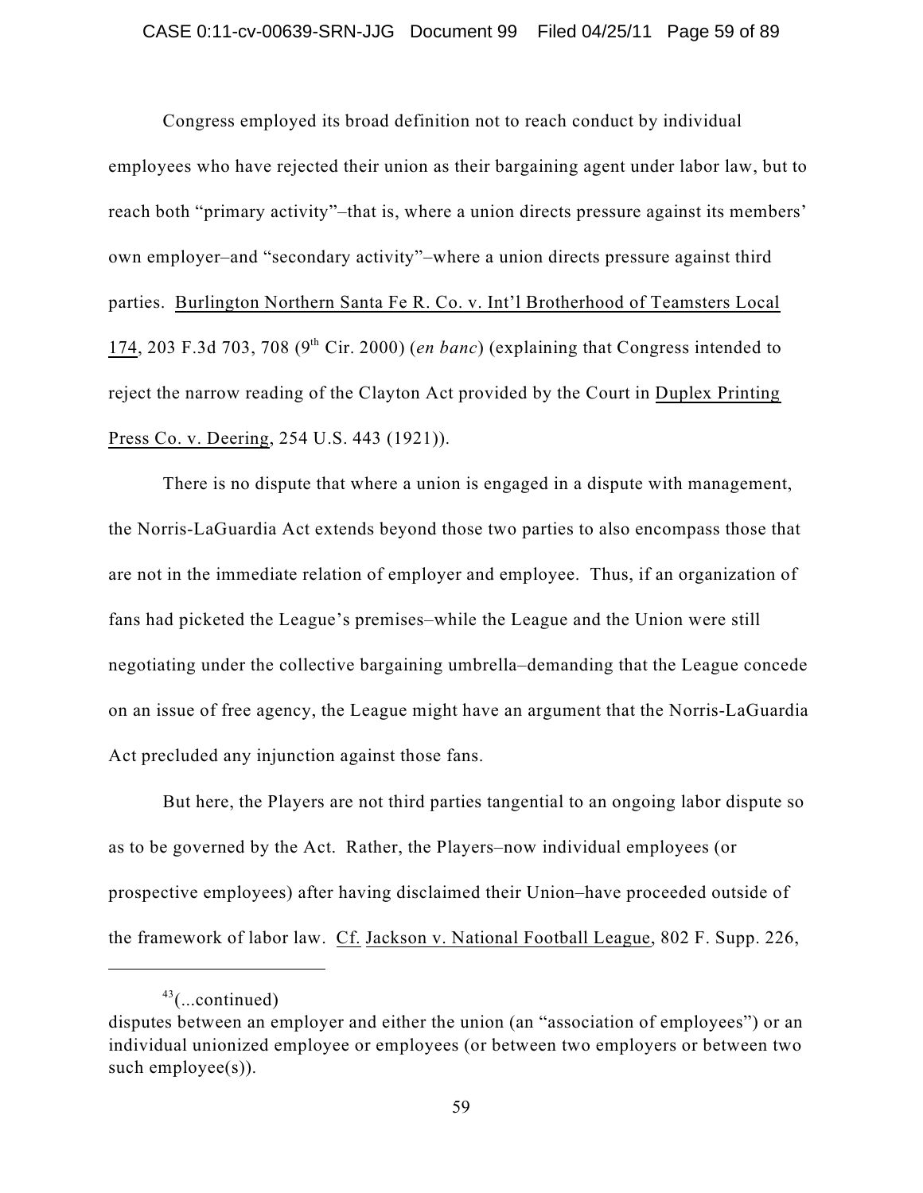Congress employed its broad definition not to reach conduct by individual employees who have rejected their union as their bargaining agent under labor law, but to reach both "primary activity"–that is, where a union directs pressure against its members' own employer–and "secondary activity"–where a union directs pressure against third parties. Burlington Northern Santa Fe R. Co. v. Int'l Brotherhood of Teamsters Local 174, 203 F.3d 703, 708 (9th Cir. 2000) (*en banc*) (explaining that Congress intended to reject the narrow reading of the Clayton Act provided by the Court in Duplex Printing Press Co. v. Deering, 254 U.S. 443 (1921)).

There is no dispute that where a union is engaged in a dispute with management, the Norris-LaGuardia Act extends beyond those two parties to also encompass those that are not in the immediate relation of employer and employee. Thus, if an organization of fans had picketed the League's premises–while the League and the Union were still negotiating under the collective bargaining umbrella–demanding that the League concede on an issue of free agency, the League might have an argument that the Norris-LaGuardia Act precluded any injunction against those fans.

But here, the Players are not third parties tangential to an ongoing labor dispute so as to be governed by the Act. Rather, the Players–now individual employees (or prospective employees) after having disclaimed their Union–have proceeded outside of the framework of labor law. Cf. Jackson v. National Football League, 802 F. Supp. 226,

---

[43](...continued)
disputes between an employer and either the union (an "association of employees") or an individual unionized employee or employees (or between two employers or between two such employee(s)).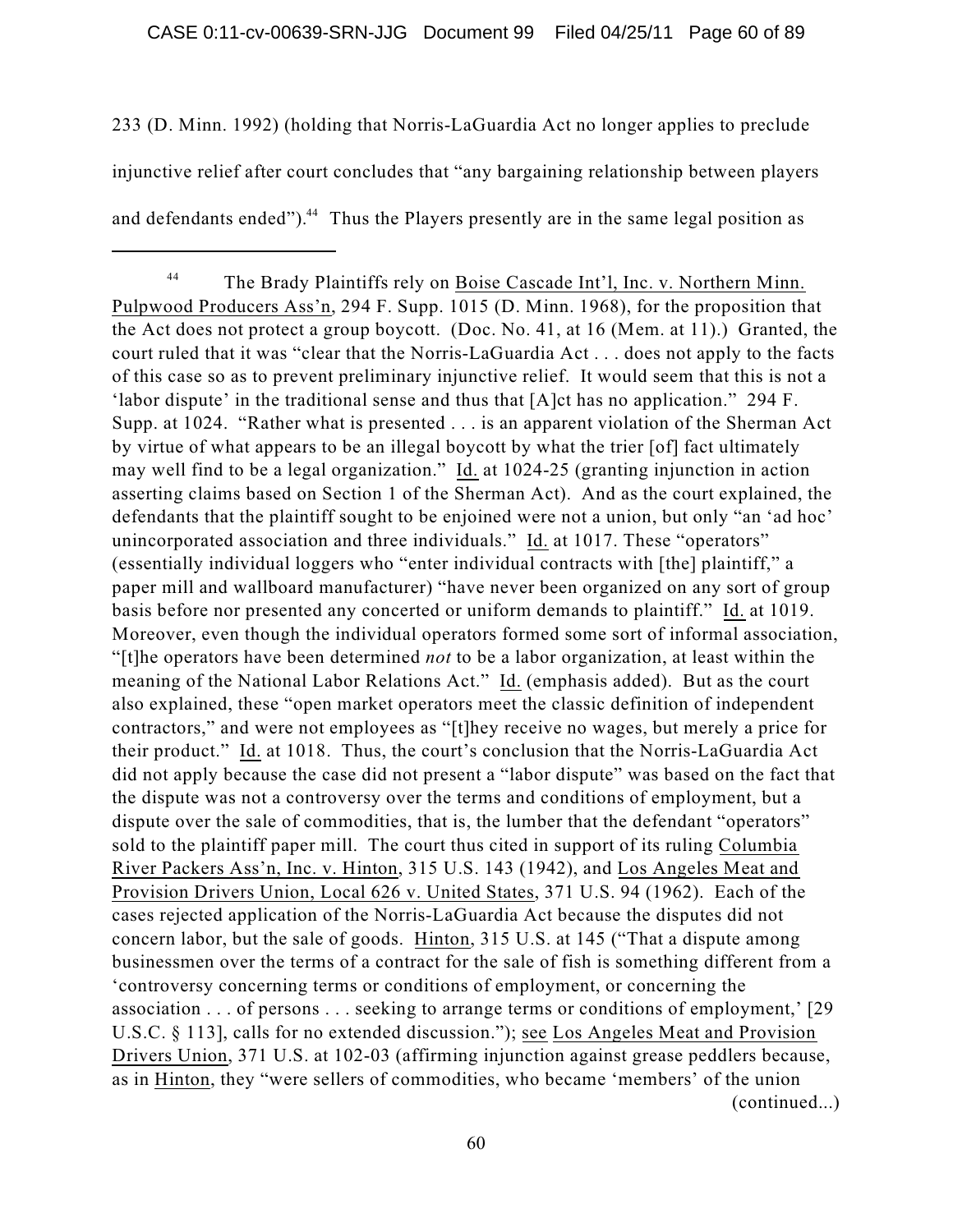233 (D. Minn. 1992) (holding that Norris-LaGuardia Act no longer applies to preclude injunctive relief after court concludes that "any bargaining relationship between players and defendants ended").[44] Thus the Players presently are in the same legal position as

---

[44] The Brady Plaintiffs rely on Boise Cascade Int'l, Inc. v. Northern Minn. Pulpwood Producers Ass'n, 294 F. Supp. 1015 (D. Minn. 1968), for the proposition that the Act does not protect a group boycott. (Doc. No. 41, at 16 (Mem. at 11).) Granted, the court ruled that it was "clear that the Norris-LaGuardia Act . . . does not apply to the facts of this case so as to prevent preliminary injunctive relief. It would seem that this is not a 'labor dispute' in the traditional sense and thus that [A]ct has no application." 294 F. Supp. at 1024. "Rather what is presented . . . is an apparent violation of the Sherman Act by virtue of what appears to be an illegal boycott by what the trier [of] fact ultimately may well find to be a legal organization." Id. at 1024-25 (granting injunction in action asserting claims based on Section 1 of the Sherman Act). And as the court explained, the defendants that the plaintiff sought to be enjoined were not a union, but only "an 'ad hoc' unincorporated association and three individuals." Id. at 1017. These "operators" (essentially individual loggers who "enter individual contracts with [the] plaintiff," a paper mill and wallboard manufacturer) "have never been organized on any sort of group basis before nor presented any concerted or uniform demands to plaintiff." Id. at 1019. Moreover, even though the individual operators formed some sort of informal association, "[t]he operators have been determined *not* to be a labor organization, at least within the meaning of the National Labor Relations Act." Id. (emphasis added). But as the court also explained, these "open market operators meet the classic definition of independent contractors," and were not employees as "[t]hey receive no wages, but merely a price for their product." Id. at 1018. Thus, the court's conclusion that the Norris-LaGuardia Act did not apply because the case did not present a "labor dispute" was based on the fact that the dispute was not a controversy over the terms and conditions of employment, but a dispute over the sale of commodities, that is, the lumber that the defendant "operators" sold to the plaintiff paper mill. The court thus cited in support of its ruling Columbia River Packers Ass'n, Inc. v. Hinton, 315 U.S. 143 (1942), and Los Angeles Meat and Provision Drivers Union, Local 626 v. United States, 371 U.S. 94 (1962). Each of the cases rejected application of the Norris-LaGuardia Act because the disputes did not concern labor, but the sale of goods. Hinton, 315 U.S. at 145 ("That a dispute among businessmen over the terms of a contract for the sale of fish is something different from a 'controversy concerning terms or conditions of employment, or concerning the association . . . of persons . . . seeking to arrange terms or conditions of employment,' [29 U.S.C. § 113], calls for no extended discussion."); see Los Angeles Meat and Provision Drivers Union, 371 U.S. at 102-03 (affirming injunction against grease peddlers because, as in Hinton, they "were sellers of commodities, who became 'members' of the union

(continued...)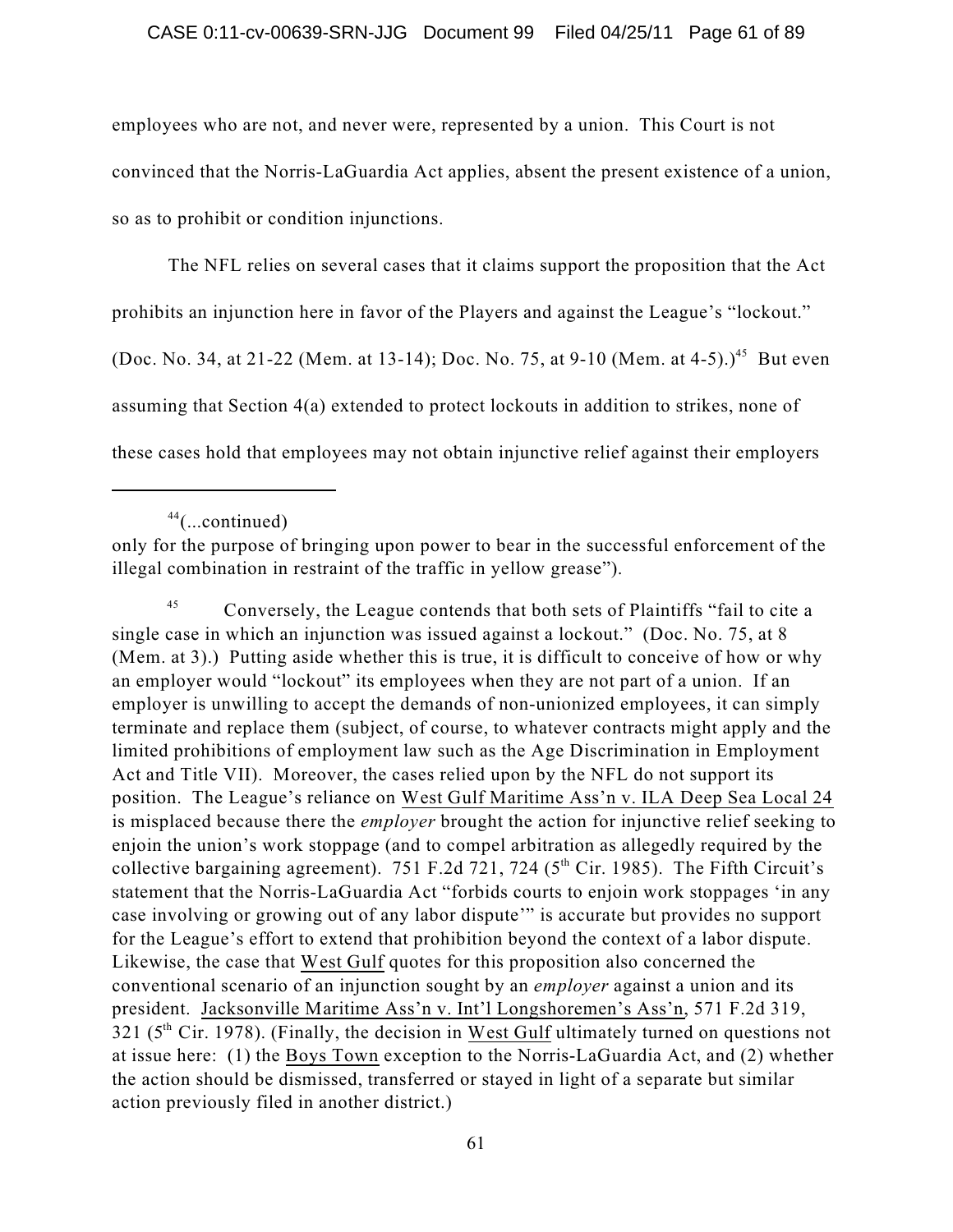employees who are not, and never were, represented by a union. This Court is not convinced that the Norris-LaGuardia Act applies, absent the present existence of a union, so as to prohibit or condition injunctions.

The NFL relies on several cases that it claims support the proposition that the Act prohibits an injunction here in favor of the Players and against the League's "lockout." (Doc. No. 34, at 21-22 (Mem. at 13-14); Doc. No. 75, at 9-10 (Mem. at 4-5).)[45] But even assuming that Section 4(a) extended to protect lockouts in addition to strikes, none of these cases hold that employees may not obtain injunctive relief against their employers

---

[44](...continued) only for the purpose of bringing upon power to bear in the successful enforcement of the illegal combination in restraint of the traffic in yellow grease").

[45] Conversely, the League contends that both sets of Plaintiffs "fail to cite a single case in which an injunction was issued against a lockout." (Doc. No. 75, at 8 (Mem. at 3).) Putting aside whether this is true, it is difficult to conceive of how or why an employer would "lockout" its employees when they are not part of a union. If an employer is unwilling to accept the demands of non-unionized employees, it can simply terminate and replace them (subject, of course, to whatever contracts might apply and the limited prohibitions of employment law such as the Age Discrimination in Employment Act and Title VII). Moreover, the cases relied upon by the NFL do not support its position. The League's reliance on West Gulf Maritime Ass'n v. ILA Deep Sea Local 24 is misplaced because there the *employer* brought the action for injunctive relief seeking to enjoin the union's work stoppage (and to compel arbitration as allegedly required by the collective bargaining agreement). 751 F.2d 721, 724 (5th Cir. 1985). The Fifth Circuit's statement that the Norris-LaGuardia Act "forbids courts to enjoin work stoppages 'in any case involving or growing out of any labor dispute'" is accurate but provides no support for the League's effort to extend that prohibition beyond the context of a labor dispute. Likewise, the case that West Gulf quotes for this proposition also concerned the conventional scenario of an injunction sought by an *employer* against a union and its president. Jacksonville Maritime Ass'n v. Int'l Longshoremen's Ass'n, 571 F.2d 319, 321 (5th Cir. 1978). (Finally, the decision in West Gulf ultimately turned on questions not at issue here: (1) the Boys Town exception to the Norris-LaGuardia Act, and (2) whether the action should be dismissed, transferred or stayed in light of a separate but similar action previously filed in another district.)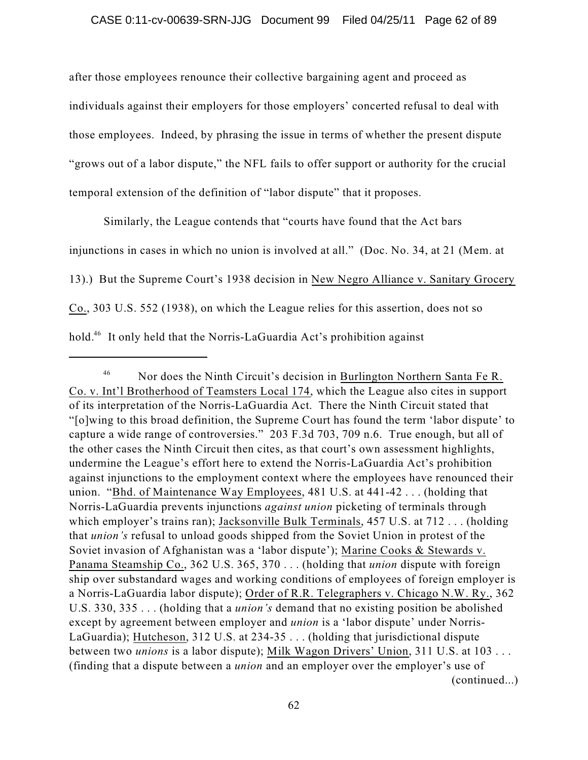after those employees renounce their collective bargaining agent and proceed as individuals against their employers for those employers' concerted refusal to deal with those employees. Indeed, by phrasing the issue in terms of whether the present dispute "grows out of a labor dispute," the NFL fails to offer support or authority for the crucial temporal extension of the definition of "labor dispute" that it proposes.

Similarly, the League contends that "courts have found that the Act bars injunctions in cases in which no union is involved at all." (Doc. No. 34, at 21 (Mem. at 13).) But the Supreme Court's 1938 decision in New Negro Alliance v. Sanitary Grocery Co., 303 U.S. 552 (1938), on which the League relies for this assertion, does not so hold.[46] It only held that the Norris-LaGuardia Act's prohibition against

---

[46] Nor does the Ninth Circuit's decision in Burlington Northern Santa Fe R. Co. v. Int'l Brotherhood of Teamsters Local 174, which the League also cites in support of its interpretation of the Norris-LaGuardia Act. There the Ninth Circuit stated that "[o]wing to this broad definition, the Supreme Court has found the term 'labor dispute' to capture a wide range of controversies." 203 F.3d 703, 709 n.6. True enough, but all of the other cases the Ninth Circuit then cites, as that court's own assessment highlights, undermine the League's effort here to extend the Norris-LaGuardia Act's prohibition against injunctions to the employment context where the employees have renounced their union. "Bhd. of Maintenance Way Employees, 481 U.S. at 441-42 . . . (holding that Norris-LaGuardia prevents injunctions *against union* picketing of terminals through which employer's trains ran); Jacksonville Bulk Terminals, 457 U.S. at 712 . . . (holding that *union's* refusal to unload goods shipped from the Soviet Union in protest of the Soviet invasion of Afghanistan was a 'labor dispute'); Marine Cooks & Stewards v. Panama Steamship Co., 362 U.S. 365, 370 . . . (holding that *union* dispute with foreign ship over substandard wages and working conditions of employees of foreign employer is a Norris-LaGuardia labor dispute); Order of R.R. Telegraphers v. Chicago N.W. Ry., 362 U.S. 330, 335 . . . (holding that a *union's* demand that no existing position be abolished except by agreement between employer and *union* is a 'labor dispute' under Norris-LaGuardia); Hutcheson, 312 U.S. at 234-35 . . . (holding that jurisdictional dispute between two *unions* is a labor dispute); Milk Wagon Drivers' Union, 311 U.S. at 103 . . . (finding that a dispute between a *union* and an employer over the employer's use of

(continued...)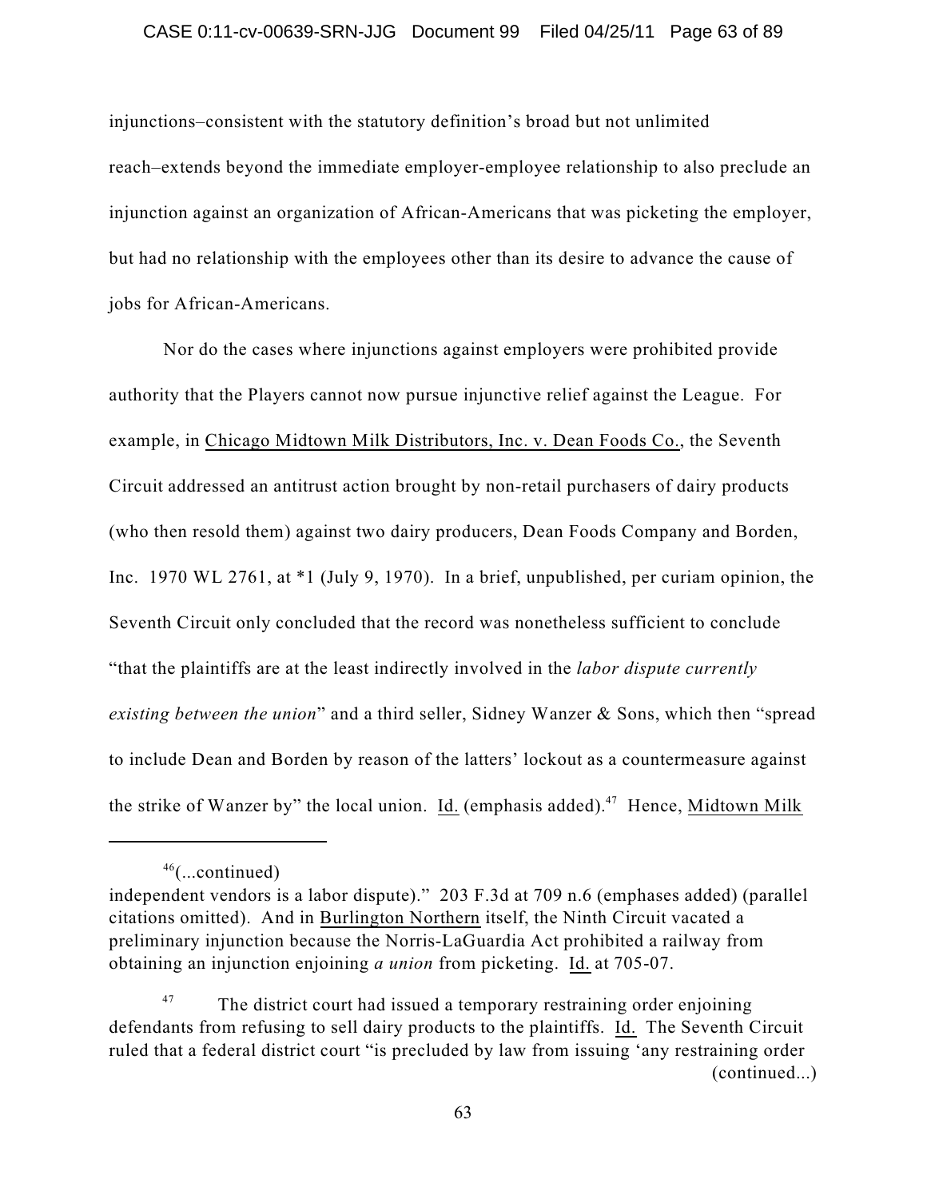injunctions–consistent with the statutory definition's broad but not unlimited reach–extends beyond the immediate employer-employee relationship to also preclude an injunction against an organization of African-Americans that was picketing the employer, but had no relationship with the employees other than its desire to advance the cause of jobs for African-Americans.

Nor do the cases where injunctions against employers were prohibited provide authority that the Players cannot now pursue injunctive relief against the League. For example, in Chicago Midtown Milk Distributors, Inc. v. Dean Foods Co., the Seventh Circuit addressed an antitrust action brought by non-retail purchasers of dairy products (who then resold them) against two dairy producers, Dean Foods Company and Borden, Inc. 1970 WL 2761, at *1 (July 9, 1970). In a brief, unpublished, per curiam opinion, the Seventh Circuit only concluded that the record was nonetheless sufficient to conclude "that the plaintiffs are at the least indirectly involved in the *labor dispute currently existing between the union*" and a third seller, Sidney Wanzer & Sons, which then "spread to include Dean and Borden by reason of the latters' lockout as a countermeasure against the strike of Wanzer by" the local union. Id. (emphasis added).[47] Hence, Midtown Milk

---

[46](...continued)
independent vendors is a labor dispute)." 203 F.3d at 709 n.6 (emphases added) (parallel citations omitted). And in Burlington Northern itself, the Ninth Circuit vacated a preliminary injunction because the Norris-LaGuardia Act prohibited a railway from obtaining an injunction enjoining *a union* from picketing. Id. at 705-07.

[47] The district court had issued a temporary restraining order enjoining defendants from refusing to sell dairy products to the plaintiffs. Id. The Seventh Circuit ruled that a federal district court "is precluded by law from issuing 'any restraining order (continued...)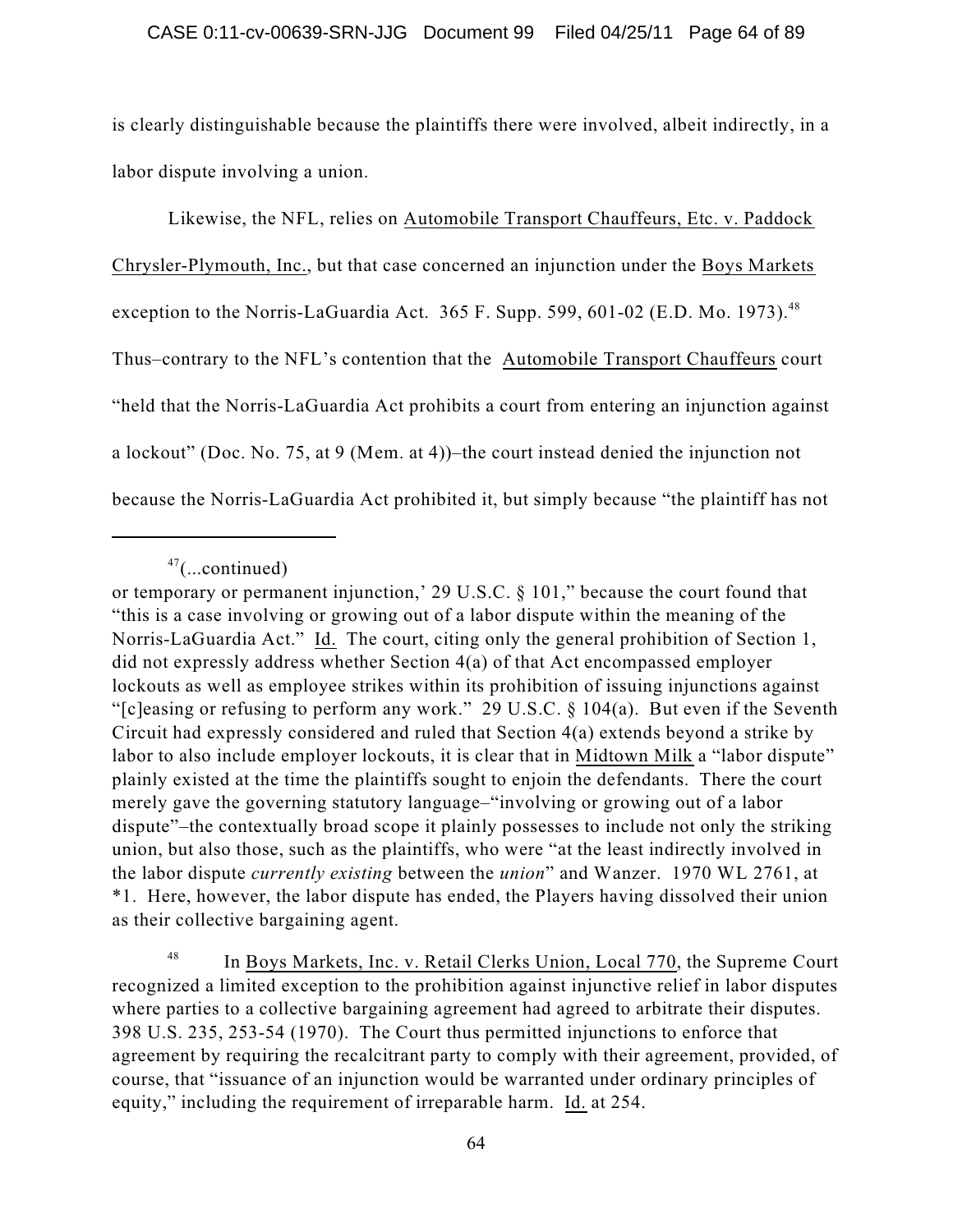is clearly distinguishable because the plaintiffs there were involved, albeit indirectly, in a labor dispute involving a union.

Likewise, the NFL, relies on Automobile Transport Chauffeurs, Etc. v. Paddock Chrysler-Plymouth, Inc., but that case concerned an injunction under the Boys Markets exception to the Norris-LaGuardia Act. 365 F. Supp. 599, 601-02 (E.D. Mo. 1973).[48] Thus–contrary to the NFL's contention that the Automobile Transport Chauffeurs court "held that the Norris-LaGuardia Act prohibits a court from entering an injunction against a lockout" (Doc. No. 75, at 9 (Mem. at 4))–the court instead denied the injunction not because the Norris-LaGuardia Act prohibited it, but simply because "the plaintiff has not

---

[47](...continued)
or temporary or permanent injunction,' 29 U.S.C. § 101," because the court found that "this is a case involving or growing out of a labor dispute within the meaning of the Norris-LaGuardia Act." Id. The court, citing only the general prohibition of Section 1, did not expressly address whether Section 4(a) of that Act encompassed employer lockouts as well as employee strikes within its prohibition of issuing injunctions against "[c]easing or refusing to perform any work." 29 U.S.C. § 104(a). But even if the Seventh Circuit had expressly considered and ruled that Section 4(a) extends beyond a strike by labor to also include employer lockouts, it is clear that in Midtown Milk a "labor dispute" plainly existed at the time the plaintiffs sought to enjoin the defendants. There the court merely gave the governing statutory language–"involving or growing out of a labor dispute"–the contextually broad scope it plainly possesses to include not only the striking union, but also those, such as the plaintiffs, who were "at the least indirectly involved in the labor dispute *currently existing* between the *union*" and Wanzer. 1970 WL 2761, at \*1. Here, however, the labor dispute has ended, the Players having dissolved their union as their collective bargaining agent.

[48] In Boys Markets, Inc. v. Retail Clerks Union, Local 770, the Supreme Court recognized a limited exception to the prohibition against injunctive relief in labor disputes where parties to a collective bargaining agreement had agreed to arbitrate their disputes. 398 U.S. 235, 253-54 (1970). The Court thus permitted injunctions to enforce that agreement by requiring the recalcitrant party to comply with their agreement, provided, of course, that "issuance of an injunction would be warranted under ordinary principles of equity," including the requirement of irreparable harm. Id. at 254.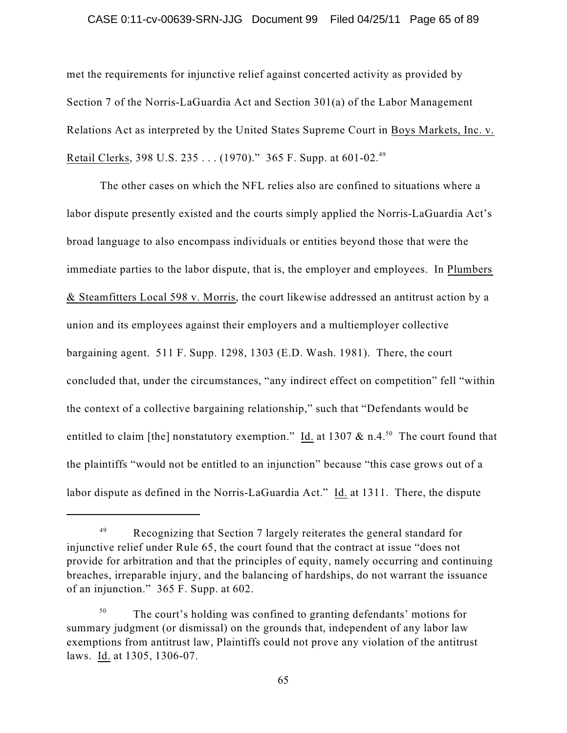met the requirements for injunctive relief against concerted activity as provided by Section 7 of the Norris-LaGuardia Act and Section 301(a) of the Labor Management Relations Act as interpreted by the United States Supreme Court in Boys Markets, Inc. v. Retail Clerks, 398 U.S. 235 . . . (1970)." 365 F. Supp. at 601-02.[49]

The other cases on which the NFL relies also are confined to situations where a labor dispute presently existed and the courts simply applied the Norris-LaGuardia Act's broad language to also encompass individuals or entities beyond those that were the immediate parties to the labor dispute, that is, the employer and employees. In Plumbers & Steamfitters Local 598 v. Morris, the court likewise addressed an antitrust action by a union and its employees against their employers and a multiemployer collective bargaining agent. 511 F. Supp. 1298, 1303 (E.D. Wash. 1981). There, the court concluded that, under the circumstances, "any indirect effect on competition" fell "within the context of a collective bargaining relationship," such that "Defendants would be entitled to claim [the] nonstatutory exemption." Id. at 1307 & n.4.[50] The court found that the plaintiffs "would not be entitled to an injunction" because "this case grows out of a labor dispute as defined in the Norris-LaGuardia Act." Id. at 1311. There, the dispute

---

[49] Recognizing that Section 7 largely reiterates the general standard for injunctive relief under Rule 65, the court found that the contract at issue "does not provide for arbitration and that the principles of equity, namely occurring and continuing breaches, irreparable injury, and the balancing of hardships, do not warrant the issuance of an injunction." 365 F. Supp. at 602.

[50] The court's holding was confined to granting defendants' motions for summary judgment (or dismissal) on the grounds that, independent of any labor law exemptions from antitrust law, Plaintiffs could not prove any violation of the antitrust laws. Id. at 1305, 1306-07.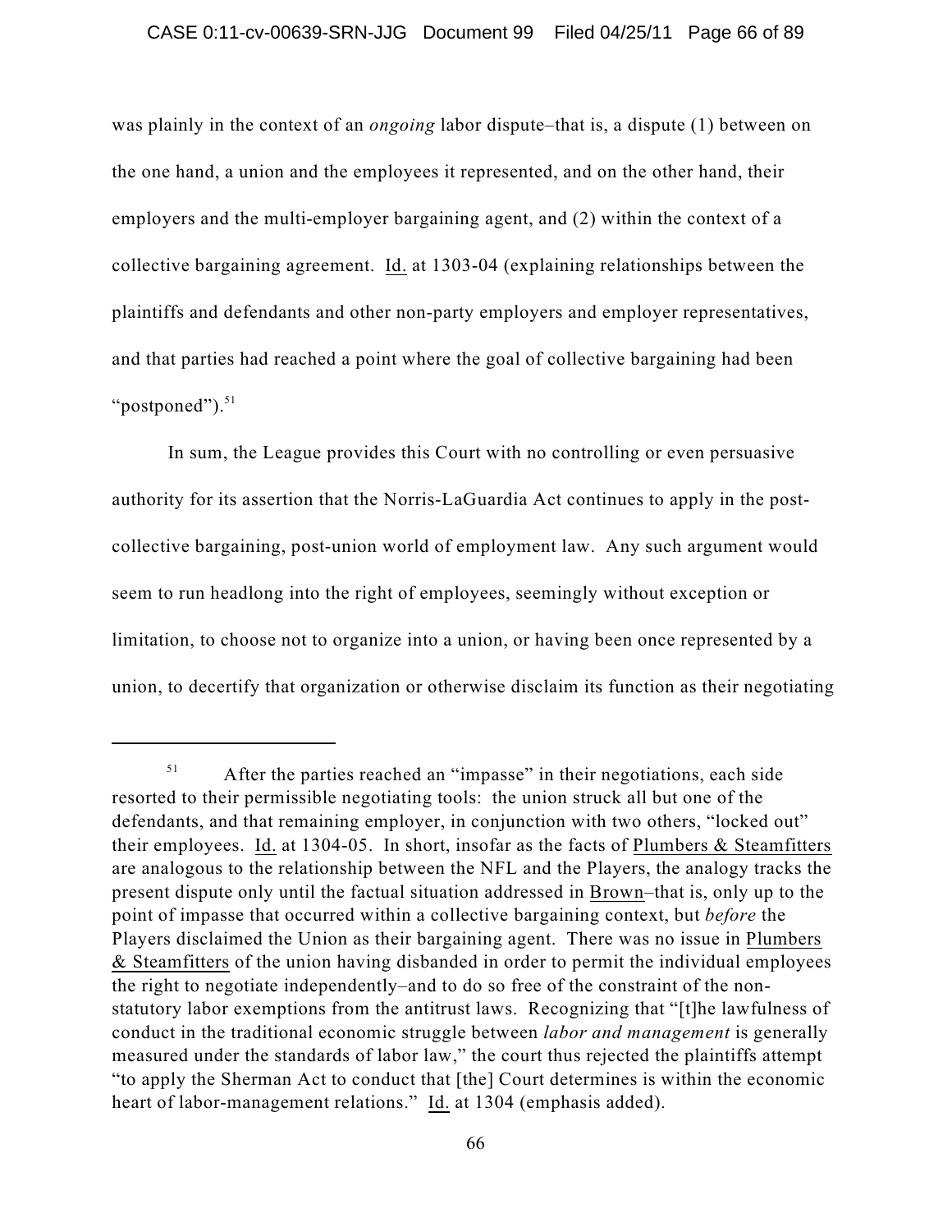was plainly in the context of an *ongoing* labor dispute–that is, a dispute (1) between on the one hand, a union and the employees it represented, and on the other hand, their employers and the multi-employer bargaining agent, and (2) within the context of a collective bargaining agreement. Id. at 1303-04 (explaining relationships between the plaintiffs and defendants and other non-party employers and employer representatives, and that parties had reached a point where the goal of collective bargaining had been "postponed").[51]

In sum, the League provides this Court with no controlling or even persuasive authority for its assertion that the Norris-LaGuardia Act continues to apply in the post-collective bargaining, post-union world of employment law. Any such argument would seem to run headlong into the right of employees, seemingly without exception or limitation, to choose not to organize into a union, or having been once represented by a union, to decertify that organization or otherwise disclaim its function as their negotiating

---

[51] After the parties reached an "impasse" in their negotiations, each side resorted to their permissible negotiating tools: the union struck all but one of the defendants, and that remaining employer, in conjunction with two others, "locked out" their employees. Id. at 1304-05. In short, insofar as the facts of Plumbers & Steamfitters are analogous to the relationship between the NFL and the Players, the analogy tracks the present dispute only until the factual situation addressed in Brown–that is, only up to the point of impasse that occurred within a collective bargaining context, but *before* the Players disclaimed the Union as their bargaining agent. There was no issue in Plumbers & Steamfitters of the union having disbanded in order to permit the individual employees the right to negotiate independently–and to do so free of the constraint of the non-statutory labor exemptions from the antitrust laws. Recognizing that "[t]he lawfulness of conduct in the traditional economic struggle between *labor and management* is generally measured under the standards of labor law," the court thus rejected the plaintiffs attempt "to apply the Sherman Act to conduct that [the] Court determines is within the economic heart of labor-management relations." Id. at 1304 (emphasis added).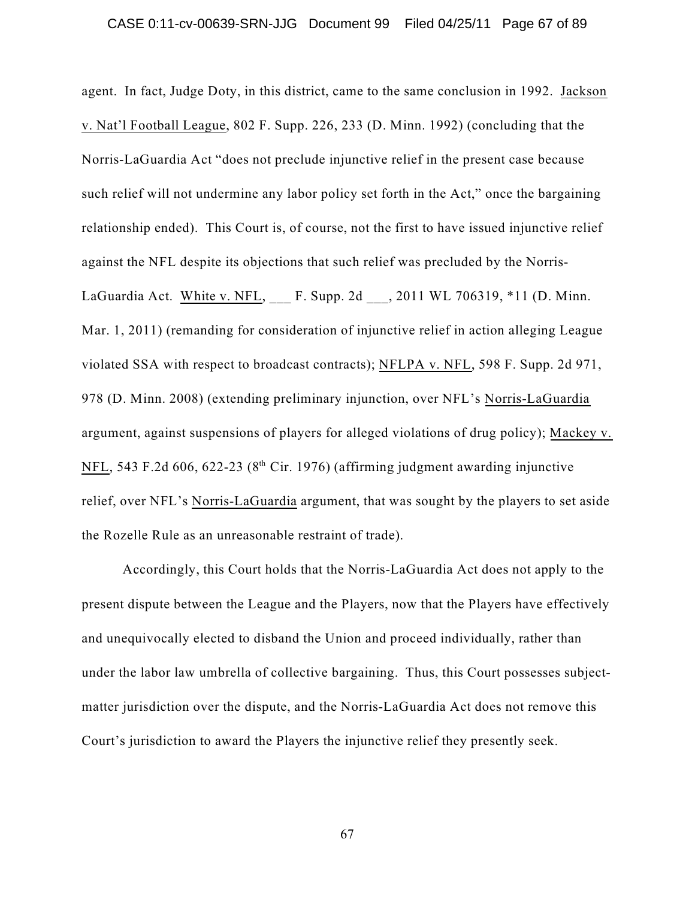agent. In fact, Judge Doty, in this district, came to the same conclusion in 1992. Jackson v. Nat'l Football League, 802 F. Supp. 226, 233 (D. Minn. 1992) (concluding that the Norris-LaGuardia Act "does not preclude injunctive relief in the present case because such relief will not undermine any labor policy set forth in the Act," once the bargaining relationship ended). This Court is, of course, not the first to have issued injunctive relief against the NFL despite its objections that such relief was precluded by the Norris-LaGuardia Act. White v. NFL, ___ F. Supp. 2d ___, 2011 WL 706319, *11 (D. Minn. Mar. 1, 2011) (remanding for consideration of injunctive relief in action alleging League violated SSA with respect to broadcast contracts); NFLPA v. NFL, 598 F. Supp. 2d 971, 978 (D. Minn. 2008) (extending preliminary injunction, over NFL's Norris-LaGuardia argument, against suspensions of players for alleged violations of drug policy); Mackey v. NFL, 543 F.2d 606, 622-23 (8th Cir. 1976) (affirming judgment awarding injunctive relief, over NFL's Norris-LaGuardia argument, that was sought by the players to set aside the Rozelle Rule as an unreasonable restraint of trade).

Accordingly, this Court holds that the Norris-LaGuardia Act does not apply to the present dispute between the League and the Players, now that the Players have effectively and unequivocally elected to disband the Union and proceed individually, rather than under the labor law umbrella of collective bargaining. Thus, this Court possesses subject-matter jurisdiction over the dispute, and the Norris-LaGuardia Act does not remove this Court's jurisdiction to award the Players the injunctive relief they presently seek.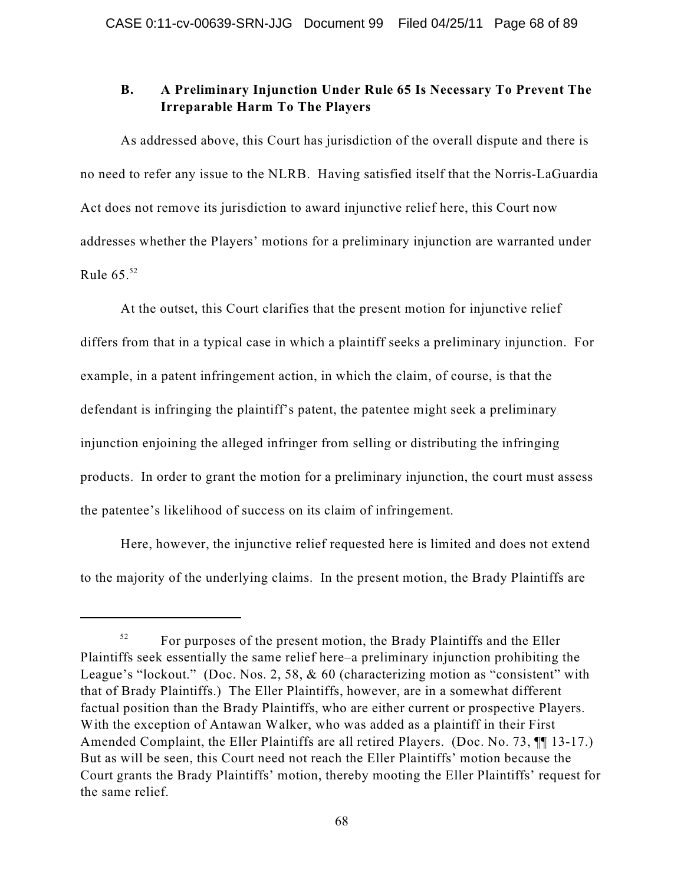### B. A Preliminary Injunction Under Rule 65 Is Necessary To Prevent The Irreparable Harm To The Players

As addressed above, this Court has jurisdiction of the overall dispute and there is no need to refer any issue to the NLRB. Having satisfied itself that the Norris-LaGuardia Act does not remove its jurisdiction to award injunctive relief here, this Court now addresses whether the Players' motions for a preliminary injunction are warranted under Rule 65.[52]

At the outset, this Court clarifies that the present motion for injunctive relief differs from that in a typical case in which a plaintiff seeks a preliminary injunction. For example, in a patent infringement action, in which the claim, of course, is that the defendant is infringing the plaintiff's patent, the patentee might seek a preliminary injunction enjoining the alleged infringer from selling or distributing the infringing products. In order to grant the motion for a preliminary injunction, the court must assess the patentee's likelihood of success on its claim of infringement.

Here, however, the injunctive relief requested here is limited and does not extend to the majority of the underlying claims. In the present motion, the Brady Plaintiffs are

---

[52] For purposes of the present motion, the Brady Plaintiffs and the Eller Plaintiffs seek essentially the same relief here–a preliminary injunction prohibiting the League's "lockout." (Doc. Nos. 2, 58, & 60 (characterizing motion as "consistent" with that of Brady Plaintiffs.) The Eller Plaintiffs, however, are in a somewhat different factual position than the Brady Plaintiffs, who are either current or prospective Players. With the exception of Antawan Walker, who was added as a plaintiff in their First Amended Complaint, the Eller Plaintiffs are all retired Players. (Doc. No. 73, ¶¶ 13-17.) But as will be seen, this Court need not reach the Eller Plaintiffs' motion because the Court grants the Brady Plaintiffs' motion, thereby mooting the Eller Plaintiffs' request for the same relief.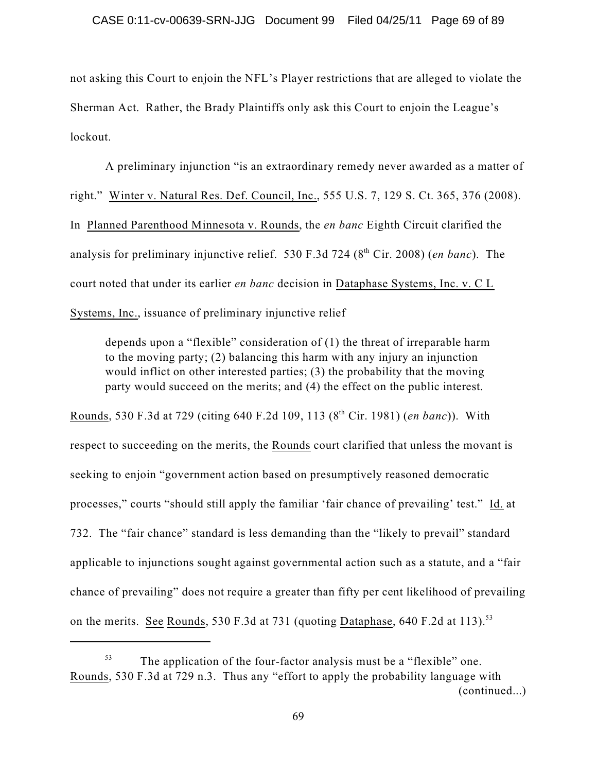not asking this Court to enjoin the NFL's Player restrictions that are alleged to violate the Sherman Act. Rather, the Brady Plaintiffs only ask this Court to enjoin the League's lockout.

A preliminary injunction "is an extraordinary remedy never awarded as a matter of right." Winter v. Natural Res. Def. Council, Inc., 555 U.S. 7, 129 S. Ct. 365, 376 (2008). In Planned Parenthood Minnesota v. Rounds, the *en banc* Eighth Circuit clarified the analysis for preliminary injunctive relief. 530 F.3d 724 (8th Cir. 2008) (*en banc*). The court noted that under its earlier *en banc* decision in Dataphase Systems, Inc. v. C L Systems, Inc., issuance of preliminary injunctive relief

> depends upon a "flexible" consideration of (1) the threat of irreparable harm to the moving party; (2) balancing this harm with any injury an injunction would inflict on other interested parties; (3) the probability that the moving party would succeed on the merits; and (4) the effect on the public interest.

Rounds, 530 F.3d at 729 (citing 640 F.2d 109, 113 (8th Cir. 1981) (*en banc*)). With respect to succeeding on the merits, the Rounds court clarified that unless the movant is seeking to enjoin "government action based on presumptively reasoned democratic processes," courts "should still apply the familiar 'fair chance of prevailing' test." Id. at 732. The "fair chance" standard is less demanding than the "likely to prevail" standard applicable to injunctions sought against governmental action such as a statute, and a "fair chance of prevailing" does not require a greater than fifty per cent likelihood of prevailing on the merits. See Rounds, 530 F.3d at 731 (quoting Dataphase, 640 F.2d at 113).[53]

---

[53] The application of the four-factor analysis must be a "flexible" one. Rounds, 530 F.3d at 729 n.3. Thus any "effort to apply the probability language with (continued...)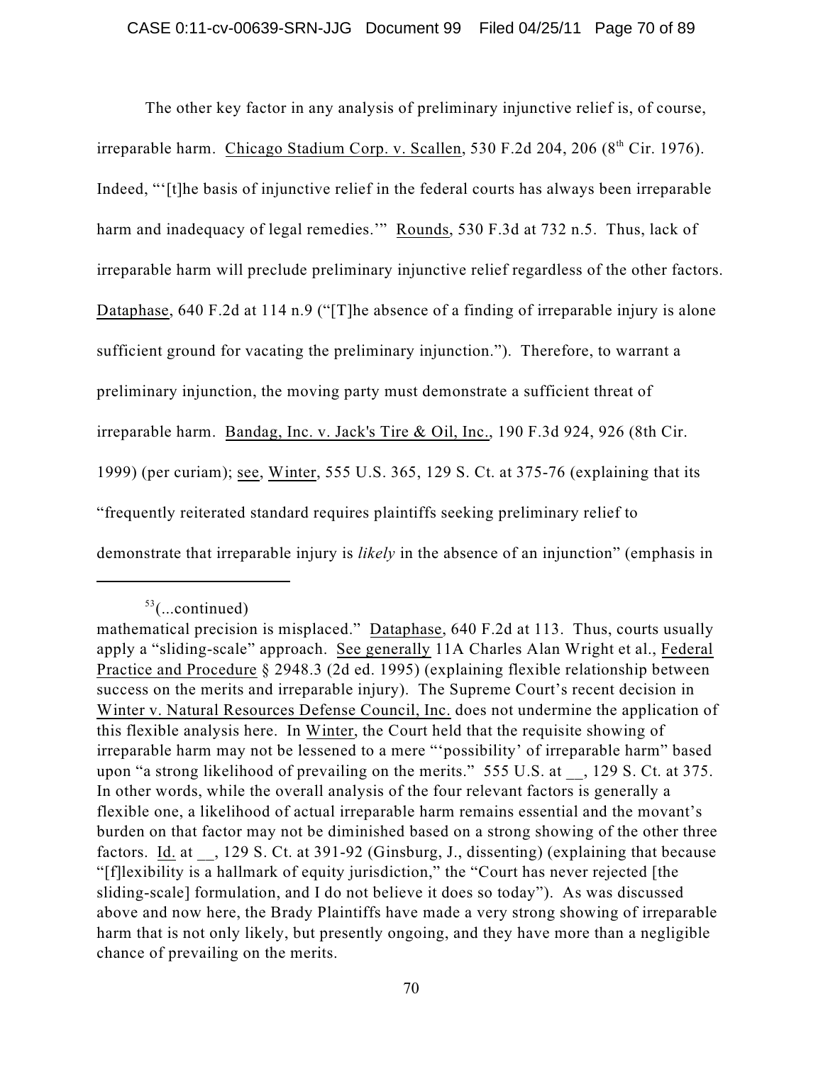The other key factor in any analysis of preliminary injunctive relief is, of course, irreparable harm. Chicago Stadium Corp. v. Scallen, 530 F.2d 204, 206 (8th Cir. 1976). Indeed, "'[t]he basis of injunctive relief in the federal courts has always been irreparable harm and inadequacy of legal remedies.'" Rounds, 530 F.3d at 732 n.5. Thus, lack of irreparable harm will preclude preliminary injunctive relief regardless of the other factors. Dataphase, 640 F.2d at 114 n.9 ("[T]he absence of a finding of irreparable injury is alone sufficient ground for vacating the preliminary injunction."). Therefore, to warrant a preliminary injunction, the moving party must demonstrate a sufficient threat of irreparable harm. Bandag, Inc. v. Jack's Tire & Oil, Inc., 190 F.3d 924, 926 (8th Cir. 1999) (per curiam); see, Winter, 555 U.S. 365, 129 S. Ct. at 375-76 (explaining that its "frequently reiterated standard requires plaintiffs seeking preliminary relief to demonstrate that irreparable injury is *likely* in the absence of an injunction" (emphasis in

---

[53](...continued)
mathematical precision is misplaced." Dataphase, 640 F.2d at 113. Thus, courts usually apply a "sliding-scale" approach. See generally 11A Charles Alan Wright et al., Federal Practice and Procedure § 2948.3 (2d ed. 1995) (explaining flexible relationship between success on the merits and irreparable injury). The Supreme Court's recent decision in Winter v. Natural Resources Defense Council, Inc. does not undermine the application of this flexible analysis here. In Winter, the Court held that the requisite showing of irreparable harm may not be lessened to a mere "'possibility' of irreparable harm" based upon "a strong likelihood of prevailing on the merits." 555 U.S. at __, 129 S. Ct. at 375. In other words, while the overall analysis of the four relevant factors is generally a flexible one, a likelihood of actual irreparable harm remains essential and the movant's burden on that factor may not be diminished based on a strong showing of the other three factors. Id. at __, 129 S. Ct. at 391-92 (Ginsburg, J., dissenting) (explaining that because "[f]lexibility is a hallmark of equity jurisdiction," the "Court has never rejected [the sliding-scale] formulation, and I do not believe it does so today"). As was discussed above and now here, the Brady Plaintiffs have made a very strong showing of irreparable harm that is not only likely, but presently ongoing, and they have more than a negligible chance of prevailing on the merits.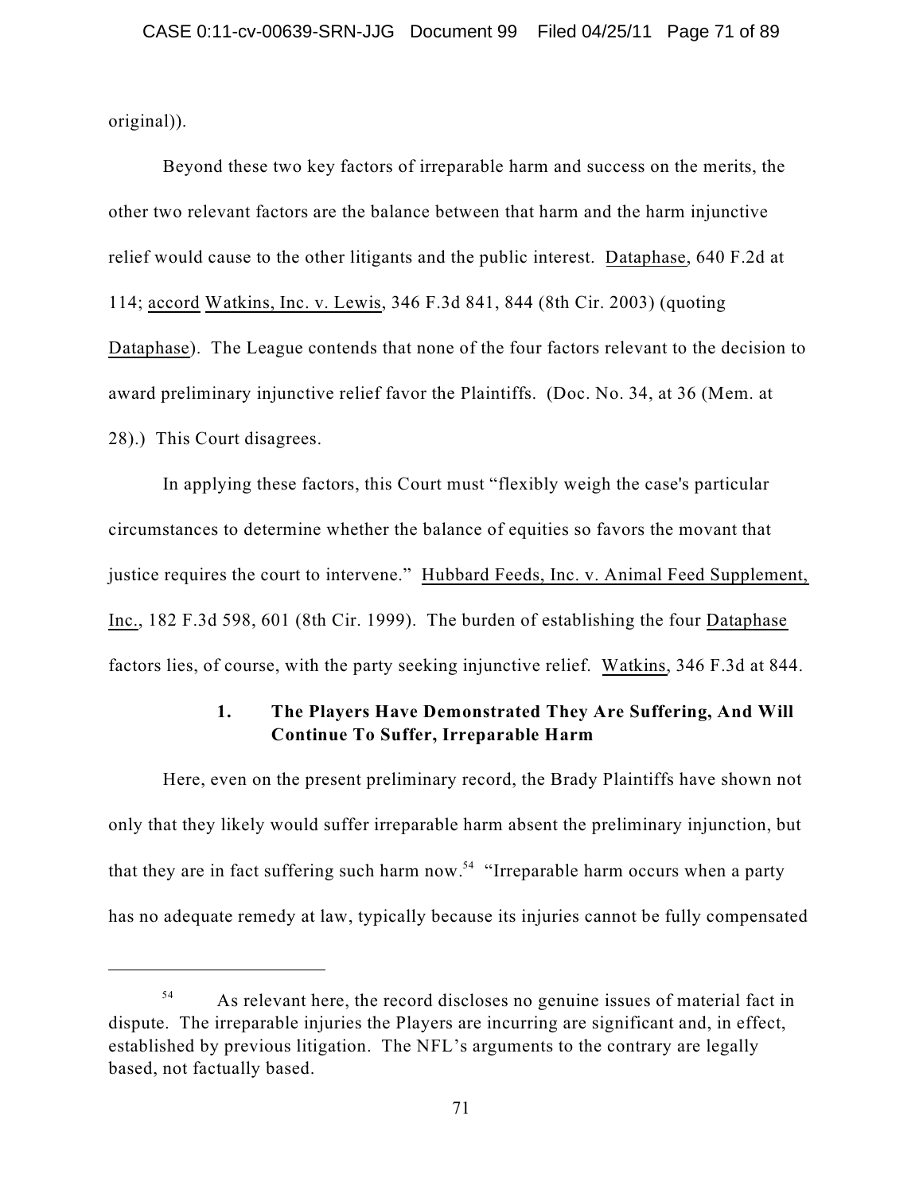original)).

Beyond these two key factors of irreparable harm and success on the merits, the other two relevant factors are the balance between that harm and the harm injunctive relief would cause to the other litigants and the public interest. Dataphase, 640 F.2d at 114; accord Watkins, Inc. v. Lewis, 346 F.3d 841, 844 (8th Cir. 2003) (quoting Dataphase). The League contends that none of the four factors relevant to the decision to award preliminary injunctive relief favor the Plaintiffs. (Doc. No. 34, at 36 (Mem. at 28).) This Court disagrees.

In applying these factors, this Court must "flexibly weigh the case's particular circumstances to determine whether the balance of equities so favors the movant that justice requires the court to intervene." Hubbard Feeds, Inc. v. Animal Feed Supplement, Inc., 182 F.3d 598, 601 (8th Cir. 1999). The burden of establishing the four Dataphase factors lies, of course, with the party seeking injunctive relief. Watkins, 346 F.3d at 844.

### 1. The Players Have Demonstrated They Are Suffering, And Will Continue To Suffer, Irreparable Harm

Here, even on the present preliminary record, the Brady Plaintiffs have shown not only that they likely would suffer irreparable harm absent the preliminary injunction, but that they are in fact suffering such harm now.[54] "Irreparable harm occurs when a party has no adequate remedy at law, typically because its injuries cannot be fully compensated

---

[54] As relevant here, the record discloses no genuine issues of material fact in dispute. The irreparable injuries the Players are incurring are significant and, in effect, established by previous litigation. The NFL's arguments to the contrary are legally based, not factually based.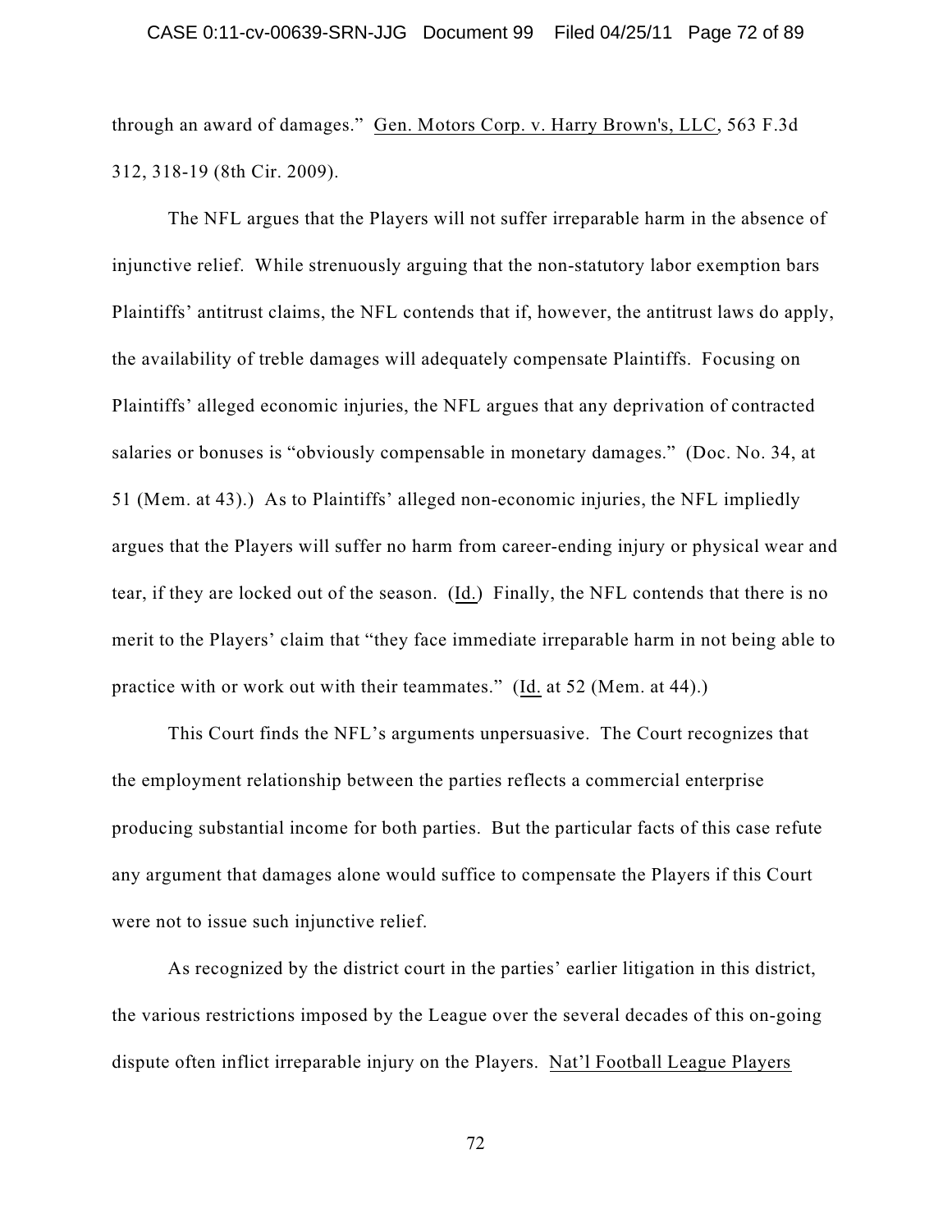through an award of damages." Gen. Motors Corp. v. Harry Brown's, LLC, 563 F.3d 312, 318-19 (8th Cir. 2009).

The NFL argues that the Players will not suffer irreparable harm in the absence of injunctive relief. While strenuously arguing that the non-statutory labor exemption bars Plaintiffs' antitrust claims, the NFL contends that if, however, the antitrust laws do apply, the availability of treble damages will adequately compensate Plaintiffs. Focusing on Plaintiffs' alleged economic injuries, the NFL argues that any deprivation of contracted salaries or bonuses is "obviously compensable in monetary damages." (Doc. No. 34, at 51 (Mem. at 43).) As to Plaintiffs' alleged non-economic injuries, the NFL impliedly argues that the Players will suffer no harm from career-ending injury or physical wear and tear, if they are locked out of the season. (Id.) Finally, the NFL contends that there is no merit to the Players' claim that "they face immediate irreparable harm in not being able to practice with or work out with their teammates." (Id. at 52 (Mem. at 44).)

This Court finds the NFL's arguments unpersuasive. The Court recognizes that the employment relationship between the parties reflects a commercial enterprise producing substantial income for both parties. But the particular facts of this case refute any argument that damages alone would suffice to compensate the Players if this Court were not to issue such injunctive relief.

As recognized by the district court in the parties' earlier litigation in this district, the various restrictions imposed by the League over the several decades of this on-going dispute often inflict irreparable injury on the Players. Nat'l Football League Players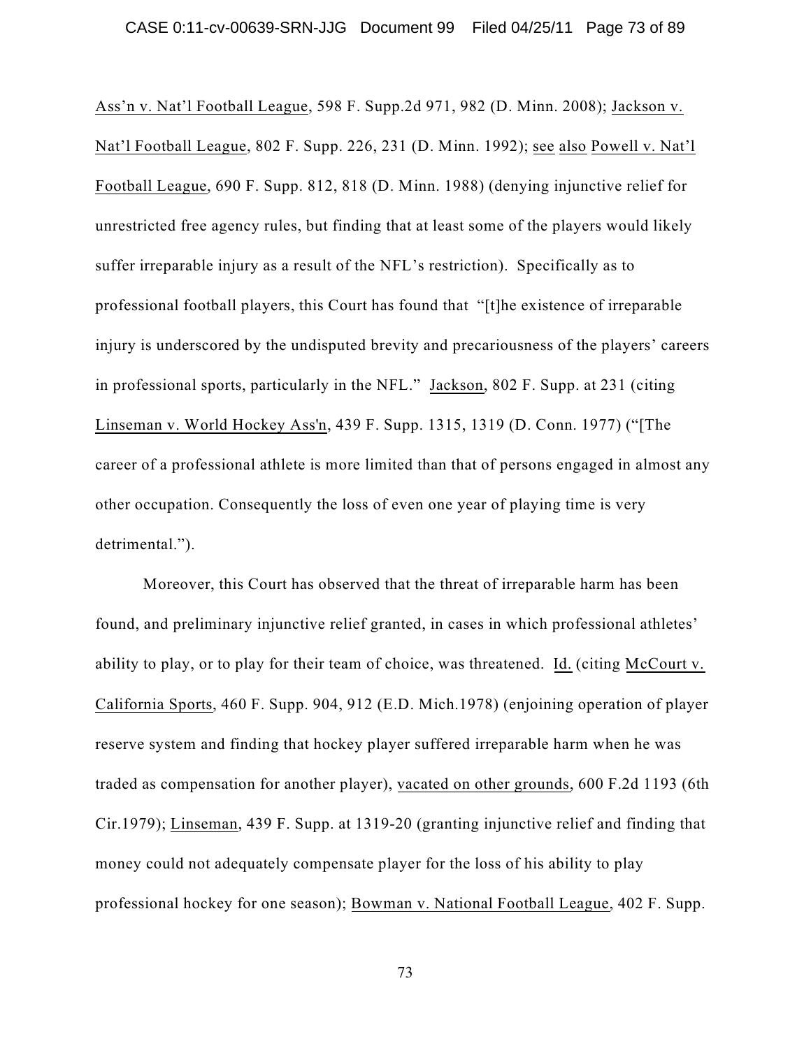Ass'n v. Nat'l Football League, 598 F. Supp.2d 971, 982 (D. Minn. 2008); Jackson v. Nat'l Football League, 802 F. Supp. 226, 231 (D. Minn. 1992); see also Powell v. Nat'l Football League, 690 F. Supp. 812, 818 (D. Minn. 1988) (denying injunctive relief for unrestricted free agency rules, but finding that at least some of the players would likely suffer irreparable injury as a result of the NFL's restriction). Specifically as to professional football players, this Court has found that "[t]he existence of irreparable injury is underscored by the undisputed brevity and precariousness of the players' careers in professional sports, particularly in the NFL." Jackson, 802 F. Supp. at 231 (citing Linseman v. World Hockey Ass'n, 439 F. Supp. 1315, 1319 (D. Conn. 1977) ("[The career of a professional athlete is more limited than that of persons engaged in almost any other occupation. Consequently the loss of even one year of playing time is very detrimental.").

Moreover, this Court has observed that the threat of irreparable harm has been found, and preliminary injunctive relief granted, in cases in which professional athletes' ability to play, or to play for their team of choice, was threatened. Id. (citing McCourt v. California Sports, 460 F. Supp. 904, 912 (E.D. Mich.1978) (enjoining operation of player reserve system and finding that hockey player suffered irreparable harm when he was traded as compensation for another player), vacated on other grounds, 600 F.2d 1193 (6th Cir.1979); Linseman, 439 F. Supp. at 1319-20 (granting injunctive relief and finding that money could not adequately compensate player for the loss of his ability to play professional hockey for one season); Bowman v. National Football League, 402 F. Supp.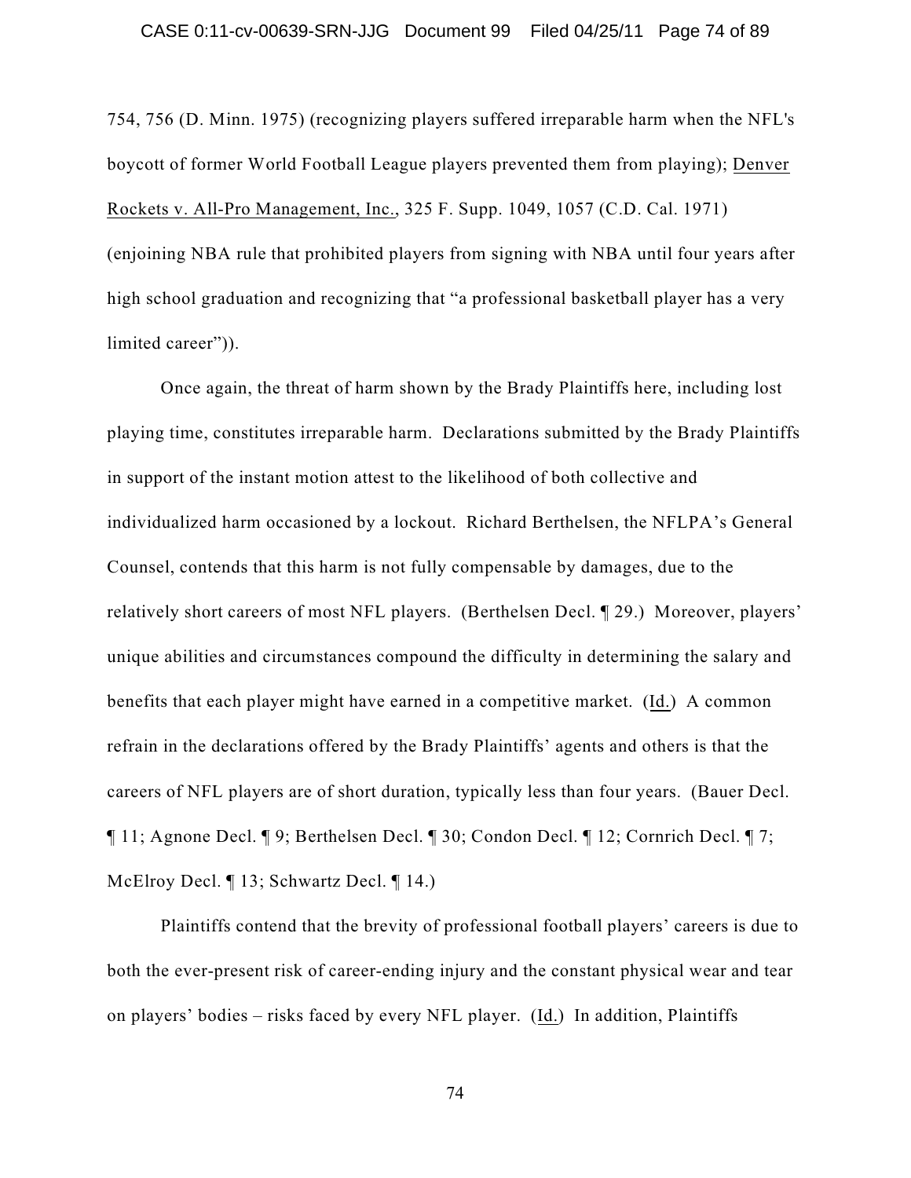754, 756 (D. Minn. 1975) (recognizing players suffered irreparable harm when the NFL's boycott of former World Football League players prevented them from playing); Denver Rockets v. All-Pro Management, Inc., 325 F. Supp. 1049, 1057 (C.D. Cal. 1971) (enjoining NBA rule that prohibited players from signing with NBA until four years after high school graduation and recognizing that "a professional basketball player has a very limited career")).

Once again, the threat of harm shown by the Brady Plaintiffs here, including lost playing time, constitutes irreparable harm. Declarations submitted by the Brady Plaintiffs in support of the instant motion attest to the likelihood of both collective and individualized harm occasioned by a lockout. Richard Berthelsen, the NFLPA's General Counsel, contends that this harm is not fully compensable by damages, due to the relatively short careers of most NFL players. (Berthelsen Decl. ¶ 29.) Moreover, players' unique abilities and circumstances compound the difficulty in determining the salary and benefits that each player might have earned in a competitive market. (Id.) A common refrain in the declarations offered by the Brady Plaintiffs' agents and others is that the careers of NFL players are of short duration, typically less than four years. (Bauer Decl. ¶ 11; Agnone Decl. ¶ 9; Berthelsen Decl. ¶ 30; Condon Decl. ¶ 12; Cornrich Decl. ¶ 7; McElroy Decl. ¶ 13; Schwartz Decl. ¶ 14.)

Plaintiffs contend that the brevity of professional football players' careers is due to both the ever-present risk of career-ending injury and the constant physical wear and tear on players' bodies – risks faced by every NFL player. (Id.) In addition, Plaintiffs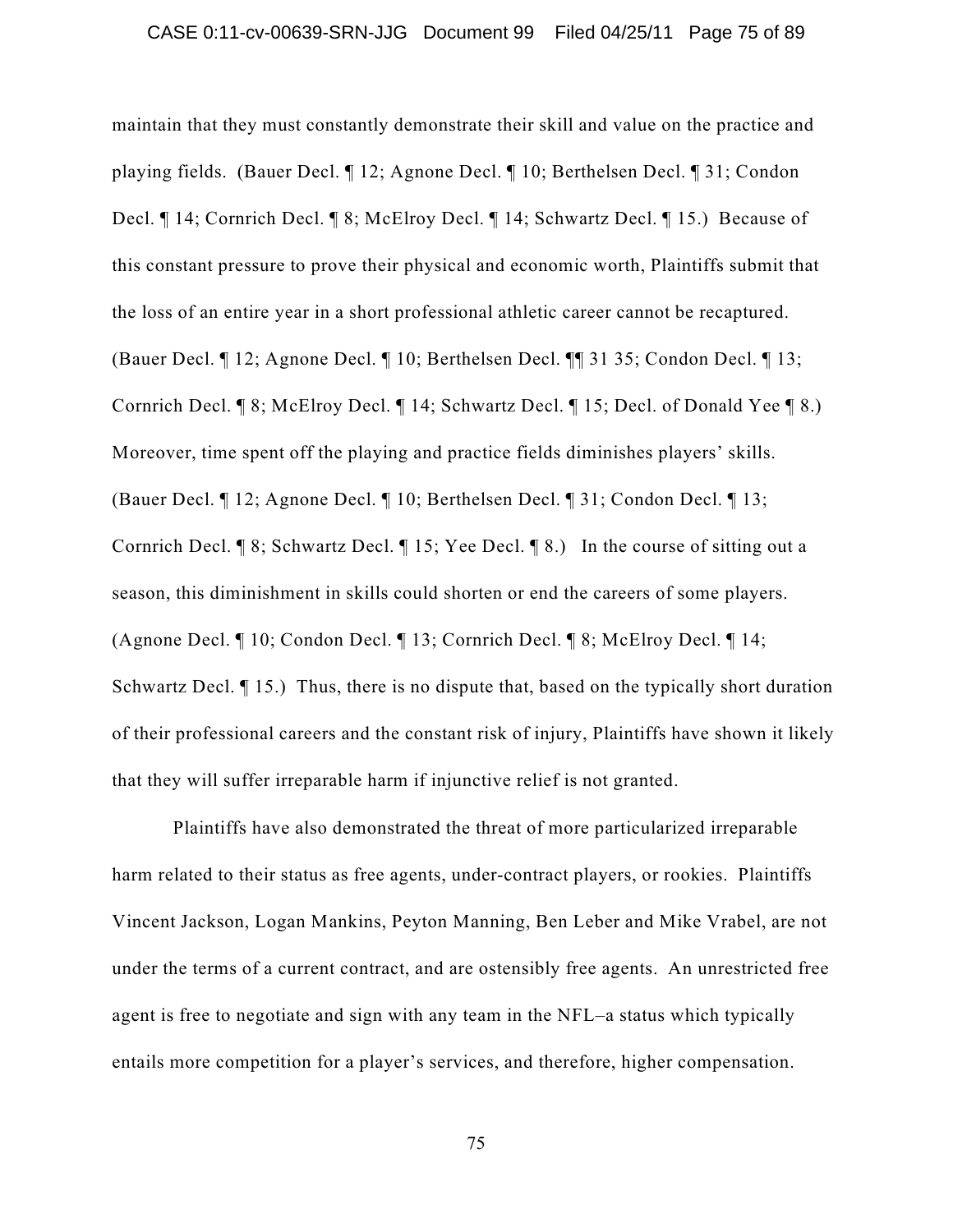maintain that they must constantly demonstrate their skill and value on the practice and playing fields. (Bauer Decl. ¶ 12; Agnone Decl. ¶ 10; Berthelsen Decl. ¶ 31; Condon Decl. ¶ 14; Cornrich Decl. ¶ 8; McElroy Decl. ¶ 14; Schwartz Decl. ¶ 15.) Because of this constant pressure to prove their physical and economic worth, Plaintiffs submit that the loss of an entire year in a short professional athletic career cannot be recaptured. (Bauer Decl. ¶ 12; Agnone Decl. ¶ 10; Berthelsen Decl. ¶¶ 31 35; Condon Decl. ¶ 13; Cornrich Decl. ¶ 8; McElroy Decl. ¶ 14; Schwartz Decl. ¶ 15; Decl. of Donald Yee ¶ 8.) Moreover, time spent off the playing and practice fields diminishes players' skills. (Bauer Decl. ¶ 12; Agnone Decl. ¶ 10; Berthelsen Decl. ¶ 31; Condon Decl. ¶ 13; Cornrich Decl. ¶ 8; Schwartz Decl. ¶ 15; Yee Decl. ¶ 8.) In the course of sitting out a season, this diminishment in skills could shorten or end the careers of some players. (Agnone Decl. ¶ 10; Condon Decl. ¶ 13; Cornrich Decl. ¶ 8; McElroy Decl. ¶ 14; Schwartz Decl. ¶ 15.) Thus, there is no dispute that, based on the typically short duration of their professional careers and the constant risk of injury, Plaintiffs have shown it likely that they will suffer irreparable harm if injunctive relief is not granted.

Plaintiffs have also demonstrated the threat of more particularized irreparable harm related to their status as free agents, under-contract players, or rookies. Plaintiffs Vincent Jackson, Logan Mankins, Peyton Manning, Ben Leber and Mike Vrabel, are not under the terms of a current contract, and are ostensibly free agents. An unrestricted free agent is free to negotiate and sign with any team in the NFL–a status which typically entails more competition for a player's services, and therefore, higher compensation.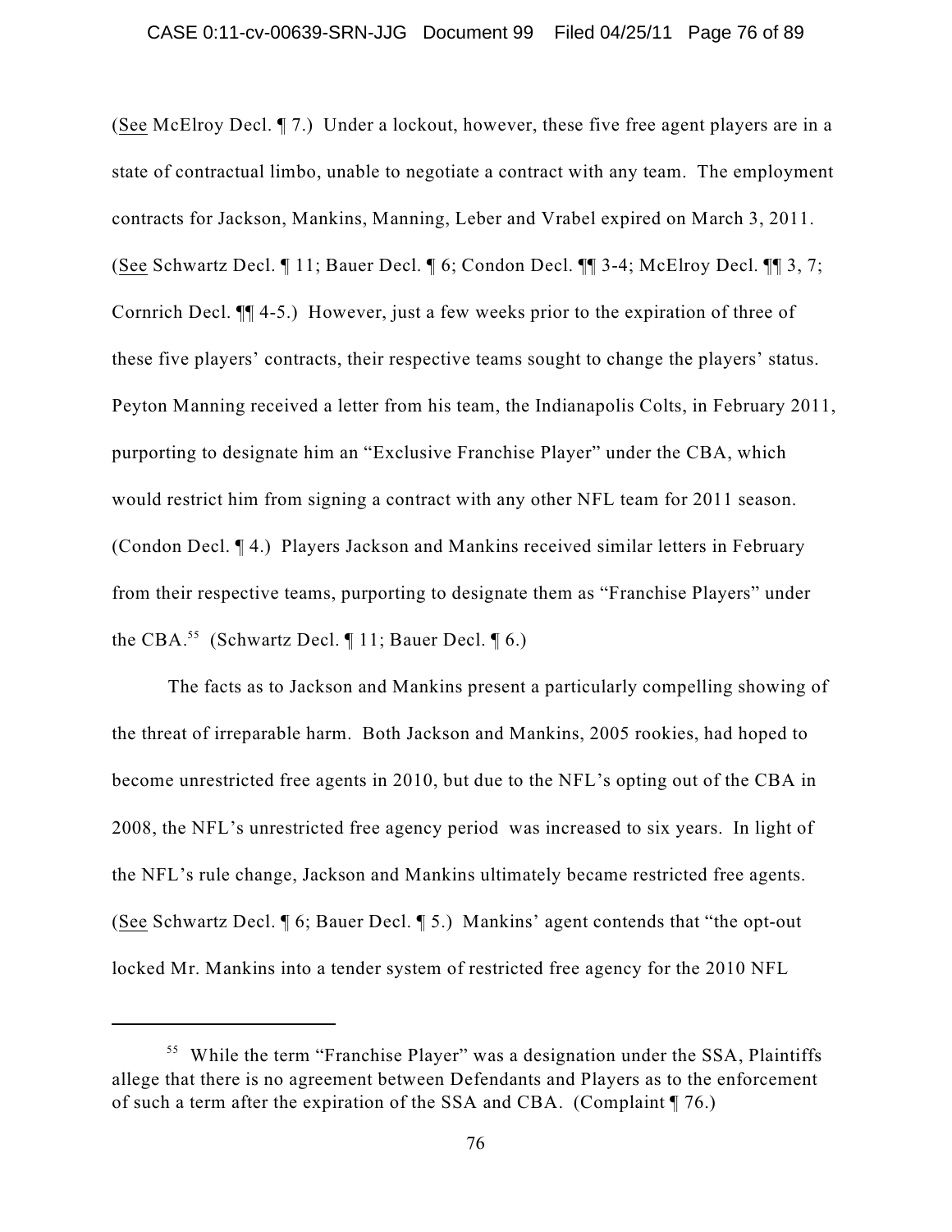(See McElroy Decl. ¶ 7.) Under a lockout, however, these five free agent players are in a state of contractual limbo, unable to negotiate a contract with any team. The employment contracts for Jackson, Mankins, Manning, Leber and Vrabel expired on March 3, 2011. (See Schwartz Decl. ¶ 11; Bauer Decl. ¶ 6; Condon Decl. ¶¶ 3-4; McElroy Decl. ¶¶ 3, 7; Cornrich Decl. ¶¶ 4-5.) However, just a few weeks prior to the expiration of three of these five players' contracts, their respective teams sought to change the players' status. Peyton Manning received a letter from his team, the Indianapolis Colts, in February 2011, purporting to designate him an "Exclusive Franchise Player" under the CBA, which would restrict him from signing a contract with any other NFL team for 2011 season. (Condon Decl. ¶ 4.) Players Jackson and Mankins received similar letters in February from their respective teams, purporting to designate them as "Franchise Players" under the CBA.[55] (Schwartz Decl. ¶ 11; Bauer Decl. ¶ 6.)

The facts as to Jackson and Mankins present a particularly compelling showing of the threat of irreparable harm. Both Jackson and Mankins, 2005 rookies, had hoped to become unrestricted free agents in 2010, but due to the NFL's opting out of the CBA in 2008, the NFL's unrestricted free agency period was increased to six years. In light of the NFL's rule change, Jackson and Mankins ultimately became restricted free agents. (See Schwartz Decl. ¶ 6; Bauer Decl. ¶ 5.) Mankins' agent contends that "the opt-out locked Mr. Mankins into a tender system of restricted free agency for the 2010 NFL

---

[55] While the term "Franchise Player" was a designation under the SSA, Plaintiffs allege that there is no agreement between Defendants and Players as to the enforcement of such a term after the expiration of the SSA and CBA. (Complaint ¶ 76.)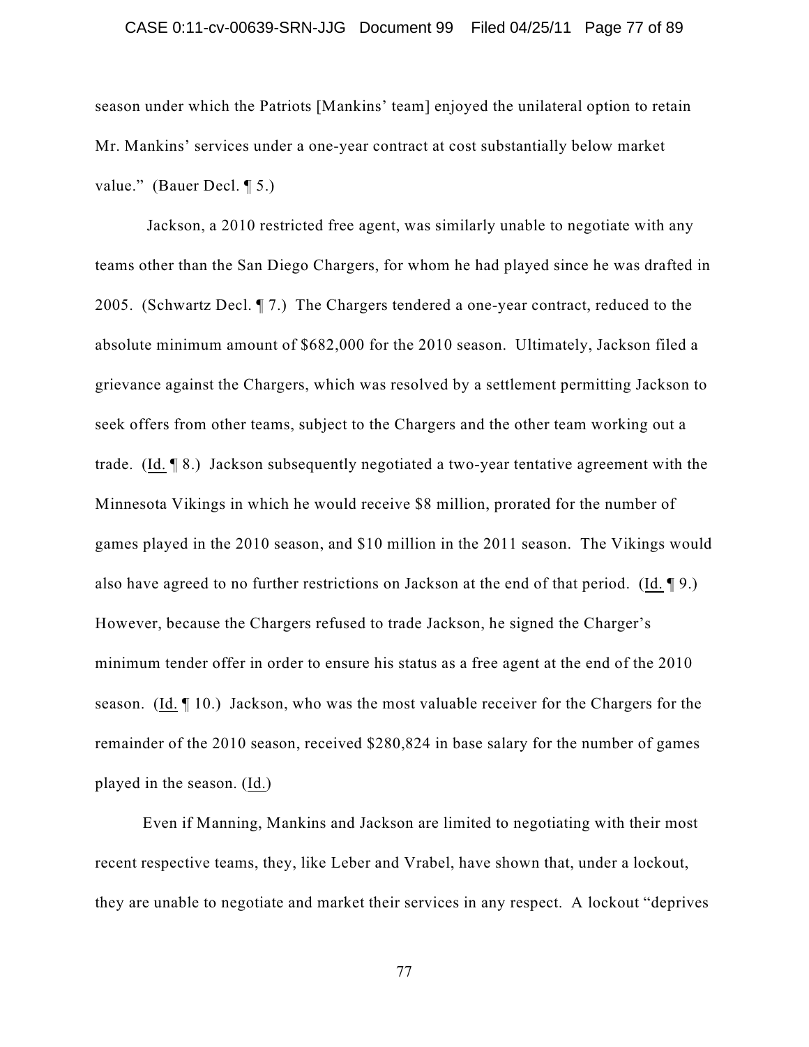season under which the Patriots [Mankins' team] enjoyed the unilateral option to retain Mr. Mankins' services under a one-year contract at cost substantially below market value." (Bauer Decl. ¶ 5.)

Jackson, a 2010 restricted free agent, was similarly unable to negotiate with any teams other than the San Diego Chargers, for whom he had played since he was drafted in 2005. (Schwartz Decl. ¶ 7.) The Chargers tendered a one-year contract, reduced to the absolute minimum amount of $682,000 for the 2010 season. Ultimately, Jackson filed a grievance against the Chargers, which was resolved by a settlement permitting Jackson to seek offers from other teams, subject to the Chargers and the other team working out a trade. (Id. ¶ 8.) Jackson subsequently negotiated a two-year tentative agreement with the Minnesota Vikings in which he would receive $8 million, prorated for the number of games played in the 2010 season, and $10 million in the 2011 season. The Vikings would also have agreed to no further restrictions on Jackson at the end of that period. (Id. ¶ 9.) However, because the Chargers refused to trade Jackson, he signed the Charger's minimum tender offer in order to ensure his status as a free agent at the end of the 2010 season. (Id. ¶ 10.) Jackson, who was the most valuable receiver for the Chargers for the remainder of the 2010 season, received $280,824 in base salary for the number of games played in the season. (Id.)

Even if Manning, Mankins and Jackson are limited to negotiating with their most recent respective teams, they, like Leber and Vrabel, have shown that, under a lockout, they are unable to negotiate and market their services in any respect. A lockout "deprives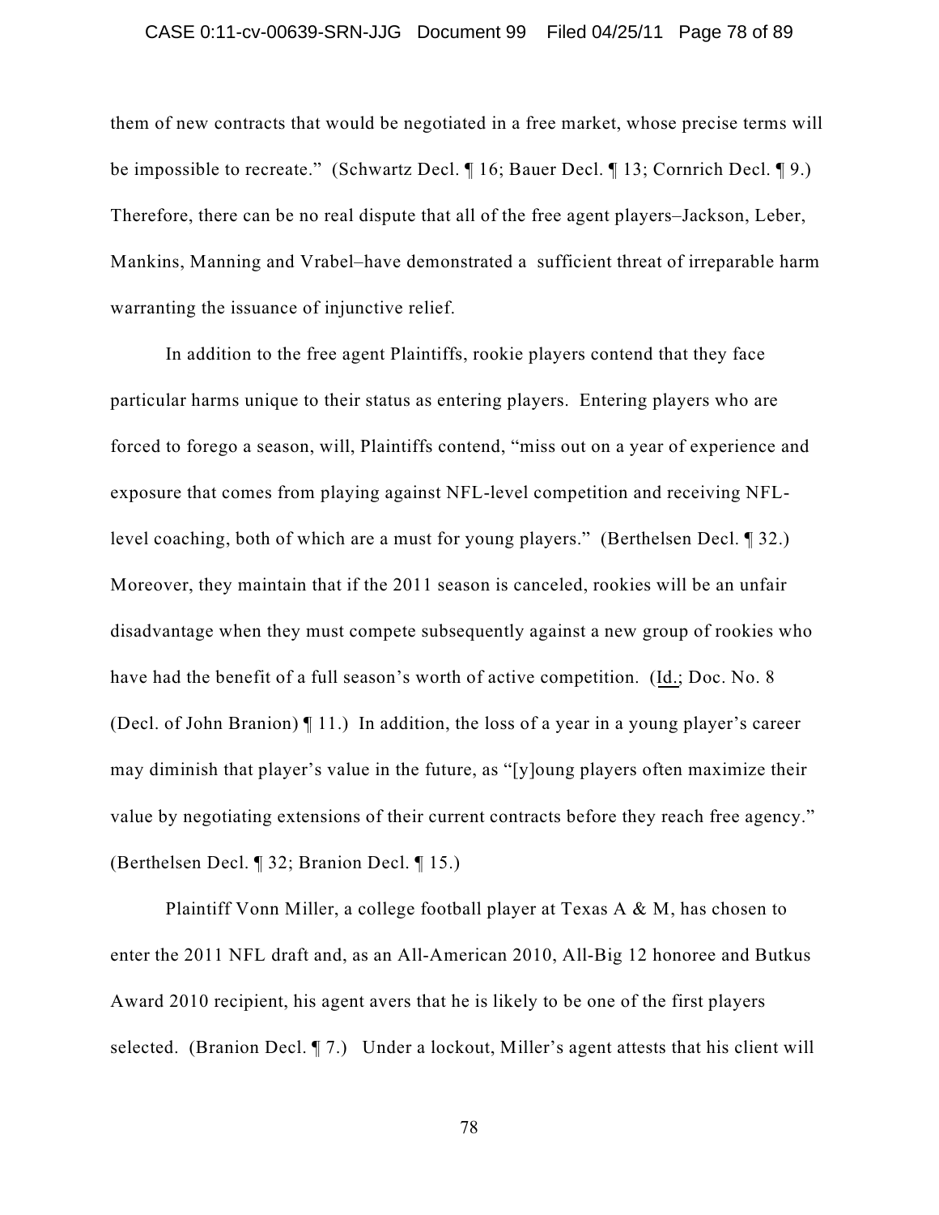them of new contracts that would be negotiated in a free market, whose precise terms will be impossible to recreate." (Schwartz Decl. ¶ 16; Bauer Decl. ¶ 13; Cornrich Decl. ¶ 9.) Therefore, there can be no real dispute that all of the free agent players–Jackson, Leber, Mankins, Manning and Vrabel–have demonstrated a sufficient threat of irreparable harm warranting the issuance of injunctive relief.

In addition to the free agent Plaintiffs, rookie players contend that they face particular harms unique to their status as entering players. Entering players who are forced to forego a season, will, Plaintiffs contend, "miss out on a year of experience and exposure that comes from playing against NFL-level competition and receiving NFL-level coaching, both of which are a must for young players." (Berthelsen Decl. ¶ 32.) Moreover, they maintain that if the 2011 season is canceled, rookies will be an unfair disadvantage when they must compete subsequently against a new group of rookies who have had the benefit of a full season's worth of active competition. (Id.; Doc. No. 8 (Decl. of John Branion) ¶ 11.) In addition, the loss of a year in a young player's career may diminish that player's value in the future, as "[y]oung players often maximize their value by negotiating extensions of their current contracts before they reach free agency." (Berthelsen Decl. ¶ 32; Branion Decl. ¶ 15.)

Plaintiff Vonn Miller, a college football player at Texas A & M, has chosen to enter the 2011 NFL draft and, as an All-American 2010, All-Big 12 honoree and Butkus Award 2010 recipient, his agent avers that he is likely to be one of the first players selected. (Branion Decl. ¶ 7.) Under a lockout, Miller's agent attests that his client will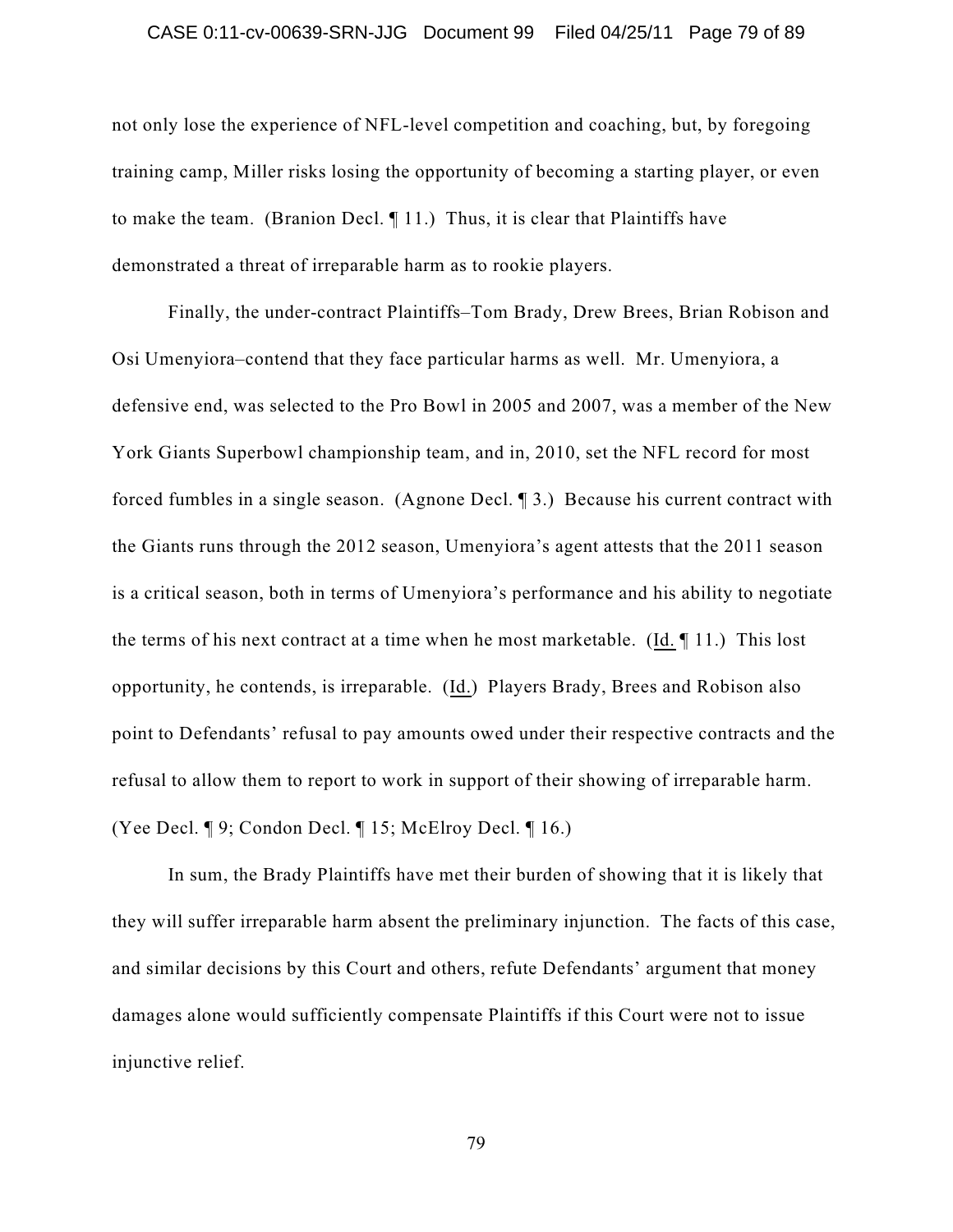not only lose the experience of NFL-level competition and coaching, but, by foregoing training camp, Miller risks losing the opportunity of becoming a starting player, or even to make the team. (Branion Decl. ¶ 11.) Thus, it is clear that Plaintiffs have demonstrated a threat of irreparable harm as to rookie players.

Finally, the under-contract Plaintiffs–Tom Brady, Drew Brees, Brian Robison and Osi Umenyiora–contend that they face particular harms as well. Mr. Umenyiora, a defensive end, was selected to the Pro Bowl in 2005 and 2007, was a member of the New York Giants Superbowl championship team, and in, 2010, set the NFL record for most forced fumbles in a single season. (Agnone Decl. ¶ 3.) Because his current contract with the Giants runs through the 2012 season, Umenyiora's agent attests that the 2011 season is a critical season, both in terms of Umenyiora's performance and his ability to negotiate the terms of his next contract at a time when he most marketable. (Id. ¶ 11.) This lost opportunity, he contends, is irreparable. (Id.) Players Brady, Brees and Robison also point to Defendants' refusal to pay amounts owed under their respective contracts and the refusal to allow them to report to work in support of their showing of irreparable harm. (Yee Decl. ¶ 9; Condon Decl. ¶ 15; McElroy Decl. ¶ 16.)

In sum, the Brady Plaintiffs have met their burden of showing that it is likely that they will suffer irreparable harm absent the preliminary injunction. The facts of this case, and similar decisions by this Court and others, refute Defendants' argument that money damages alone would sufficiently compensate Plaintiffs if this Court were not to issue injunctive relief.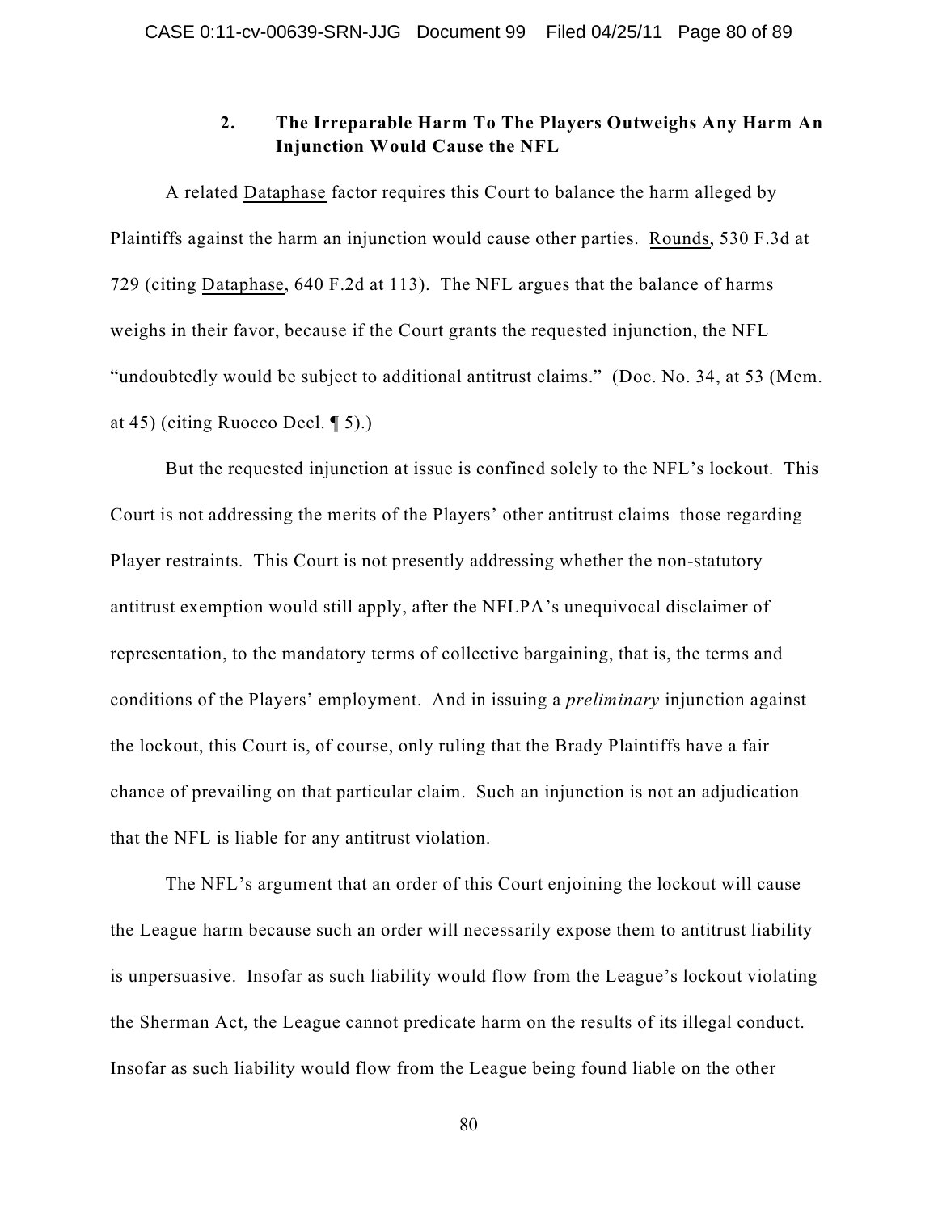### 2. The Irreparable Harm To The Players Outweighs Any Harm An Injunction Would Cause the NFL

A related Dataphase factor requires this Court to balance the harm alleged by Plaintiffs against the harm an injunction would cause other parties. Rounds, 530 F.3d at 729 (citing Dataphase, 640 F.2d at 113). The NFL argues that the balance of harms weighs in their favor, because if the Court grants the requested injunction, the NFL "undoubtedly would be subject to additional antitrust claims." (Doc. No. 34, at 53 (Mem. at 45) (citing Ruocco Decl. ¶ 5).)

But the requested injunction at issue is confined solely to the NFL's lockout. This Court is not addressing the merits of the Players' other antitrust claims–those regarding Player restraints. This Court is not presently addressing whether the non-statutory antitrust exemption would still apply, after the NFLPA's unequivocal disclaimer of representation, to the mandatory terms of collective bargaining, that is, the terms and conditions of the Players' employment. And in issuing a *preliminary* injunction against the lockout, this Court is, of course, only ruling that the Brady Plaintiffs have a fair chance of prevailing on that particular claim. Such an injunction is not an adjudication that the NFL is liable for any antitrust violation.

The NFL's argument that an order of this Court enjoining the lockout will cause the League harm because such an order will necessarily expose them to antitrust liability is unpersuasive. Insofar as such liability would flow from the League's lockout violating the Sherman Act, the League cannot predicate harm on the results of its illegal conduct. Insofar as such liability would flow from the League being found liable on the other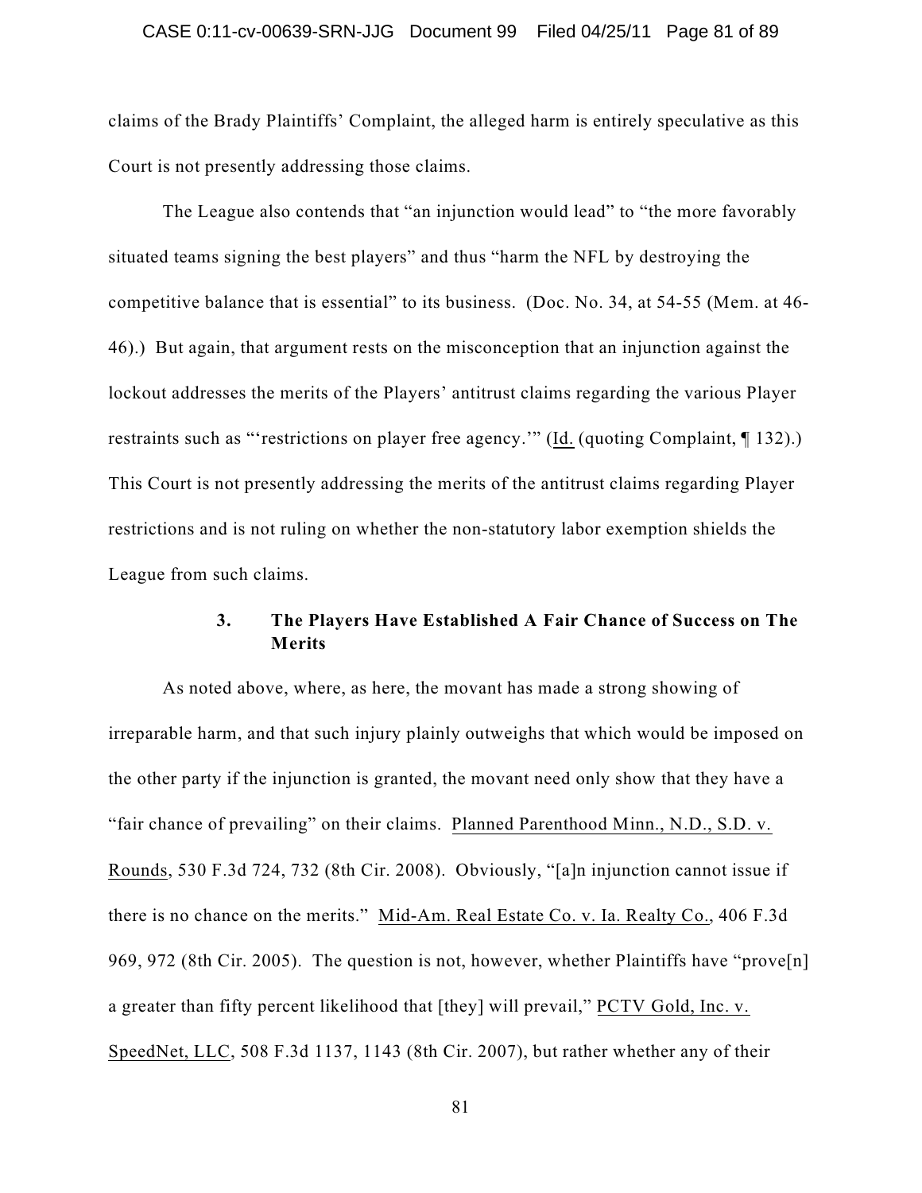claims of the Brady Plaintiffs' Complaint, the alleged harm is entirely speculative as this Court is not presently addressing those claims.

The League also contends that "an injunction would lead" to "the more favorably situated teams signing the best players" and thus "harm the NFL by destroying the competitive balance that is essential" to its business. (Doc. No. 34, at 54-55 (Mem. at 46-46).) But again, that argument rests on the misconception that an injunction against the lockout addresses the merits of the Players' antitrust claims regarding the various Player restraints such as "'restrictions on player free agency.'" (Id. (quoting Complaint, ¶ 132).) This Court is not presently addressing the merits of the antitrust claims regarding Player restrictions and is not ruling on whether the non-statutory labor exemption shields the League from such claims.

### 3. The Players Have Established A Fair Chance of Success on The Merits

As noted above, where, as here, the movant has made a strong showing of irreparable harm, and that such injury plainly outweighs that which would be imposed on the other party if the injunction is granted, the movant need only show that they have a "fair chance of prevailing" on their claims. Planned Parenthood Minn., N.D., S.D. v. Rounds, 530 F.3d 724, 732 (8th Cir. 2008). Obviously, "[a]n injunction cannot issue if there is no chance on the merits." Mid-Am. Real Estate Co. v. Ia. Realty Co., 406 F.3d 969, 972 (8th Cir. 2005). The question is not, however, whether Plaintiffs have "prove[n] a greater than fifty percent likelihood that [they] will prevail," PCTV Gold, Inc. v. SpeedNet, LLC, 508 F.3d 1137, 1143 (8th Cir. 2007), but rather whether any of their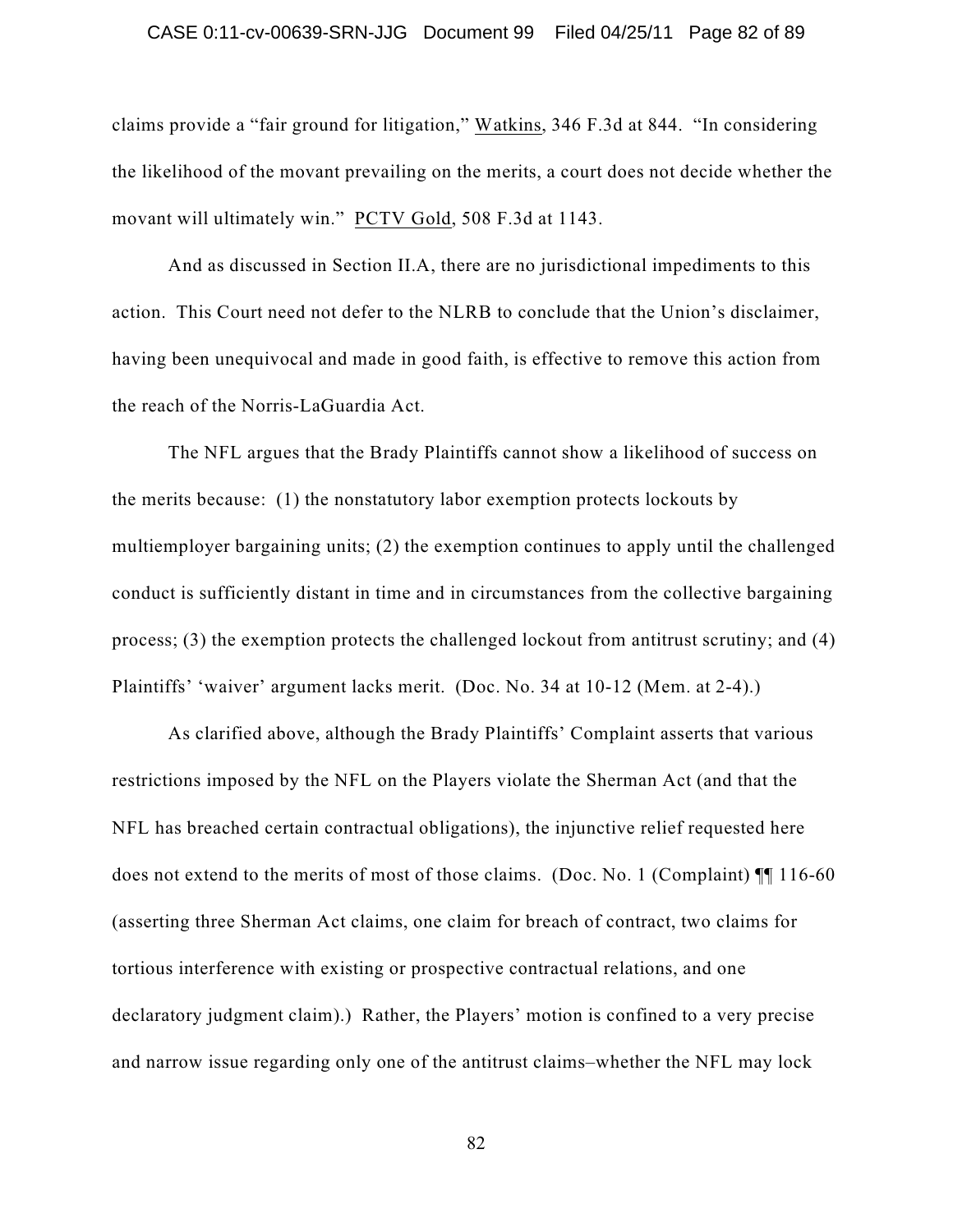claims provide a "fair ground for litigation," Watkins, 346 F.3d at 844. "In considering the likelihood of the movant prevailing on the merits, a court does not decide whether the movant will ultimately win." PCTV Gold, 508 F.3d at 1143.

And as discussed in Section II.A, there are no jurisdictional impediments to this action. This Court need not defer to the NLRB to conclude that the Union's disclaimer, having been unequivocal and made in good faith, is effective to remove this action from the reach of the Norris-LaGuardia Act.

The NFL argues that the Brady Plaintiffs cannot show a likelihood of success on the merits because: (1) the nonstatutory labor exemption protects lockouts by multiemployer bargaining units; (2) the exemption continues to apply until the challenged conduct is sufficiently distant in time and in circumstances from the collective bargaining process; (3) the exemption protects the challenged lockout from antitrust scrutiny; and (4) Plaintiffs' 'waiver' argument lacks merit. (Doc. No. 34 at 10-12 (Mem. at 2-4).)

As clarified above, although the Brady Plaintiffs' Complaint asserts that various restrictions imposed by the NFL on the Players violate the Sherman Act (and that the NFL has breached certain contractual obligations), the injunctive relief requested here does not extend to the merits of most of those claims. (Doc. No. 1 (Complaint) ¶¶ 116-60 (asserting three Sherman Act claims, one claim for breach of contract, two claims for tortious interference with existing or prospective contractual relations, and one declaratory judgment claim).) Rather, the Players' motion is confined to a very precise and narrow issue regarding only one of the antitrust claims–whether the NFL may lock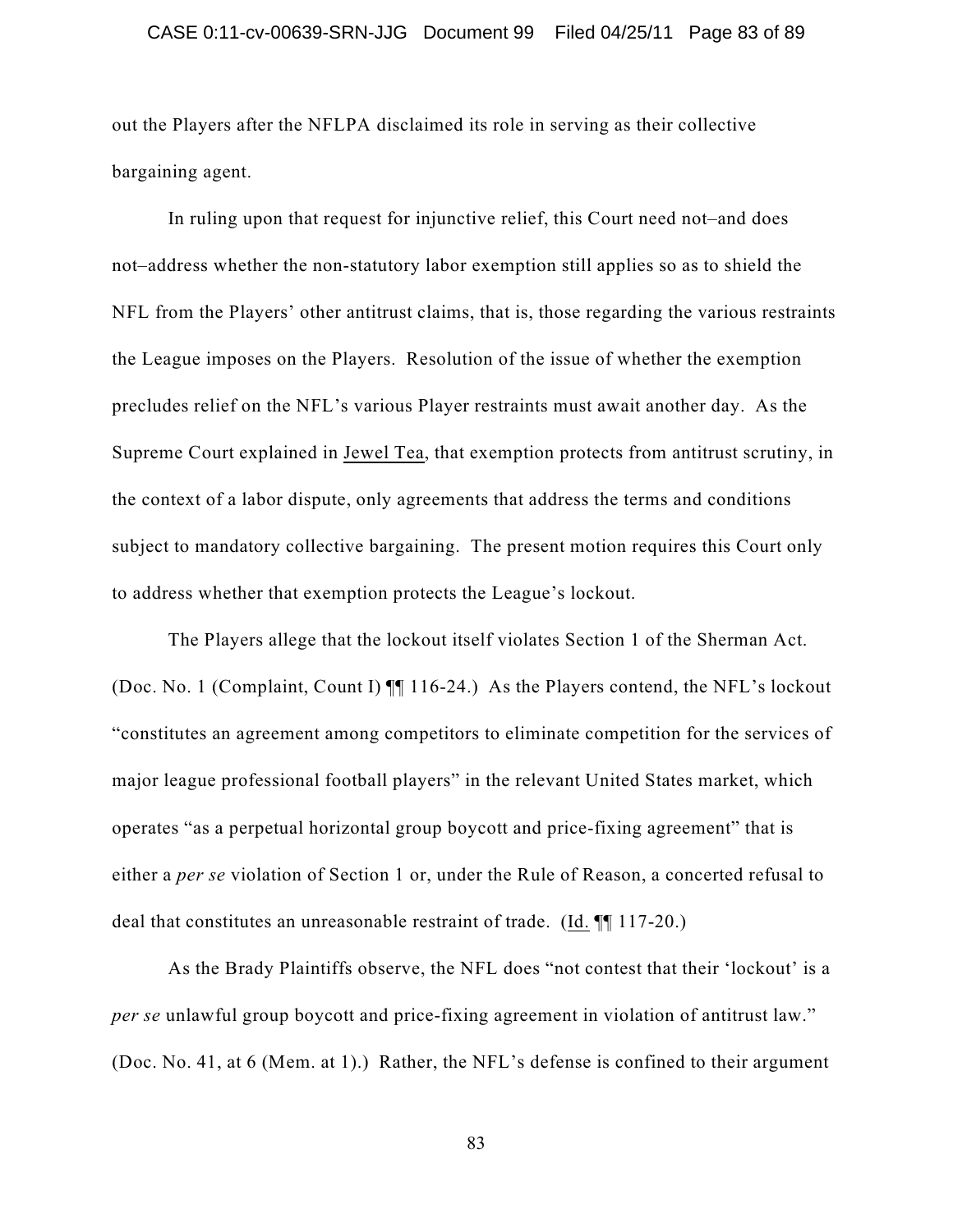out the Players after the NFLPA disclaimed its role in serving as their collective bargaining agent.

In ruling upon that request for injunctive relief, this Court need not–and does not–address whether the non-statutory labor exemption still applies so as to shield the NFL from the Players' other antitrust claims, that is, those regarding the various restraints the League imposes on the Players. Resolution of the issue of whether the exemption precludes relief on the NFL's various Player restraints must await another day. As the Supreme Court explained in Jewel Tea, that exemption protects from antitrust scrutiny, in the context of a labor dispute, only agreements that address the terms and conditions subject to mandatory collective bargaining. The present motion requires this Court only to address whether that exemption protects the League's lockout.

The Players allege that the lockout itself violates Section 1 of the Sherman Act. (Doc. No. 1 (Complaint, Count I) ¶¶ 116-24.) As the Players contend, the NFL's lockout "constitutes an agreement among competitors to eliminate competition for the services of major league professional football players" in the relevant United States market, which operates "as a perpetual horizontal group boycott and price-fixing agreement" that is either a *per se* violation of Section 1 or, under the Rule of Reason, a concerted refusal to deal that constitutes an unreasonable restraint of trade. (Id. ¶¶ 117-20.)

As the Brady Plaintiffs observe, the NFL does "not contest that their 'lockout' is a *per se* unlawful group boycott and price-fixing agreement in violation of antitrust law." (Doc. No. 41, at 6 (Mem. at 1).) Rather, the NFL's defense is confined to their argument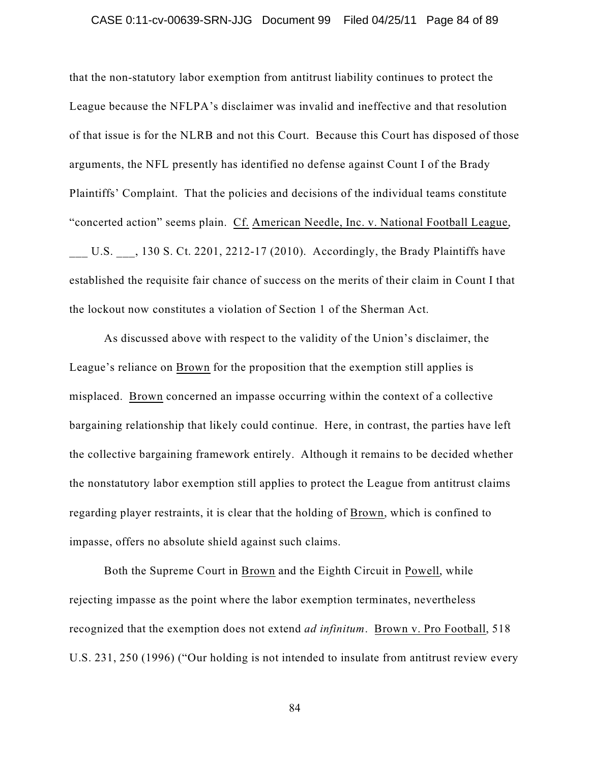that the non-statutory labor exemption from antitrust liability continues to protect the League because the NFLPA's disclaimer was invalid and ineffective and that resolution of that issue is for the NLRB and not this Court. Because this Court has disposed of those arguments, the NFL presently has identified no defense against Count I of the Brady Plaintiffs' Complaint. That the policies and decisions of the individual teams constitute "concerted action" seems plain. Cf. American Needle, Inc. v. National Football League, ___ U.S. ___, 130 S. Ct. 2201, 2212-17 (2010). Accordingly, the Brady Plaintiffs have established the requisite fair chance of success on the merits of their claim in Count I that the lockout now constitutes a violation of Section 1 of the Sherman Act.

As discussed above with respect to the validity of the Union's disclaimer, the League's reliance on Brown for the proposition that the exemption still applies is misplaced. Brown concerned an impasse occurring within the context of a collective bargaining relationship that likely could continue. Here, in contrast, the parties have left the collective bargaining framework entirely. Although it remains to be decided whether the nonstatutory labor exemption still applies to protect the League from antitrust claims regarding player restraints, it is clear that the holding of Brown, which is confined to impasse, offers no absolute shield against such claims.

Both the Supreme Court in Brown and the Eighth Circuit in Powell, while rejecting impasse as the point where the labor exemption terminates, nevertheless recognized that the exemption does not extend *ad infinitum*. Brown v. Pro Football, 518 U.S. 231, 250 (1996) ("Our holding is not intended to insulate from antitrust review every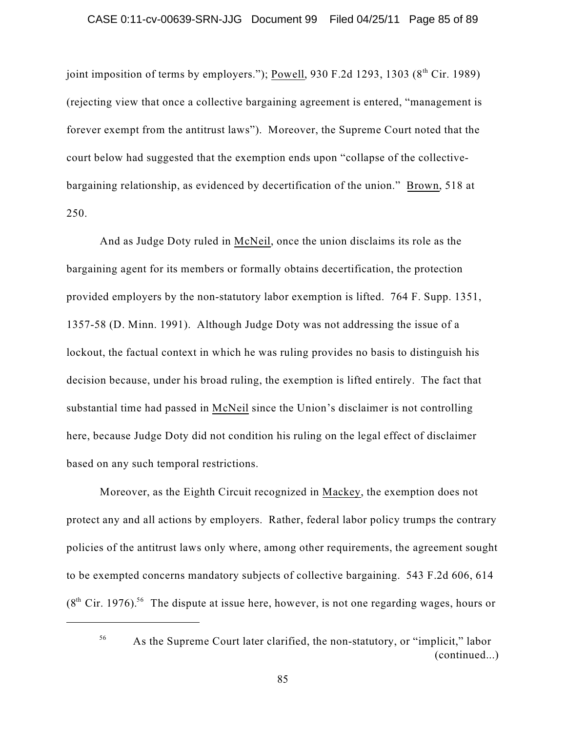joint imposition of terms by employers."); Powell, 930 F.2d 1293, 1303 (8th Cir. 1989) (rejecting view that once a collective bargaining agreement is entered, "management is forever exempt from the antitrust laws"). Moreover, the Supreme Court noted that the court below had suggested that the exemption ends upon "collapse of the collective-bargaining relationship, as evidenced by decertification of the union." Brown, 518 at 250.

And as Judge Doty ruled in McNeil, once the union disclaims its role as the bargaining agent for its members or formally obtains decertification, the protection provided employers by the non-statutory labor exemption is lifted. 764 F. Supp. 1351, 1357-58 (D. Minn. 1991). Although Judge Doty was not addressing the issue of a lockout, the factual context in which he was ruling provides no basis to distinguish his decision because, under his broad ruling, the exemption is lifted entirely. The fact that substantial time had passed in McNeil since the Union's disclaimer is not controlling here, because Judge Doty did not condition his ruling on the legal effect of disclaimer based on any such temporal restrictions.

Moreover, as the Eighth Circuit recognized in Mackey, the exemption does not protect any and all actions by employers. Rather, federal labor policy trumps the contrary policies of the antitrust laws only where, among other requirements, the agreement sought to be exempted concerns mandatory subjects of collective bargaining. 543 F.2d 606, 614 (8th Cir. 1976).[56] The dispute at issue here, however, is not one regarding wages, hours or

---

[56] As the Supreme Court later clarified, the non-statutory, or "implicit," labor (continued...)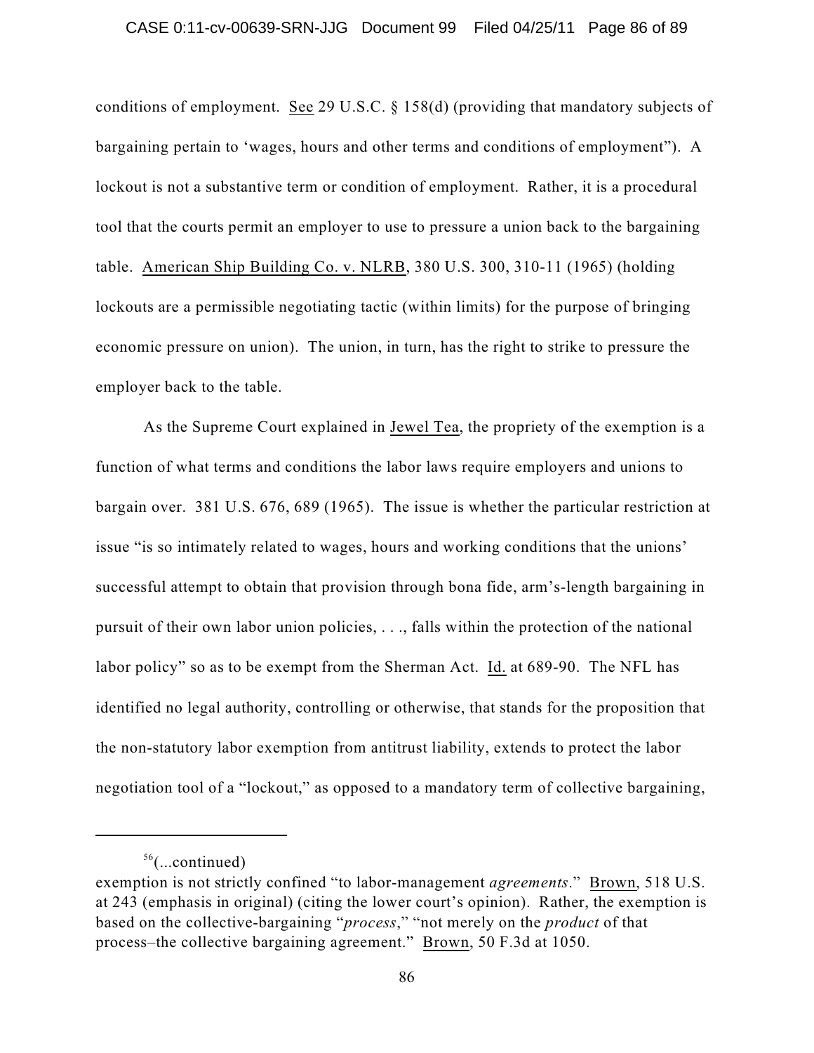conditions of employment. See 29 U.S.C. § 158(d) (providing that mandatory subjects of bargaining pertain to 'wages, hours and other terms and conditions of employment"). A lockout is not a substantive term or condition of employment. Rather, it is a procedural tool that the courts permit an employer to use to pressure a union back to the bargaining table. American Ship Building Co. v. NLRB, 380 U.S. 300, 310-11 (1965) (holding lockouts are a permissible negotiating tactic (within limits) for the purpose of bringing economic pressure on union). The union, in turn, has the right to strike to pressure the employer back to the table.

As the Supreme Court explained in Jewel Tea, the propriety of the exemption is a function of what terms and conditions the labor laws require employers and unions to bargain over. 381 U.S. 676, 689 (1965). The issue is whether the particular restriction at issue "is so intimately related to wages, hours and working conditions that the unions' successful attempt to obtain that provision through bona fide, arm's-length bargaining in pursuit of their own labor union policies, . . ., falls within the protection of the national labor policy" so as to be exempt from the Sherman Act. Id. at 689-90. The NFL has identified no legal authority, controlling or otherwise, that stands for the proposition that the non-statutory labor exemption from antitrust liability, extends to protect the labor negotiation tool of a "lockout," as opposed to a mandatory term of collective bargaining,

---

[56](...continued)
exemption is not strictly confined "to labor-management *agreements*." Brown, 518 U.S. at 243 (emphasis in original) (citing the lower court's opinion). Rather, the exemption is based on the collective-bargaining "*process*," "not merely on the *product* of that process–the collective bargaining agreement." Brown, 50 F.3d at 1050.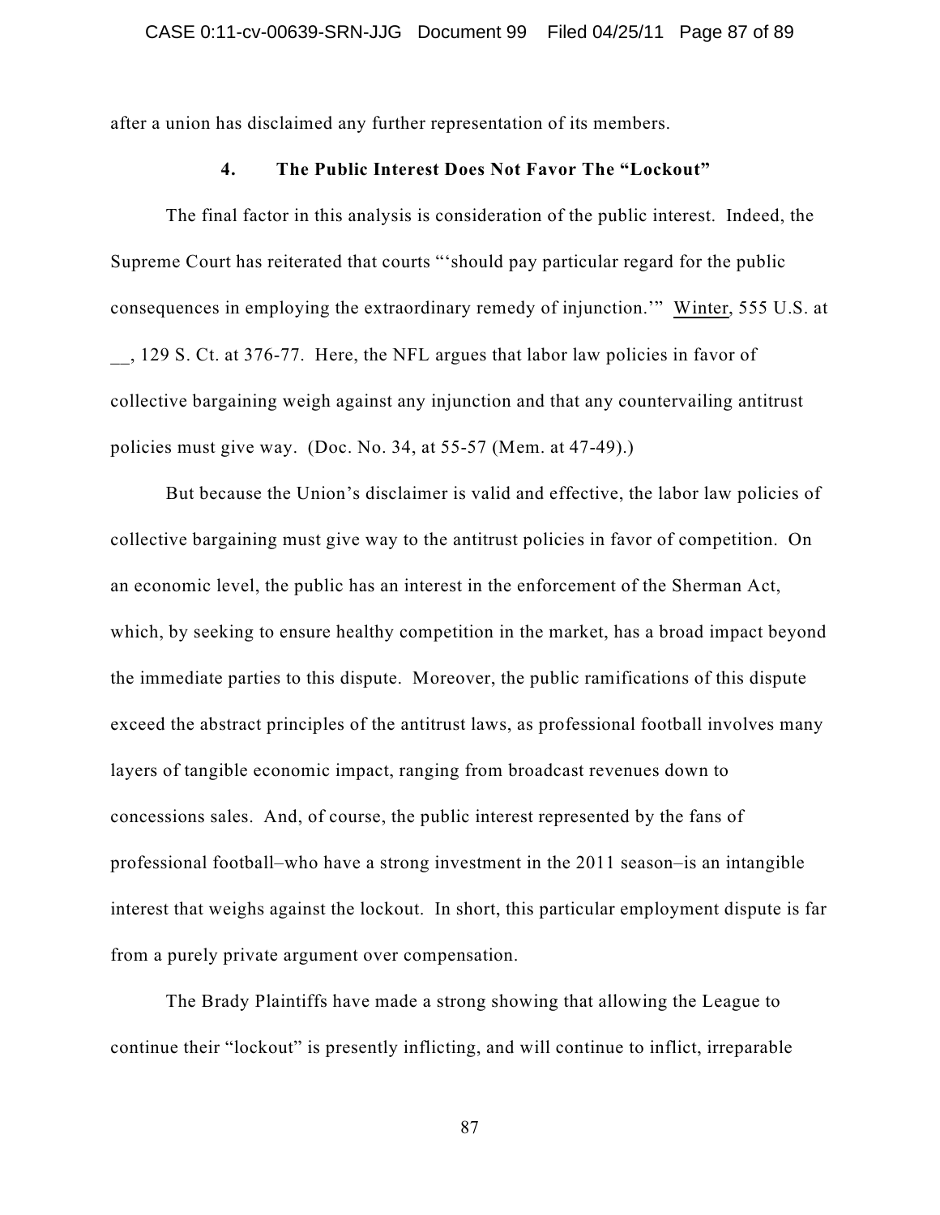after a union has disclaimed any further representation of its members.

#### 4. The Public Interest Does Not Favor The "Lockout"

The final factor in this analysis is consideration of the public interest. Indeed, the Supreme Court has reiterated that courts "'should pay particular regard for the public consequences in employing the extraordinary remedy of injunction.'" Winter, 555 U.S. at __, 129 S. Ct. at 376-77. Here, the NFL argues that labor law policies in favor of collective bargaining weigh against any injunction and that any countervailing antitrust policies must give way. (Doc. No. 34, at 55-57 (Mem. at 47-49).)

But because the Union's disclaimer is valid and effective, the labor law policies of collective bargaining must give way to the antitrust policies in favor of competition. On an economic level, the public has an interest in the enforcement of the Sherman Act, which, by seeking to ensure healthy competition in the market, has a broad impact beyond the immediate parties to this dispute. Moreover, the public ramifications of this dispute exceed the abstract principles of the antitrust laws, as professional football involves many layers of tangible economic impact, ranging from broadcast revenues down to concessions sales. And, of course, the public interest represented by the fans of professional football–who have a strong investment in the 2011 season–is an intangible interest that weighs against the lockout. In short, this particular employment dispute is far from a purely private argument over compensation.

The Brady Plaintiffs have made a strong showing that allowing the League to continue their "lockout" is presently inflicting, and will continue to inflict, irreparable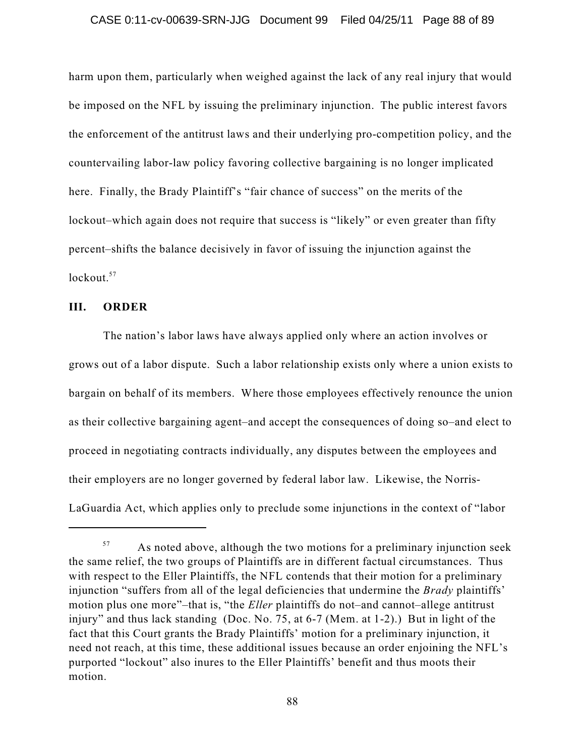harm upon them, particularly when weighed against the lack of any real injury that would be imposed on the NFL by issuing the preliminary injunction. The public interest favors the enforcement of the antitrust laws and their underlying pro-competition policy, and the countervailing labor-law policy favoring collective bargaining is no longer implicated here. Finally, the Brady Plaintiff's "fair chance of success" on the merits of the lockout–which again does not require that success is "likely" or even greater than fifty percent–shifts the balance decisively in favor of issuing the injunction against the lockout.[57]

## III. ORDER

The nation's labor laws have always applied only where an action involves or grows out of a labor dispute. Such a labor relationship exists only where a union exists to bargain on behalf of its members. Where those employees effectively renounce the union as their collective bargaining agent–and accept the consequences of doing so–and elect to proceed in negotiating contracts individually, any disputes between the employees and their employers are no longer governed by federal labor law. Likewise, the Norris-LaGuardia Act, which applies only to preclude some injunctions in the context of "labor

---

[57] As noted above, although the two motions for a preliminary injunction seek the same relief, the two groups of Plaintiffs are in different factual circumstances. Thus with respect to the Eller Plaintiffs, the NFL contends that their motion for a preliminary injunction "suffers from all of the legal deficiencies that undermine the *Brady* plaintiffs' motion plus one more"–that is, "the *Eller* plaintiffs do not–and cannot–allege antitrust injury" and thus lack standing (Doc. No. 75, at 6-7 (Mem. at 1-2).) But in light of the fact that this Court grants the Brady Plaintiffs' motion for a preliminary injunction, it need not reach, at this time, these additional issues because an order enjoining the NFL's purported "lockout" also inures to the Eller Plaintiffs' benefit and thus moots their motion.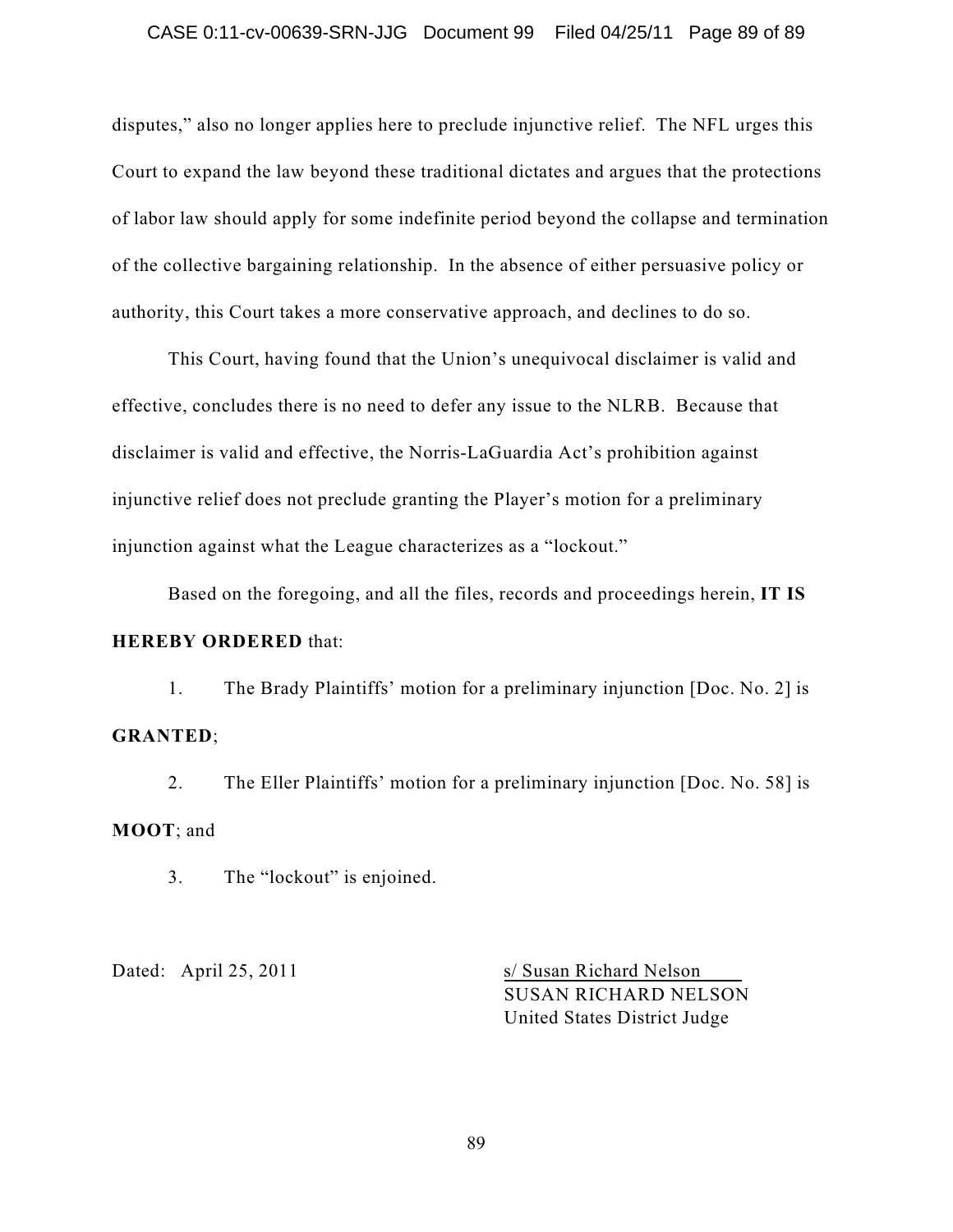disputes," also no longer applies here to preclude injunctive relief. The NFL urges this Court to expand the law beyond these traditional dictates and argues that the protections of labor law should apply for some indefinite period beyond the collapse and termination of the collective bargaining relationship. In the absence of either persuasive policy or authority, this Court takes a more conservative approach, and declines to do so.

This Court, having found that the Union's unequivocal disclaimer is valid and effective, concludes there is no need to defer any issue to the NLRB. Because that disclaimer is valid and effective, the Norris-LaGuardia Act's prohibition against injunctive relief does not preclude granting the Player's motion for a preliminary injunction against what the League characterizes as a "lockout."

Based on the foregoing, and all the files, records and proceedings herein, **IT IS HEREBY ORDERED** that:

1. The Brady Plaintiffs' motion for a preliminary injunction [Doc. No. 2] is **GRANTED**;

2. The Eller Plaintiffs' motion for a preliminary injunction [Doc. No. 58] is **MOOT**; and

3. The "lockout" is enjoined.

Dated: April 25, 2011

s/ Susan Richard Nelson
SUSAN RICHARD NELSON
United States District Judge